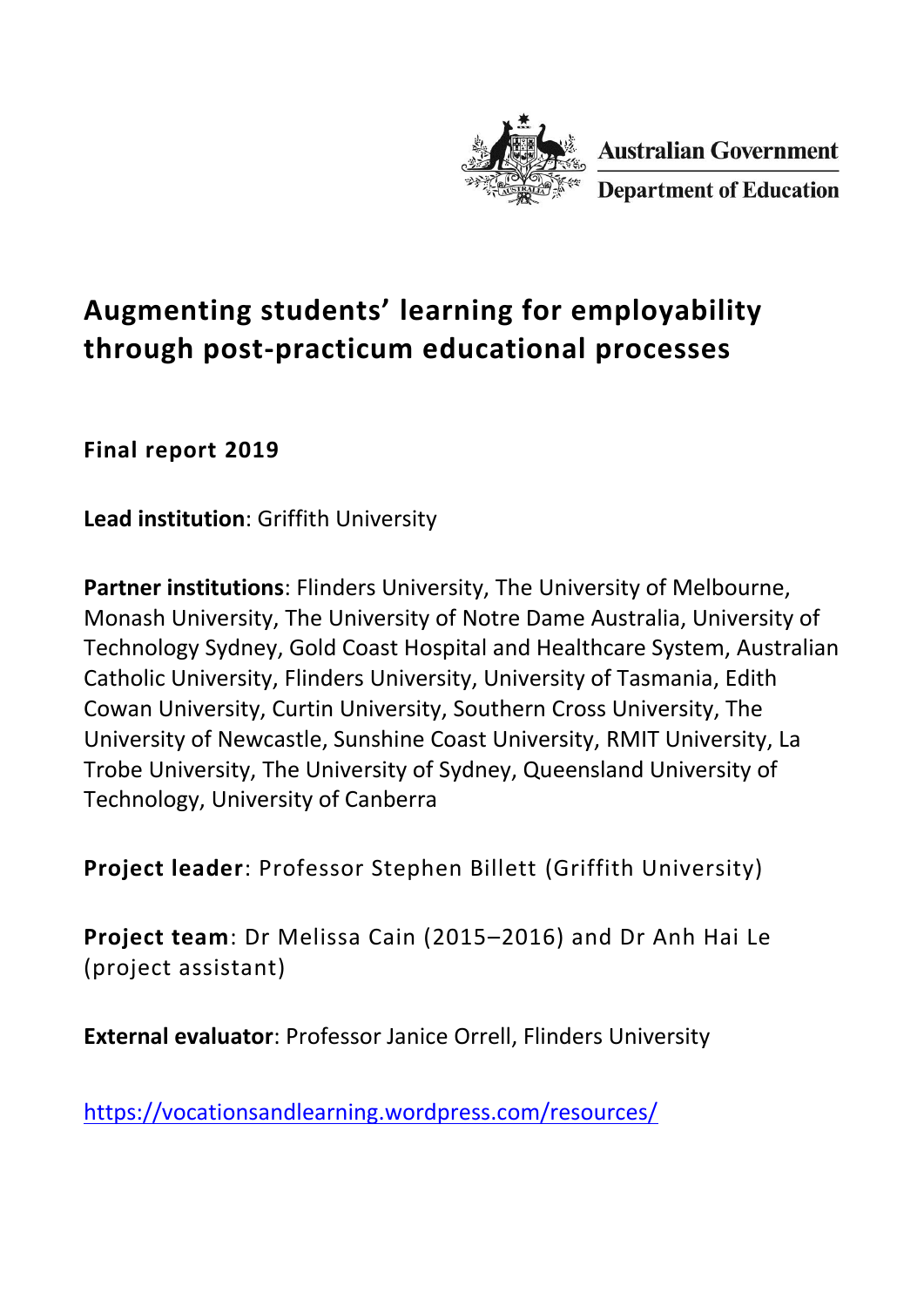Australian Government

Department of Education

# Augmenting students' learning for employability through post-practicum educational processes

**Final report 2019**

**Lead institution**: Griffith University

**Partner institutions**: Flinders University, The University of Melbourne, Monash University, The University of Notre Dame Australia, University of Technology Sydney, Gold Coast Hospital and Healthcare System, Australian Catholic University, Flinders University, University of Tasmania, Edith Cowan University, Curtin University, Southern Cross University, The University of Newcastle, Sunshine Coast University, RMIT University, La Trobe University, The University of Sydney, Queensland University of Technology, University of Canberra

**Project leader**: Professor Stephen Billett (Griffith University)

**Project team**: Dr Melissa Cain (2015–2016) and Dr Anh Hai Le (project assistant)

**External evaluator**: Professor Janice Orrell, Flinders University

https://vocationsandlearning.wordpress.com/resources/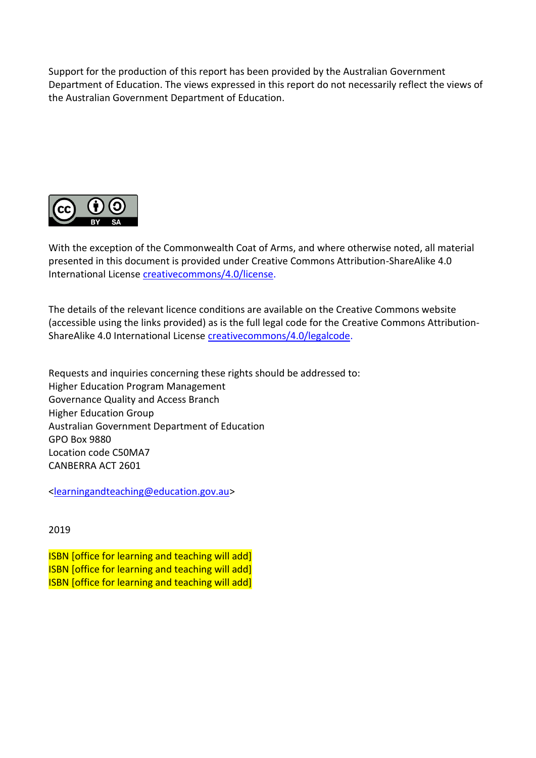Support for the production of this report has been provided by the Australian Government Department of Education. The views expressed in this report do not necessarily reflect the views of the Australian Government Department of Education.

With the exception of the Commonwealth Coat of Arms, and where otherwise noted, all material presented in this document is provided under Creative Commons Attribution-ShareAlike 4.0 International License creativecommons/4.0/license.

The details of the relevant licence conditions are available on the Creative Commons website (accessible using the links provided) as is the full legal code for the Creative Commons Attribution-ShareAlike 4.0 International License creativecommons/4.0/legalcode.

Requests and inquiries concerning these rights should be addressed to:
Higher Education Program Management
Governance Quality and Access Branch
Higher Education Group
Australian Government Department of Education
GPO Box 9880
Location code C50MA7
CANBERRA ACT 2601

<learningandteaching@education.gov.au>

2019

ISBN [office for learning and teaching will add]
ISBN [office for learning and teaching will add]
ISBN [office for learning and teaching will add]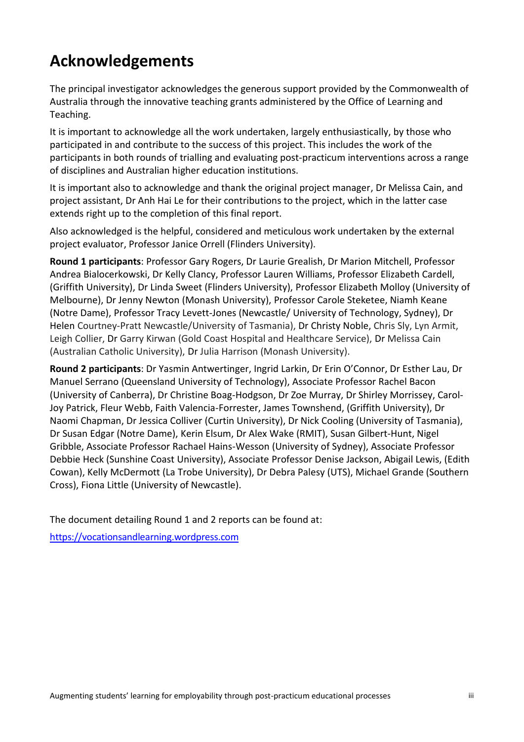# Acknowledgements

The principal investigator acknowledges the generous support provided by the Commonwealth of Australia through the innovative teaching grants administered by the Office of Learning and Teaching.

It is important to acknowledge all the work undertaken, largely enthusiastically, by those who participated in and contribute to the success of this project. This includes the work of the participants in both rounds of trialling and evaluating post-practicum interventions across a range of disciplines and Australian higher education institutions.

It is important also to acknowledge and thank the original project manager, Dr Melissa Cain, and project assistant, Dr Anh Hai Le for their contributions to the project, which in the latter case extends right up to the completion of this final report.

Also acknowledged is the helpful, considered and meticulous work undertaken by the external project evaluator, Professor Janice Orrell (Flinders University).

**Round 1 participants**: Professor Gary Rogers, Dr Laurie Grealish, Dr Marion Mitchell, Professor Andrea Bialocerkowski, Dr Kelly Clancy, Professor Lauren Williams, Professor Elizabeth Cardell, (Griffith University), Dr Linda Sweet (Flinders University), Professor Elizabeth Molloy (University of Melbourne), Dr Jenny Newton (Monash University), Professor Carole Steketee, Niamh Keane (Notre Dame), Professor Tracy Levett-Jones (Newcastle/ University of Technology, Sydney), Dr Helen Courtney-Pratt Newcastle/University of Tasmania), Dr Christy Noble, Chris Sly, Lyn Armit, Leigh Collier, Dr Garry Kirwan (Gold Coast Hospital and Healthcare Service), Dr Melissa Cain (Australian Catholic University), Dr Julia Harrison (Monash University).

**Round 2 participants**: Dr Yasmin Antwertinger, Ingrid Larkin, Dr Erin O'Connor, Dr Esther Lau, Dr Manuel Serrano (Queensland University of Technology), Associate Professor Rachel Bacon (University of Canberra), Dr Christine Boag-Hodgson, Dr Zoe Murray, Dr Shirley Morrissey, Carol-Joy Patrick, Fleur Webb, Faith Valencia-Forrester, James Townshend, (Griffith University), Dr Naomi Chapman, Dr Jessica Colliver (Curtin University), Dr Nick Cooling (University of Tasmania), Dr Susan Edgar (Notre Dame), Kerin Elsum, Dr Alex Wake (RMIT), Susan Gilbert-Hunt, Nigel Gribble, Associate Professor Rachael Hains-Wesson (University of Sydney), Associate Professor Debbie Heck (Sunshine Coast University), Associate Professor Denise Jackson, Abigail Lewis, (Edith Cowan), Kelly McDermott (La Trobe University), Dr Debra Palesy (UTS), Michael Grande (Southern Cross), Fiona Little (University of Newcastle).

The document detailing Round 1 and 2 reports can be found at:

https://vocationsandlearning.wordpress.com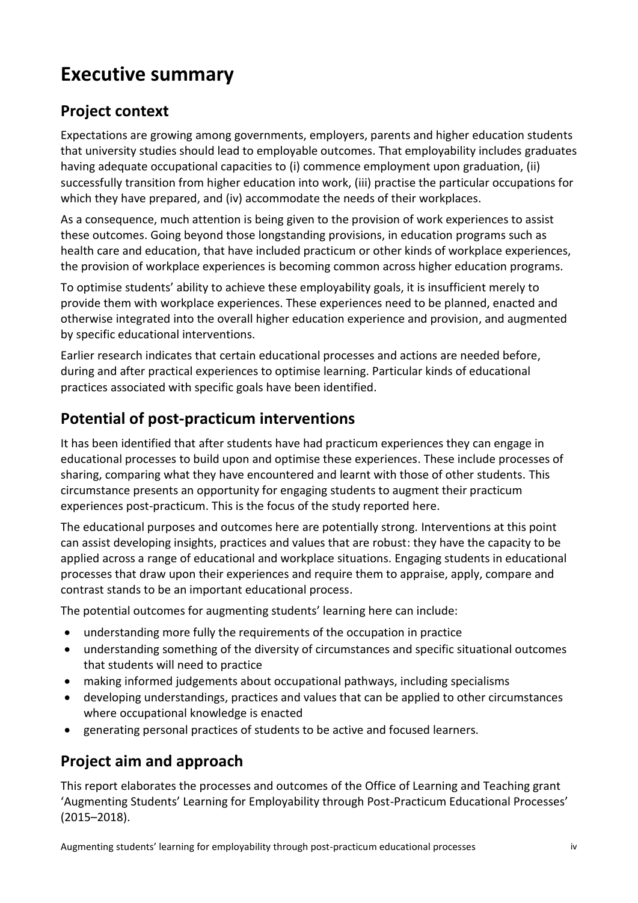# Executive summary

## Project context

Expectations are growing among governments, employers, parents and higher education students that university studies should lead to employable outcomes. That employability includes graduates having adequate occupational capacities to (i) commence employment upon graduation, (ii) successfully transition from higher education into work, (iii) practise the particular occupations for which they have prepared, and (iv) accommodate the needs of their workplaces.

As a consequence, much attention is being given to the provision of work experiences to assist these outcomes. Going beyond those longstanding provisions, in education programs such as health care and education, that have included practicum or other kinds of workplace experiences, the provision of workplace experiences is becoming common across higher education programs.

To optimise students' ability to achieve these employability goals, it is insufficient merely to provide them with workplace experiences. These experiences need to be planned, enacted and otherwise integrated into the overall higher education experience and provision, and augmented by specific educational interventions.

Earlier research indicates that certain educational processes and actions are needed before, during and after practical experiences to optimise learning. Particular kinds of educational practices associated with specific goals have been identified.

## Potential of post-practicum interventions

It has been identified that after students have had practicum experiences they can engage in educational processes to build upon and optimise these experiences. These include processes of sharing, comparing what they have encountered and learnt with those of other students. This circumstance presents an opportunity for engaging students to augment their practicum experiences post-practicum. This is the focus of the study reported here.

The educational purposes and outcomes here are potentially strong. Interventions at this point can assist developing insights, practices and values that are robust: they have the capacity to be applied across a range of educational and workplace situations. Engaging students in educational processes that draw upon their experiences and require them to appraise, apply, compare and contrast stands to be an important educational process.

The potential outcomes for augmenting students' learning here can include:

- understanding more fully the requirements of the occupation in practice
- understanding something of the diversity of circumstances and specific situational outcomes that students will need to practice
- making informed judgements about occupational pathways, including specialisms
- developing understandings, practices and values that can be applied to other circumstances where occupational knowledge is enacted
- generating personal practices of students to be active and focused learners.

## Project aim and approach

This report elaborates the processes and outcomes of the Office of Learning and Teaching grant 'Augmenting Students' Learning for Employability through Post-Practicum Educational Processes' (2015–2018).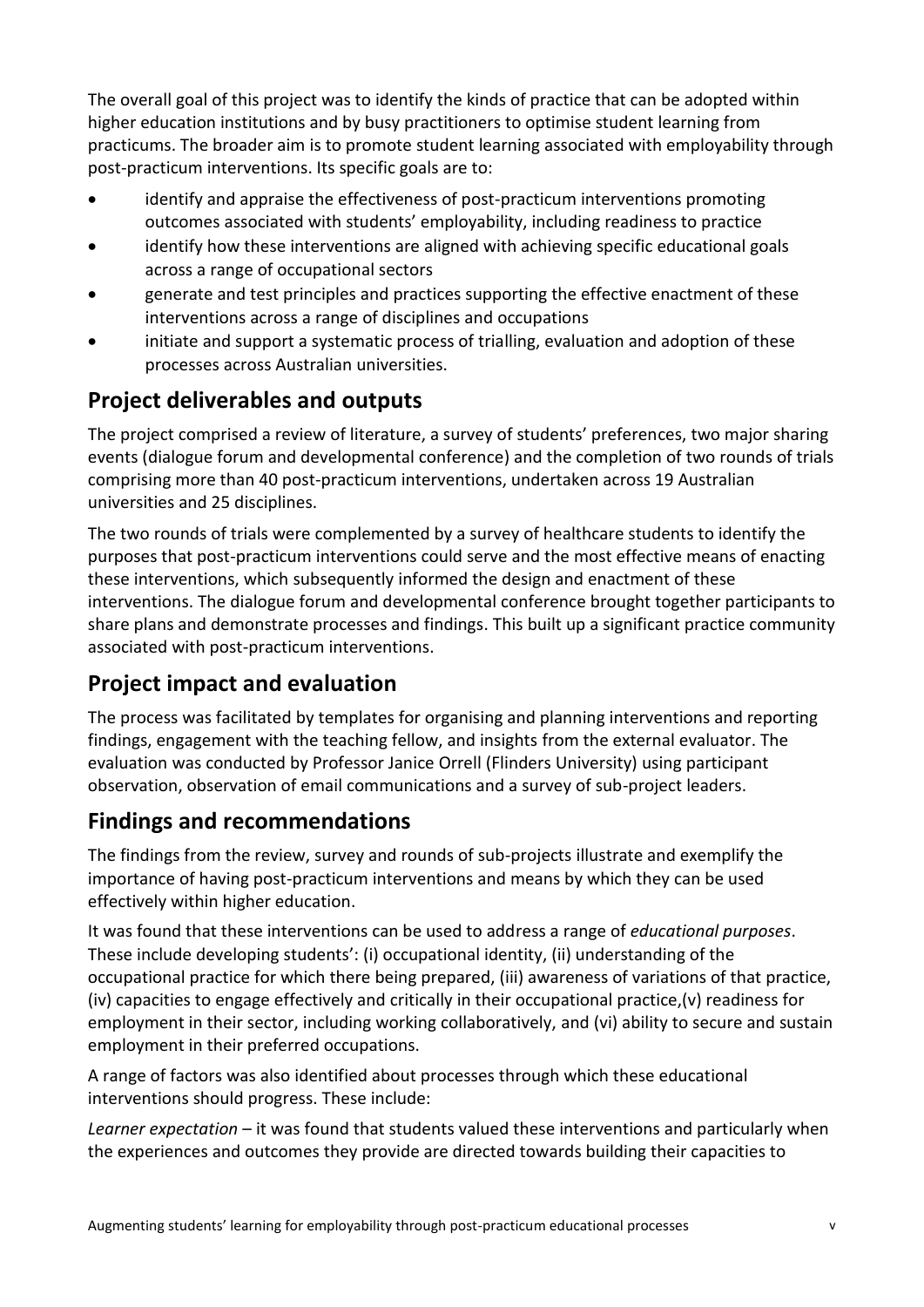The overall goal of this project was to identify the kinds of practice that can be adopted within higher education institutions and by busy practitioners to optimise student learning from practicums. The broader aim is to promote student learning associated with employability through post-practicum interventions. Its specific goals are to:

- identify and appraise the effectiveness of post-practicum interventions promoting outcomes associated with students' employability, including readiness to practice
- identify how these interventions are aligned with achieving specific educational goals across a range of occupational sectors
- generate and test principles and practices supporting the effective enactment of these interventions across a range of disciplines and occupations
- initiate and support a systematic process of trialling, evaluation and adoption of these processes across Australian universities.

## Project deliverables and outputs

The project comprised a review of literature, a survey of students' preferences, two major sharing events (dialogue forum and developmental conference) and the completion of two rounds of trials comprising more than 40 post-practicum interventions, undertaken across 19 Australian universities and 25 disciplines.

The two rounds of trials were complemented by a survey of healthcare students to identify the purposes that post-practicum interventions could serve and the most effective means of enacting these interventions, which subsequently informed the design and enactment of these interventions. The dialogue forum and developmental conference brought together participants to share plans and demonstrate processes and findings. This built up a significant practice community associated with post-practicum interventions.

## Project impact and evaluation

The process was facilitated by templates for organising and planning interventions and reporting findings, engagement with the teaching fellow, and insights from the external evaluator. The evaluation was conducted by Professor Janice Orrell (Flinders University) using participant observation, observation of email communications and a survey of sub-project leaders.

## Findings and recommendations

The findings from the review, survey and rounds of sub-projects illustrate and exemplify the importance of having post-practicum interventions and means by which they can be used effectively within higher education.

It was found that these interventions can be used to address a range of *educational purposes*. These include developing students': (i) occupational identity, (ii) understanding of the occupational practice for which there being prepared, (iii) awareness of variations of that practice, (iv) capacities to engage effectively and critically in their occupational practice,(v) readiness for employment in their sector, including working collaboratively, and (vi) ability to secure and sustain employment in their preferred occupations.

A range of factors was also identified about processes through which these educational interventions should progress. These include:

*Learner expectation* – it was found that students valued these interventions and particularly when the experiences and outcomes they provide are directed towards building their capacities to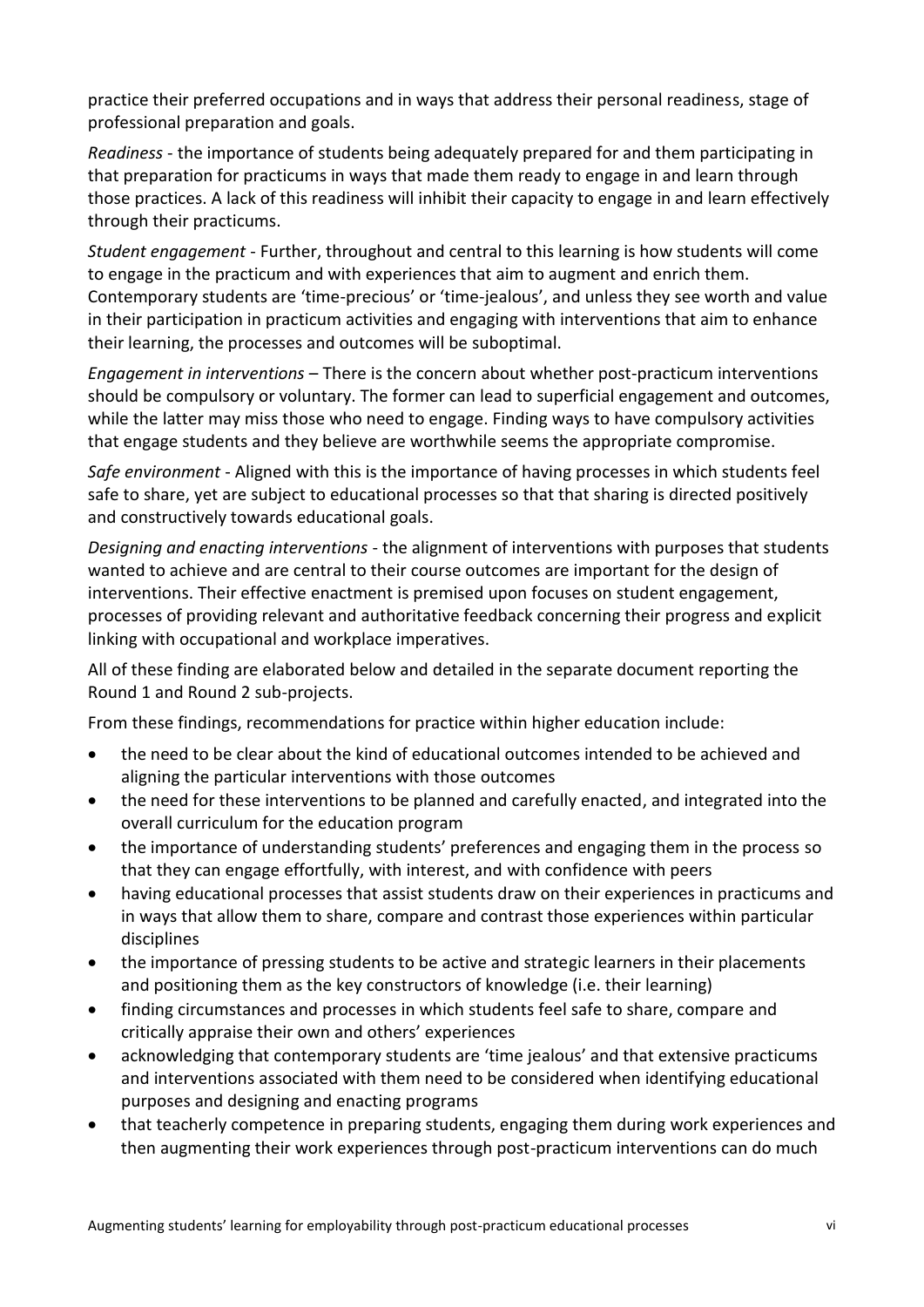practice their preferred occupations and in ways that address their personal readiness, stage of professional preparation and goals.

*Readiness* - the importance of students being adequately prepared for and them participating in that preparation for practicums in ways that made them ready to engage in and learn through those practices. A lack of this readiness will inhibit their capacity to engage in and learn effectively through their practicums.

*Student engagement* - Further, throughout and central to this learning is how students will come to engage in the practicum and with experiences that aim to augment and enrich them. Contemporary students are 'time-precious' or 'time-jealous', and unless they see worth and value in their participation in practicum activities and engaging with interventions that aim to enhance their learning, the processes and outcomes will be suboptimal.

*Engagement in interventions* – There is the concern about whether post-practicum interventions should be compulsory or voluntary. The former can lead to superficial engagement and outcomes, while the latter may miss those who need to engage. Finding ways to have compulsory activities that engage students and they believe are worthwhile seems the appropriate compromise.

*Safe environment* - Aligned with this is the importance of having processes in which students feel safe to share, yet are subject to educational processes so that that sharing is directed positively and constructively towards educational goals.

*Designing and enacting interventions* - the alignment of interventions with purposes that students wanted to achieve and are central to their course outcomes are important for the design of interventions. Their effective enactment is premised upon focuses on student engagement, processes of providing relevant and authoritative feedback concerning their progress and explicit linking with occupational and workplace imperatives.

All of these finding are elaborated below and detailed in the separate document reporting the Round 1 and Round 2 sub-projects.

From these findings, recommendations for practice within higher education include:

- the need to be clear about the kind of educational outcomes intended to be achieved and aligning the particular interventions with those outcomes
- the need for these interventions to be planned and carefully enacted, and integrated into the overall curriculum for the education program
- the importance of understanding students' preferences and engaging them in the process so that they can engage effortfully, with interest, and with confidence with peers
- having educational processes that assist students draw on their experiences in practicums and in ways that allow them to share, compare and contrast those experiences within particular disciplines
- the importance of pressing students to be active and strategic learners in their placements and positioning them as the key constructors of knowledge (i.e. their learning)
- finding circumstances and processes in which students feel safe to share, compare and critically appraise their own and others' experiences
- acknowledging that contemporary students are 'time jealous' and that extensive practicums and interventions associated with them need to be considered when identifying educational purposes and designing and enacting programs
- that teacherly competence in preparing students, engaging them during work experiences and then augmenting their work experiences through post-practicum interventions can do much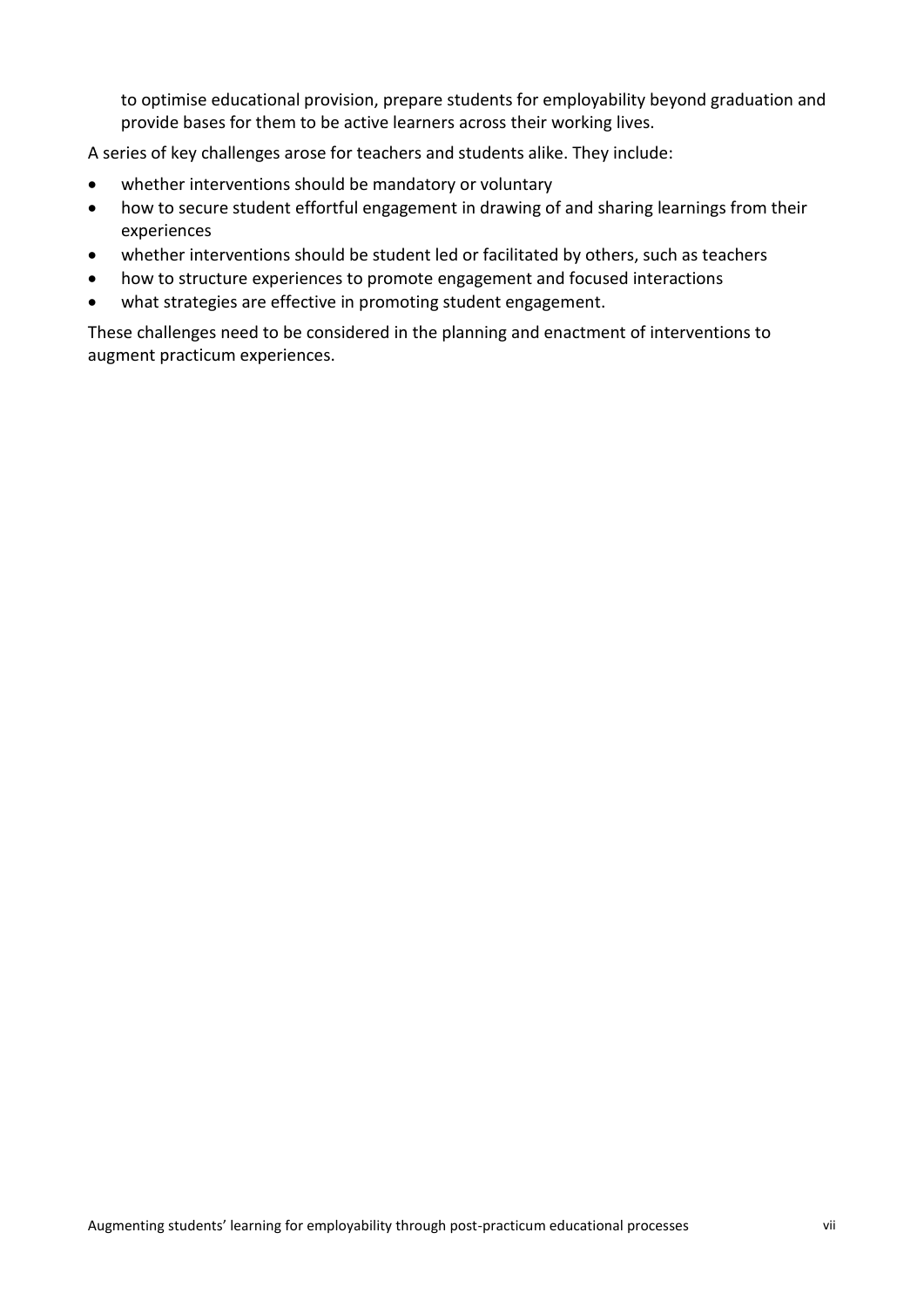to optimise educational provision, prepare students for employability beyond graduation and provide bases for them to be active learners across their working lives.

A series of key challenges arose for teachers and students alike. They include:

- whether interventions should be mandatory or voluntary
- how to secure student effortful engagement in drawing of and sharing learnings from their experiences
- whether interventions should be student led or facilitated by others, such as teachers
- how to structure experiences to promote engagement and focused interactions
- what strategies are effective in promoting student engagement.

These challenges need to be considered in the planning and enactment of interventions to augment practicum experiences.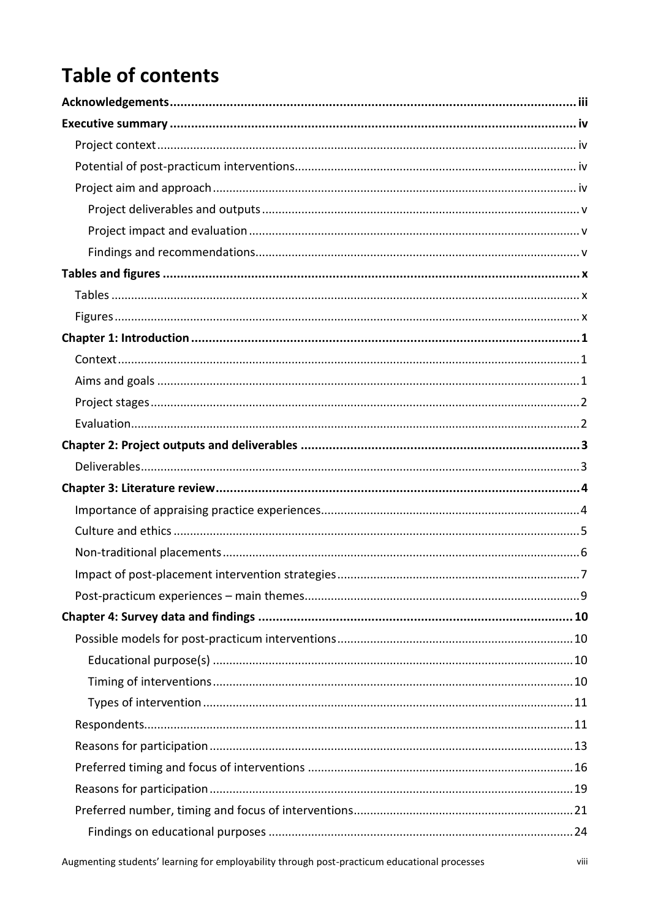# Table of contents

**Acknowledgements** .......... iii

**Executive summary** .......... iv

- Project context .......... iv
- Potential of post-practicum interventions .......... iv
- Project aim and approach .......... iv
  - Project deliverables and outputs .......... v
  - Project impact and evaluation .......... v
  - Findings and recommendations .......... v

**Tables and figures** .......... x

- Tables .......... x
- Figures .......... x

**Chapter 1: Introduction** .......... 1

- Context .......... 1
- Aims and goals .......... 1
- Project stages .......... 2
- Evaluation .......... 2

**Chapter 2: Project outputs and deliverables** .......... 3

- Deliverables .......... 3

**Chapter 3: Literature review** .......... 4

- Importance of appraising practice experiences .......... 4
- Culture and ethics .......... 5
- Non-traditional placements .......... 6
- Impact of post-placement intervention strategies .......... 7
- Post-practicum experiences – main themes .......... 9

**Chapter 4: Survey data and findings** .......... 10

- Possible models for post-practicum interventions .......... 10
  - Educational purpose(s) .......... 10
  - Timing of interventions .......... 10
  - Types of intervention .......... 11
- Respondents .......... 11
- Reasons for participation .......... 13
- Preferred timing and focus of interventions .......... 16
- Reasons for participation .......... 19
- Preferred number, timing and focus of interventions .......... 21
  - Findings on educational purposes .......... 24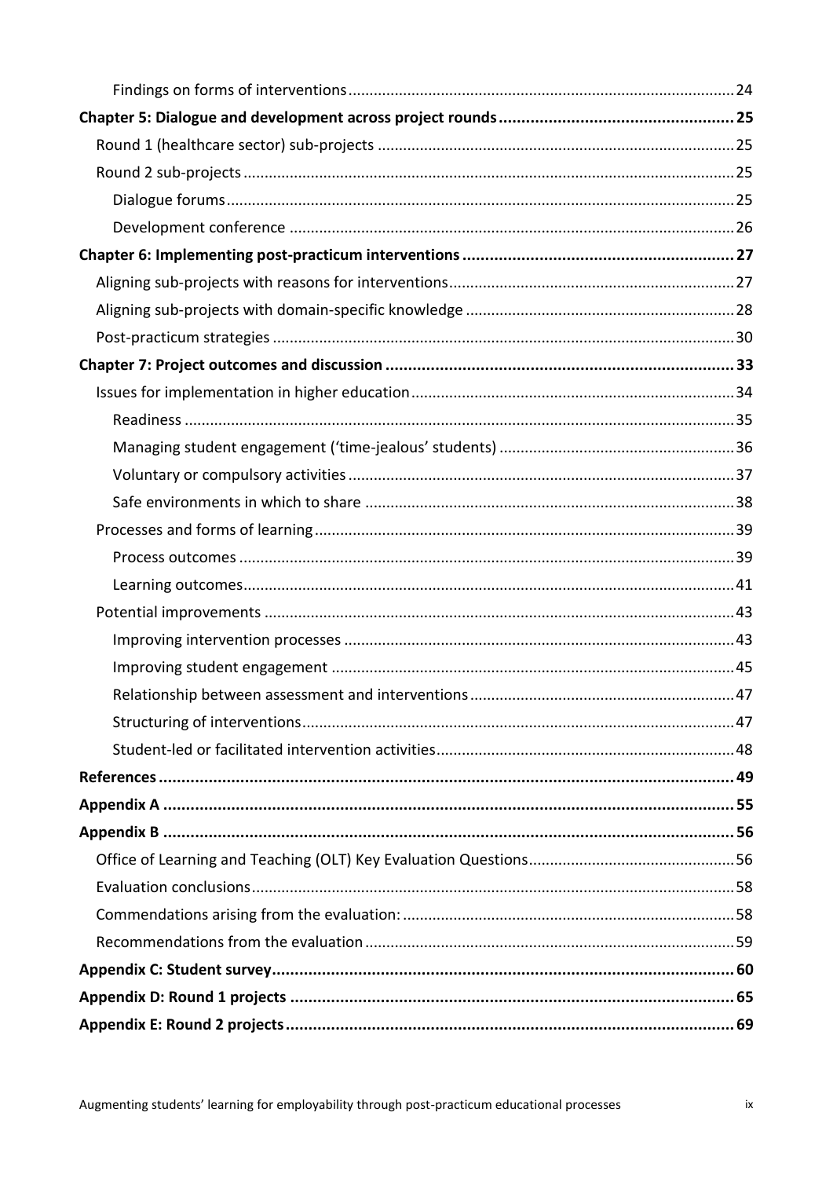Findings on forms of interventions ........ 24

**Chapter 5: Dialogue and development across project rounds ........ 25**

Round 1 (healthcare sector) sub-projects ........ 25

Round 2 sub-projects ........ 25

Dialogue forums ........ 25

Development conference ........ 26

**Chapter 6: Implementing post-practicum interventions ........ 27**

Aligning sub-projects with reasons for interventions ........ 27

Aligning sub-projects with domain-specific knowledge ........ 28

Post-practicum strategies ........ 30

**Chapter 7: Project outcomes and discussion ........ 33**

Issues for implementation in higher education ........ 34

Readiness ........ 35

Managing student engagement ('time-jealous' students) ........ 36

Voluntary or compulsory activities ........ 37

Safe environments in which to share ........ 38

Processes and forms of learning ........ 39

Process outcomes ........ 39

Learning outcomes ........ 41

Potential improvements ........ 43

Improving intervention processes ........ 43

Improving student engagement ........ 45

Relationship between assessment and interventions ........ 47

Structuring of interventions ........ 47

Student-led or facilitated intervention activities ........ 48

**References ........ 49**

**Appendix A ........ 55**

**Appendix B ........ 56**

Office of Learning and Teaching (OLT) Key Evaluation Questions ........ 56

Evaluation conclusions ........ 58

Commendations arising from the evaluation: ........ 58

Recommendations from the evaluation ........ 59

**Appendix C: Student survey ........ 60**

**Appendix D: Round 1 projects ........ 65**

**Appendix E: Round 2 projects ........ 69**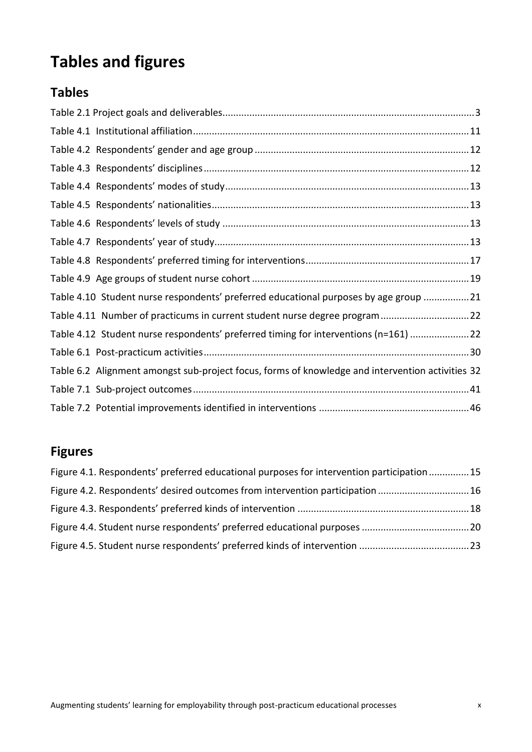# Tables and figures

## Tables

Table 2.1 Project goals and deliverables .......... 3
Table 4.1 Institutional affiliation .......... 11
Table 4.2 Respondents' gender and age group .......... 12
Table 4.3 Respondents' disciplines .......... 12
Table 4.4 Respondents' modes of study .......... 13
Table 4.5 Respondents' nationalities .......... 13
Table 4.6 Respondents' levels of study .......... 13
Table 4.7 Respondents' year of study .......... 13
Table 4.8 Respondents' preferred timing for interventions .......... 17
Table 4.9 Age groups of student nurse cohort .......... 19
Table 4.10 Student nurse respondents' preferred educational purposes by age group .......... 21
Table 4.11 Number of practicums in current student nurse degree program .......... 22
Table 4.12 Student nurse respondents' preferred timing for interventions (n=161) .......... 22
Table 6.1 Post-practicum activities .......... 30
Table 6.2 Alignment amongst sub-project focus, forms of knowledge and intervention activities 32
Table 7.1 Sub-project outcomes .......... 41
Table 7.2 Potential improvements identified in interventions .......... 46

## Figures

Figure 4.1. Respondents' preferred educational purposes for intervention participation .......... 15
Figure 4.2. Respondents' desired outcomes from intervention participation .......... 16
Figure 4.3. Respondents' preferred kinds of intervention .......... 18
Figure 4.4. Student nurse respondents' preferred educational purposes .......... 20
Figure 4.5. Student nurse respondents' preferred kinds of intervention .......... 23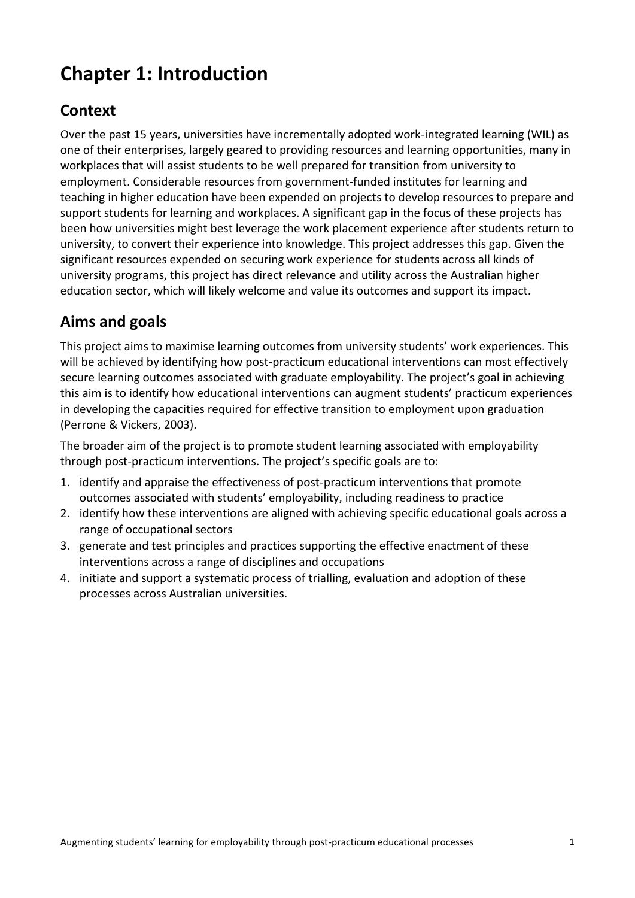# Chapter 1: Introduction

## Context

Over the past 15 years, universities have incrementally adopted work-integrated learning (WIL) as one of their enterprises, largely geared to providing resources and learning opportunities, many in workplaces that will assist students to be well prepared for transition from university to employment. Considerable resources from government-funded institutes for learning and teaching in higher education have been expended on projects to develop resources to prepare and support students for learning and workplaces. A significant gap in the focus of these projects has been how universities might best leverage the work placement experience after students return to university, to convert their experience into knowledge. This project addresses this gap. Given the significant resources expended on securing work experience for students across all kinds of university programs, this project has direct relevance and utility across the Australian higher education sector, which will likely welcome and value its outcomes and support its impact.

## Aims and goals

This project aims to maximise learning outcomes from university students' work experiences. This will be achieved by identifying how post-practicum educational interventions can most effectively secure learning outcomes associated with graduate employability. The project's goal in achieving this aim is to identify how educational interventions can augment students' practicum experiences in developing the capacities required for effective transition to employment upon graduation (Perrone & Vickers, 2003).

The broader aim of the project is to promote student learning associated with employability through post-practicum interventions. The project's specific goals are to:

1. identify and appraise the effectiveness of post-practicum interventions that promote outcomes associated with students' employability, including readiness to practice
2. identify how these interventions are aligned with achieving specific educational goals across a range of occupational sectors
3. generate and test principles and practices supporting the effective enactment of these interventions across a range of disciplines and occupations
4. initiate and support a systematic process of trialling, evaluation and adoption of these processes across Australian universities.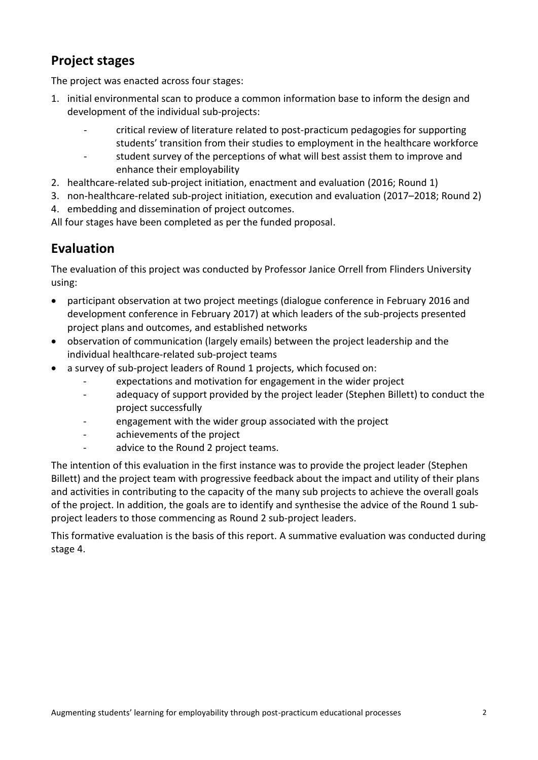## Project stages

The project was enacted across four stages:

1. initial environmental scan to produce a common information base to inform the design and development of the individual sub-projects:
    - critical review of literature related to post-practicum pedagogies for supporting students' transition from their studies to employment in the healthcare workforce
    - student survey of the perceptions of what will best assist them to improve and enhance their employability
2. healthcare-related sub-project initiation, enactment and evaluation (2016; Round 1)
3. non-healthcare-related sub-project initiation, execution and evaluation (2017–2018; Round 2)
4. embedding and dissemination of project outcomes.

All four stages have been completed as per the funded proposal.

## Evaluation

The evaluation of this project was conducted by Professor Janice Orrell from Flinders University using:

- participant observation at two project meetings (dialogue conference in February 2016 and development conference in February 2017) at which leaders of the sub-projects presented project plans and outcomes, and established networks
- observation of communication (largely emails) between the project leadership and the individual healthcare-related sub-project teams
- a survey of sub-project leaders of Round 1 projects, which focused on:
    - expectations and motivation for engagement in the wider project
    - adequacy of support provided by the project leader (Stephen Billett) to conduct the project successfully
    - engagement with the wider group associated with the project
    - achievements of the project
    - advice to the Round 2 project teams.

The intention of this evaluation in the first instance was to provide the project leader (Stephen Billett) and the project team with progressive feedback about the impact and utility of their plans and activities in contributing to the capacity of the many sub projects to achieve the overall goals of the project. In addition, the goals are to identify and synthesise the advice of the Round 1 sub-project leaders to those commencing as Round 2 sub-project leaders.

This formative evaluation is the basis of this report. A summative evaluation was conducted during stage 4.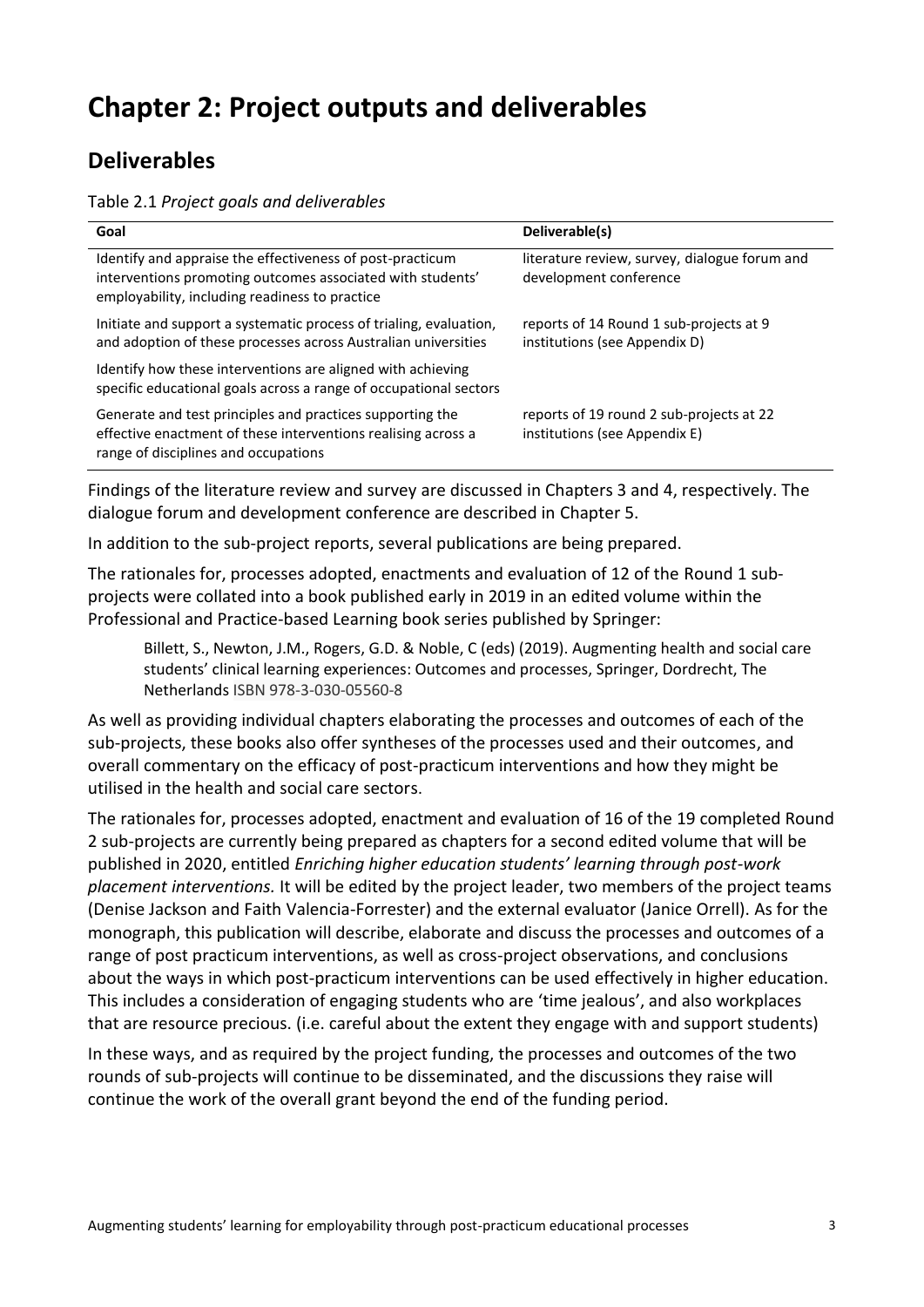# Chapter 2: Project outputs and deliverables

## Deliverables

Table 2.1 *Project goals and deliverables*

| Goal | Deliverable(s) |
|---|---|
| Identify and appraise the effectiveness of post-practicum interventions promoting outcomes associated with students' employability, including readiness to practice | literature review, survey, dialogue forum and development conference |
| Initiate and support a systematic process of trialing, evaluation, and adoption of these processes across Australian universities | reports of 14 Round 1 sub-projects at 9 institutions (see Appendix D) |
| Identify how these interventions are aligned with achieving specific educational goals across a range of occupational sectors | |
| Generate and test principles and practices supporting the effective enactment of these interventions realising across a range of disciplines and occupations | reports of 19 round 2 sub-projects at 22 institutions (see Appendix E) |

Findings of the literature review and survey are discussed in Chapters 3 and 4, respectively. The dialogue forum and development conference are described in Chapter 5.

In addition to the sub-project reports, several publications are being prepared.

The rationales for, processes adopted, enactments and evaluation of 12 of the Round 1 sub-projects were collated into a book published early in 2019 in an edited volume within the Professional and Practice-based Learning book series published by Springer:

> Billett, S., Newton, J.M., Rogers, G.D. & Noble, C (eds) (2019). Augmenting health and social care students' clinical learning experiences: Outcomes and processes, Springer, Dordrecht, The Netherlands ISBN 978-3-030-05560-8

As well as providing individual chapters elaborating the processes and outcomes of each of the sub-projects, these books also offer syntheses of the processes used and their outcomes, and overall commentary on the efficacy of post-practicum interventions and how they might be utilised in the health and social care sectors.

The rationales for, processes adopted, enactment and evaluation of 16 of the 19 completed Round 2 sub-projects are currently being prepared as chapters for a second edited volume that will be published in 2020, entitled *Enriching higher education students' learning through post-work placement interventions.* It will be edited by the project leader, two members of the project teams (Denise Jackson and Faith Valencia-Forrester) and the external evaluator (Janice Orrell). As for the monograph, this publication will describe, elaborate and discuss the processes and outcomes of a range of post practicum interventions, as well as cross-project observations, and conclusions about the ways in which post-practicum interventions can be used effectively in higher education. This includes a consideration of engaging students who are 'time jealous', and also workplaces that are resource precious. (i.e. careful about the extent they engage with and support students)

In these ways, and as required by the project funding, the processes and outcomes of the two rounds of sub-projects will continue to be disseminated, and the discussions they raise will continue the work of the overall grant beyond the end of the funding period.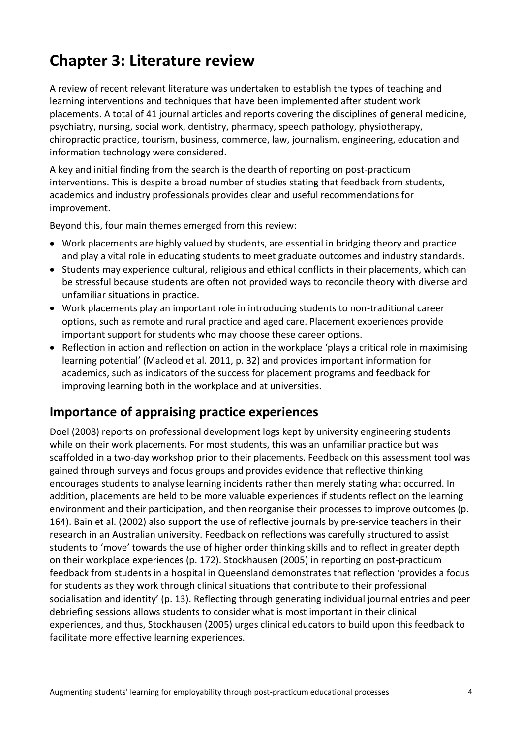# Chapter 3: Literature review

A review of recent relevant literature was undertaken to establish the types of teaching and learning interventions and techniques that have been implemented after student work placements. A total of 41 journal articles and reports covering the disciplines of general medicine, psychiatry, nursing, social work, dentistry, pharmacy, speech pathology, physiotherapy, chiropractic practice, tourism, business, commerce, law, journalism, engineering, education and information technology were considered.

A key and initial finding from the search is the dearth of reporting on post-practicum interventions. This is despite a broad number of studies stating that feedback from students, academics and industry professionals provides clear and useful recommendations for improvement.

Beyond this, four main themes emerged from this review:

- Work placements are highly valued by students, are essential in bridging theory and practice and play a vital role in educating students to meet graduate outcomes and industry standards.
- Students may experience cultural, religious and ethical conflicts in their placements, which can be stressful because students are often not provided ways to reconcile theory with diverse and unfamiliar situations in practice.
- Work placements play an important role in introducing students to non-traditional career options, such as remote and rural practice and aged care. Placement experiences provide important support for students who may choose these career options.
- Reflection in action and reflection on action in the workplace 'plays a critical role in maximising learning potential' (Macleod et al. 2011, p. 32) and provides important information for academics, such as indicators of the success for placement programs and feedback for improving learning both in the workplace and at universities.

## Importance of appraising practice experiences

Doel (2008) reports on professional development logs kept by university engineering students while on their work placements. For most students, this was an unfamiliar practice but was scaffolded in a two-day workshop prior to their placements. Feedback on this assessment tool was gained through surveys and focus groups and provides evidence that reflective thinking encourages students to analyse learning incidents rather than merely stating what occurred. In addition, placements are held to be more valuable experiences if students reflect on the learning environment and their participation, and then reorganise their processes to improve outcomes (p. 164). Bain et al. (2002) also support the use of reflective journals by pre-service teachers in their research in an Australian university. Feedback on reflections was carefully structured to assist students to 'move' towards the use of higher order thinking skills and to reflect in greater depth on their workplace experiences (p. 172). Stockhausen (2005) in reporting on post-practicum feedback from students in a hospital in Queensland demonstrates that reflection 'provides a focus for students as they work through clinical situations that contribute to their professional socialisation and identity' (p. 13). Reflecting through generating individual journal entries and peer debriefing sessions allows students to consider what is most important in their clinical experiences, and thus, Stockhausen (2005) urges clinical educators to build upon this feedback to facilitate more effective learning experiences.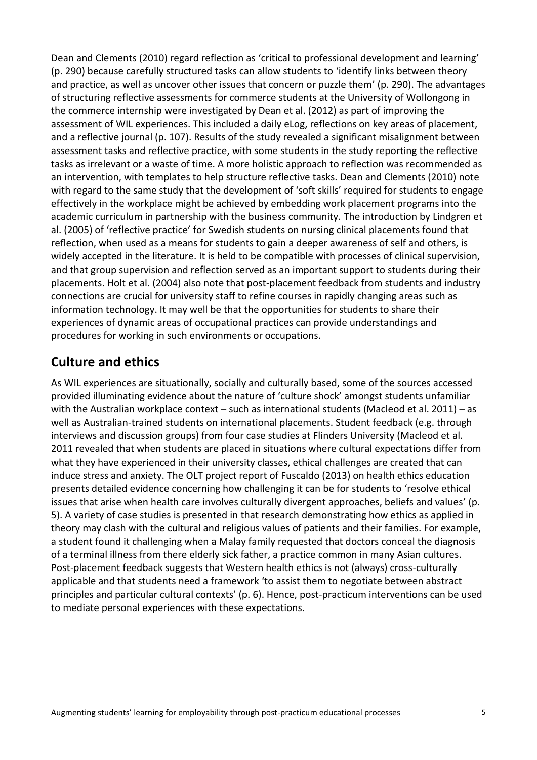Dean and Clements (2010) regard reflection as 'critical to professional development and learning' (p. 290) because carefully structured tasks can allow students to 'identify links between theory and practice, as well as uncover other issues that concern or puzzle them' (p. 290). The advantages of structuring reflective assessments for commerce students at the University of Wollongong in the commerce internship were investigated by Dean et al. (2012) as part of improving the assessment of WIL experiences. This included a daily eLog, reflections on key areas of placement, and a reflective journal (p. 107). Results of the study revealed a significant misalignment between assessment tasks and reflective practice, with some students in the study reporting the reflective tasks as irrelevant or a waste of time. A more holistic approach to reflection was recommended as an intervention, with templates to help structure reflective tasks. Dean and Clements (2010) note with regard to the same study that the development of 'soft skills' required for students to engage effectively in the workplace might be achieved by embedding work placement programs into the academic curriculum in partnership with the business community. The introduction by Lindgren et al. (2005) of 'reflective practice' for Swedish students on nursing clinical placements found that reflection, when used as a means for students to gain a deeper awareness of self and others, is widely accepted in the literature. It is held to be compatible with processes of clinical supervision, and that group supervision and reflection served as an important support to students during their placements. Holt et al. (2004) also note that post-placement feedback from students and industry connections are crucial for university staff to refine courses in rapidly changing areas such as information technology. It may well be that the opportunities for students to share their experiences of dynamic areas of occupational practices can provide understandings and procedures for working in such environments or occupations.

## Culture and ethics

As WIL experiences are situationally, socially and culturally based, some of the sources accessed provided illuminating evidence about the nature of 'culture shock' amongst students unfamiliar with the Australian workplace context – such as international students (Macleod et al. 2011) – as well as Australian-trained students on international placements. Student feedback (e.g. through interviews and discussion groups) from four case studies at Flinders University (Macleod et al. 2011 revealed that when students are placed in situations where cultural expectations differ from what they have experienced in their university classes, ethical challenges are created that can induce stress and anxiety. The OLT project report of Fuscaldo (2013) on health ethics education presents detailed evidence concerning how challenging it can be for students to 'resolve ethical issues that arise when health care involves culturally divergent approaches, beliefs and values' (p. 5). A variety of case studies is presented in that research demonstrating how ethics as applied in theory may clash with the cultural and religious values of patients and their families. For example, a student found it challenging when a Malay family requested that doctors conceal the diagnosis of a terminal illness from there elderly sick father, a practice common in many Asian cultures. Post-placement feedback suggests that Western health ethics is not (always) cross-culturally applicable and that students need a framework 'to assist them to negotiate between abstract principles and particular cultural contexts' (p. 6). Hence, post-practicum interventions can be used to mediate personal experiences with these expectations.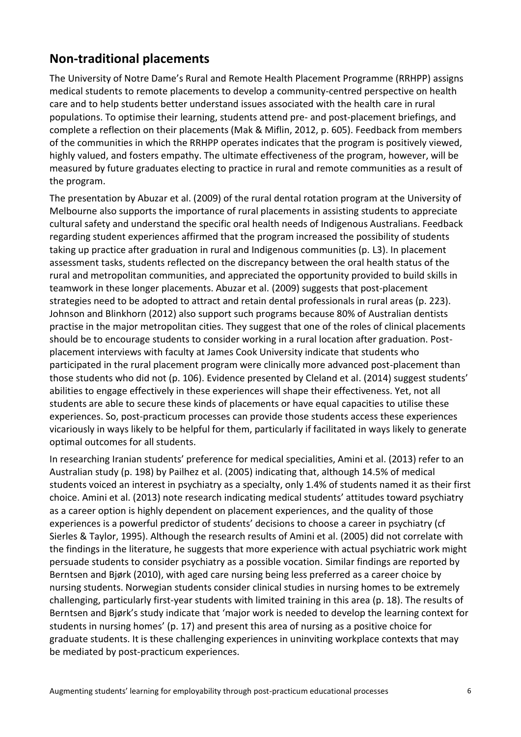## Non-traditional placements

The University of Notre Dame's Rural and Remote Health Placement Programme (RRHPP) assigns medical students to remote placements to develop a community-centred perspective on health care and to help students better understand issues associated with the health care in rural populations. To optimise their learning, students attend pre- and post-placement briefings, and complete a reflection on their placements (Mak & Miflin, 2012, p. 605). Feedback from members of the communities in which the RRHPP operates indicates that the program is positively viewed, highly valued, and fosters empathy. The ultimate effectiveness of the program, however, will be measured by future graduates electing to practice in rural and remote communities as a result of the program.

The presentation by Abuzar et al. (2009) of the rural dental rotation program at the University of Melbourne also supports the importance of rural placements in assisting students to appreciate cultural safety and understand the specific oral health needs of Indigenous Australians. Feedback regarding student experiences affirmed that the program increased the possibility of students taking up practice after graduation in rural and Indigenous communities (p. L3). In placement assessment tasks, students reflected on the discrepancy between the oral health status of the rural and metropolitan communities, and appreciated the opportunity provided to build skills in teamwork in these longer placements. Abuzar et al. (2009) suggests that post-placement strategies need to be adopted to attract and retain dental professionals in rural areas (p. 223). Johnson and Blinkhorn (2012) also support such programs because 80% of Australian dentists practise in the major metropolitan cities. They suggest that one of the roles of clinical placements should be to encourage students to consider working in a rural location after graduation. Post-placement interviews with faculty at James Cook University indicate that students who participated in the rural placement program were clinically more advanced post-placement than those students who did not (p. 106). Evidence presented by Cleland et al. (2014) suggest students' abilities to engage effectively in these experiences will shape their effectiveness. Yet, not all students are able to secure these kinds of placements or have equal capacities to utilise these experiences. So, post-practicum processes can provide those students access these experiences vicariously in ways likely to be helpful for them, particularly if facilitated in ways likely to generate optimal outcomes for all students.

In researching Iranian students' preference for medical specialities, Amini et al. (2013) refer to an Australian study (p. 198) by Pailhez et al. (2005) indicating that, although 14.5% of medical students voiced an interest in psychiatry as a specialty, only 1.4% of students named it as their first choice. Amini et al. (2013) note research indicating medical students' attitudes toward psychiatry as a career option is highly dependent on placement experiences, and the quality of those experiences is a powerful predictor of students' decisions to choose a career in psychiatry (cf Sierles & Taylor, 1995). Although the research results of Amini et al. (2005) did not correlate with the findings in the literature, he suggests that more experience with actual psychiatric work might persuade students to consider psychiatry as a possible vocation. Similar findings are reported by Berntsen and Bjørk (2010), with aged care nursing being less preferred as a career choice by nursing students. Norwegian students consider clinical studies in nursing homes to be extremely challenging, particularly first-year students with limited training in this area (p. 18). The results of Berntsen and Bjørk's study indicate that 'major work is needed to develop the learning context for students in nursing homes' (p. 17) and present this area of nursing as a positive choice for graduate students. It is these challenging experiences in uninviting workplace contexts that may be mediated by post-practicum experiences.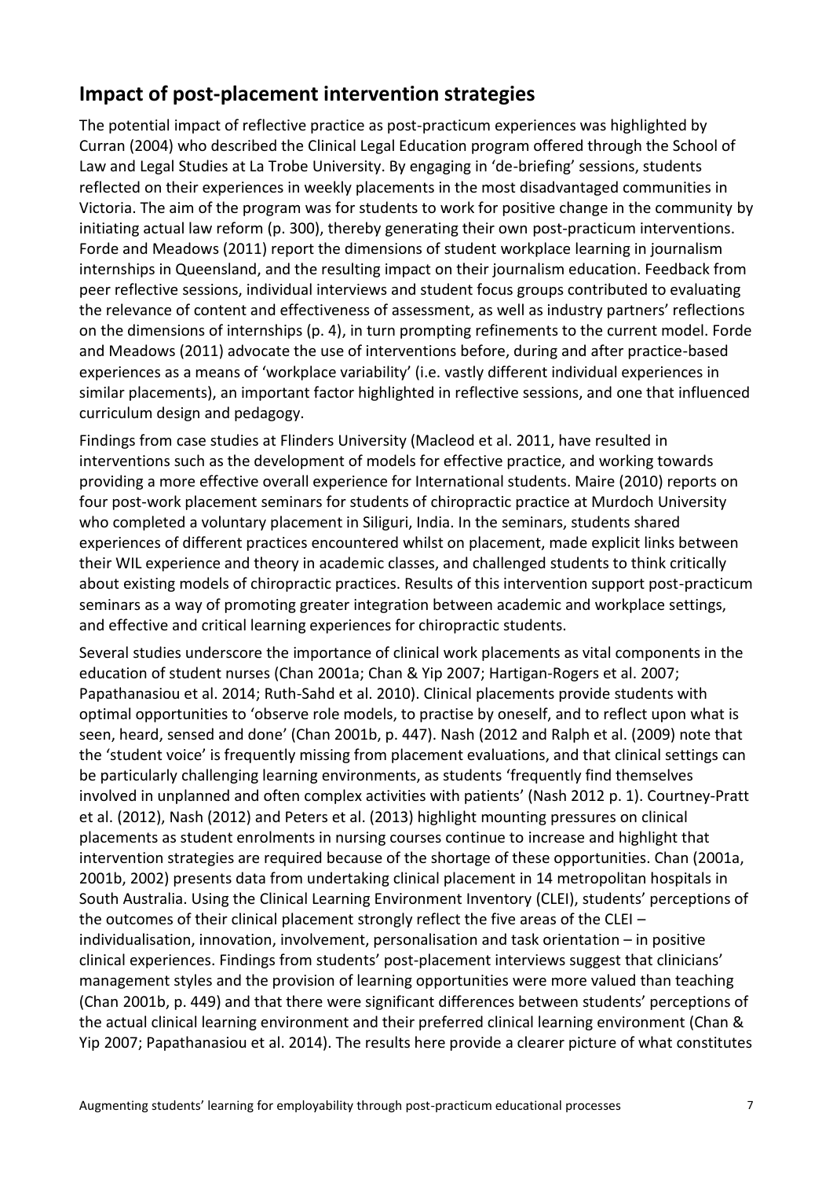## Impact of post-placement intervention strategies

The potential impact of reflective practice as post-practicum experiences was highlighted by Curran (2004) who described the Clinical Legal Education program offered through the School of Law and Legal Studies at La Trobe University. By engaging in 'de-briefing' sessions, students reflected on their experiences in weekly placements in the most disadvantaged communities in Victoria. The aim of the program was for students to work for positive change in the community by initiating actual law reform (p. 300), thereby generating their own post-practicum interventions. Forde and Meadows (2011) report the dimensions of student workplace learning in journalism internships in Queensland, and the resulting impact on their journalism education. Feedback from peer reflective sessions, individual interviews and student focus groups contributed to evaluating the relevance of content and effectiveness of assessment, as well as industry partners' reflections on the dimensions of internships (p. 4), in turn prompting refinements to the current model. Forde and Meadows (2011) advocate the use of interventions before, during and after practice-based experiences as a means of 'workplace variability' (i.e. vastly different individual experiences in similar placements), an important factor highlighted in reflective sessions, and one that influenced curriculum design and pedagogy.

Findings from case studies at Flinders University (Macleod et al. 2011, have resulted in interventions such as the development of models for effective practice, and working towards providing a more effective overall experience for International students. Maire (2010) reports on four post-work placement seminars for students of chiropractic practice at Murdoch University who completed a voluntary placement in Siliguri, India. In the seminars, students shared experiences of different practices encountered whilst on placement, made explicit links between their WIL experience and theory in academic classes, and challenged students to think critically about existing models of chiropractic practices. Results of this intervention support post-practicum seminars as a way of promoting greater integration between academic and workplace settings, and effective and critical learning experiences for chiropractic students.

Several studies underscore the importance of clinical work placements as vital components in the education of student nurses (Chan 2001a; Chan & Yip 2007; Hartigan-Rogers et al. 2007; Papathanasiou et al. 2014; Ruth-Sahd et al. 2010). Clinical placements provide students with optimal opportunities to 'observe role models, to practise by oneself, and to reflect upon what is seen, heard, sensed and done' (Chan 2001b, p. 447). Nash (2012 and Ralph et al. (2009) note that the 'student voice' is frequently missing from placement evaluations, and that clinical settings can be particularly challenging learning environments, as students 'frequently find themselves involved in unplanned and often complex activities with patients' (Nash 2012 p. 1). Courtney-Pratt et al. (2012), Nash (2012) and Peters et al. (2013) highlight mounting pressures on clinical placements as student enrolments in nursing courses continue to increase and highlight that intervention strategies are required because of the shortage of these opportunities. Chan (2001a, 2001b, 2002) presents data from undertaking clinical placement in 14 metropolitan hospitals in South Australia. Using the Clinical Learning Environment Inventory (CLEI), students' perceptions of the outcomes of their clinical placement strongly reflect the five areas of the CLEI – individualisation, innovation, involvement, personalisation and task orientation – in positive clinical experiences. Findings from students' post-placement interviews suggest that clinicians' management styles and the provision of learning opportunities were more valued than teaching (Chan 2001b, p. 449) and that there were significant differences between students' perceptions of the actual clinical learning environment and their preferred clinical learning environment (Chan & Yip 2007; Papathanasiou et al. 2014). The results here provide a clearer picture of what constitutes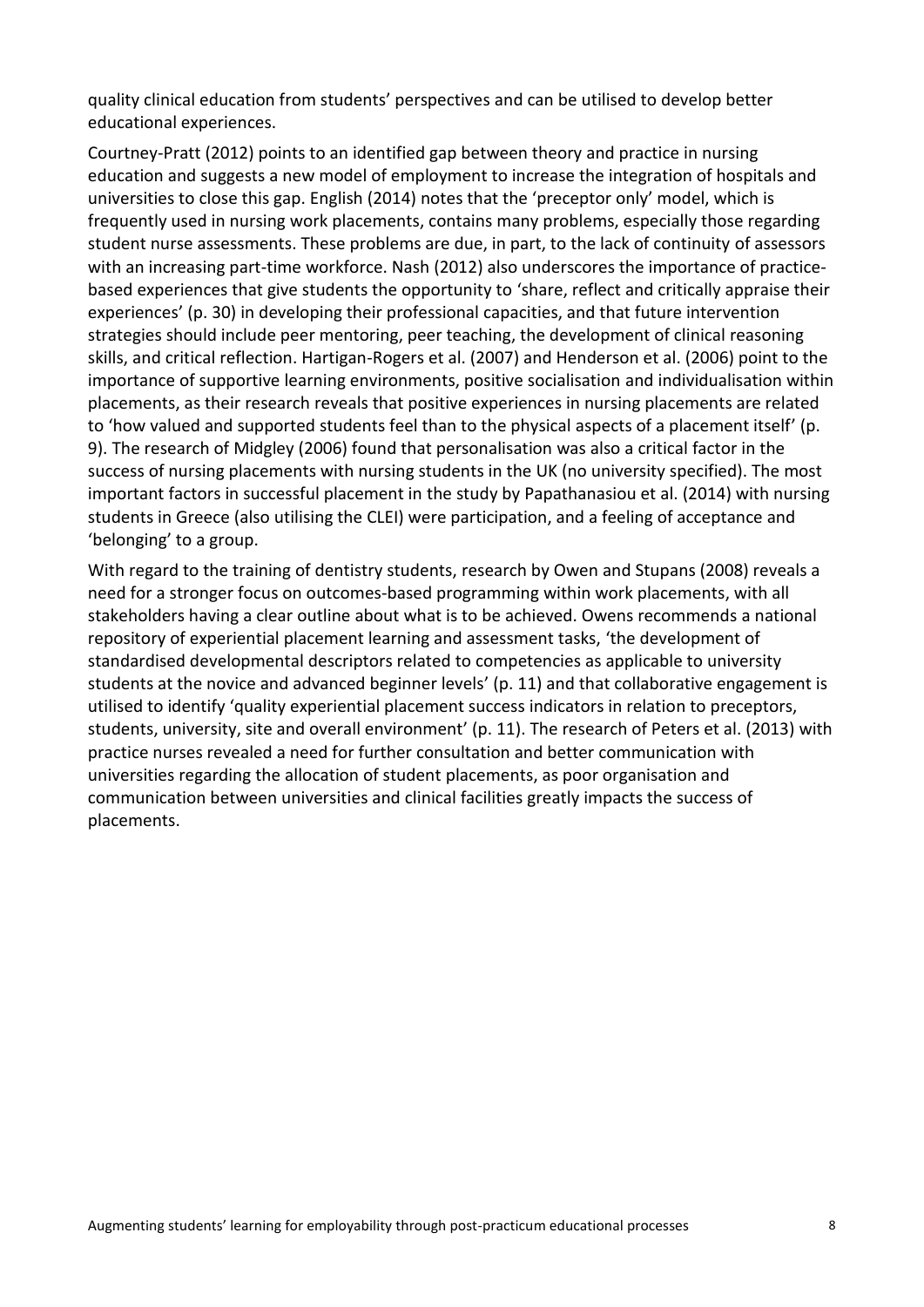quality clinical education from students' perspectives and can be utilised to develop better educational experiences.

Courtney-Pratt (2012) points to an identified gap between theory and practice in nursing education and suggests a new model of employment to increase the integration of hospitals and universities to close this gap. English (2014) notes that the 'preceptor only' model, which is frequently used in nursing work placements, contains many problems, especially those regarding student nurse assessments. These problems are due, in part, to the lack of continuity of assessors with an increasing part-time workforce. Nash (2012) also underscores the importance of practice-based experiences that give students the opportunity to 'share, reflect and critically appraise their experiences' (p. 30) in developing their professional capacities, and that future intervention strategies should include peer mentoring, peer teaching, the development of clinical reasoning skills, and critical reflection. Hartigan-Rogers et al. (2007) and Henderson et al. (2006) point to the importance of supportive learning environments, positive socialisation and individualisation within placements, as their research reveals that positive experiences in nursing placements are related to 'how valued and supported students feel than to the physical aspects of a placement itself' (p. 9). The research of Midgley (2006) found that personalisation was also a critical factor in the success of nursing placements with nursing students in the UK (no university specified). The most important factors in successful placement in the study by Papathanasiou et al. (2014) with nursing students in Greece (also utilising the CLEI) were participation, and a feeling of acceptance and 'belonging' to a group.

With regard to the training of dentistry students, research by Owen and Stupans (2008) reveals a need for a stronger focus on outcomes-based programming within work placements, with all stakeholders having a clear outline about what is to be achieved. Owens recommends a national repository of experiential placement learning and assessment tasks, 'the development of standardised developmental descriptors related to competencies as applicable to university students at the novice and advanced beginner levels' (p. 11) and that collaborative engagement is utilised to identify 'quality experiential placement success indicators in relation to preceptors, students, university, site and overall environment' (p. 11). The research of Peters et al. (2013) with practice nurses revealed a need for further consultation and better communication with universities regarding the allocation of student placements, as poor organisation and communication between universities and clinical facilities greatly impacts the success of placements.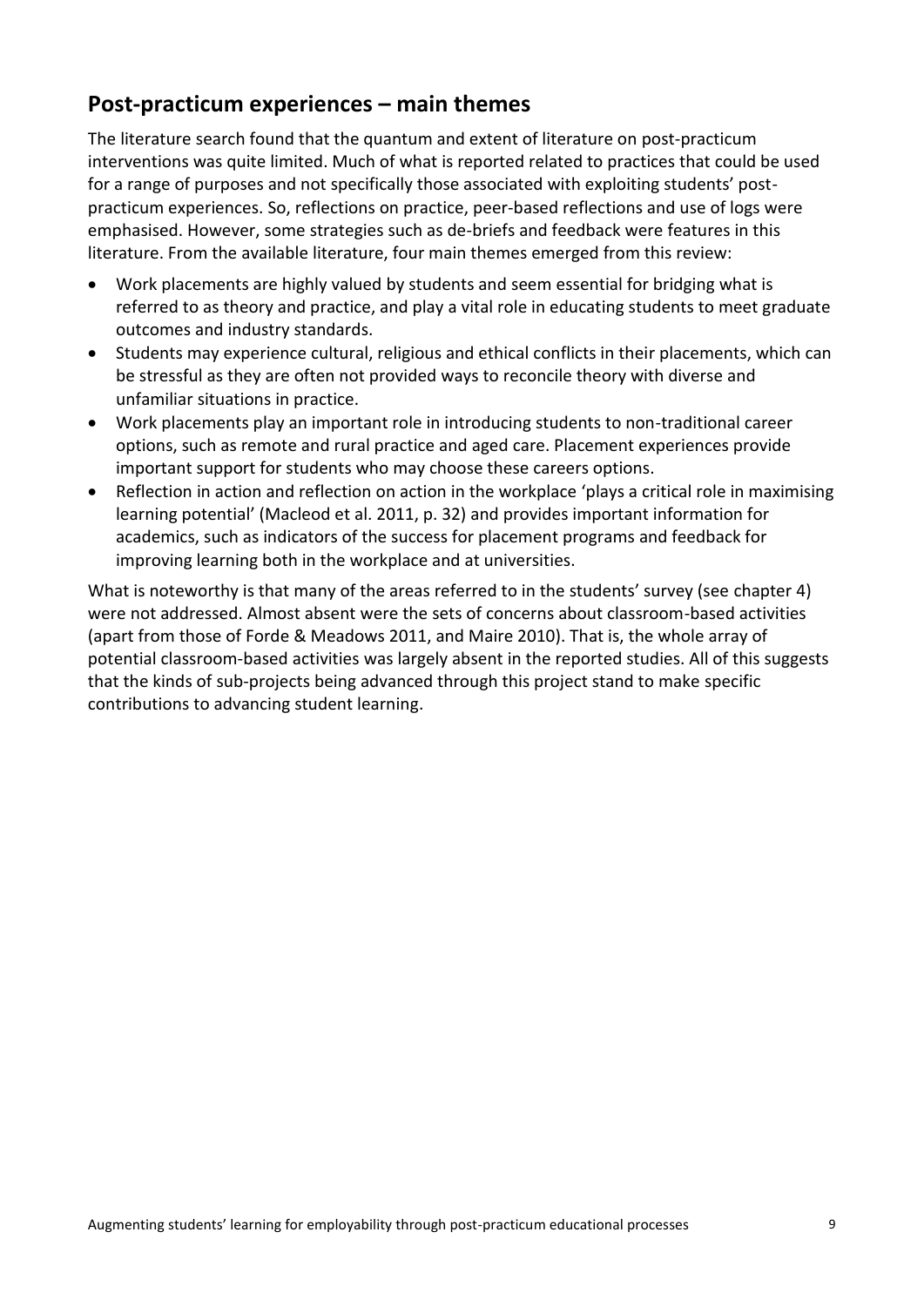## Post-practicum experiences – main themes

The literature search found that the quantum and extent of literature on post-practicum interventions was quite limited. Much of what is reported related to practices that could be used for a range of purposes and not specifically those associated with exploiting students' post-practicum experiences. So, reflections on practice, peer-based reflections and use of logs were emphasised. However, some strategies such as de-briefs and feedback were features in this literature. From the available literature, four main themes emerged from this review:

- Work placements are highly valued by students and seem essential for bridging what is referred to as theory and practice, and play a vital role in educating students to meet graduate outcomes and industry standards.
- Students may experience cultural, religious and ethical conflicts in their placements, which can be stressful as they are often not provided ways to reconcile theory with diverse and unfamiliar situations in practice.
- Work placements play an important role in introducing students to non-traditional career options, such as remote and rural practice and aged care. Placement experiences provide important support for students who may choose these careers options.
- Reflection in action and reflection on action in the workplace 'plays a critical role in maximising learning potential' (Macleod et al. 2011, p. 32) and provides important information for academics, such as indicators of the success for placement programs and feedback for improving learning both in the workplace and at universities.

What is noteworthy is that many of the areas referred to in the students' survey (see chapter 4) were not addressed. Almost absent were the sets of concerns about classroom-based activities (apart from those of Forde & Meadows 2011, and Maire 2010). That is, the whole array of potential classroom-based activities was largely absent in the reported studies. All of this suggests that the kinds of sub-projects being advanced through this project stand to make specific contributions to advancing student learning.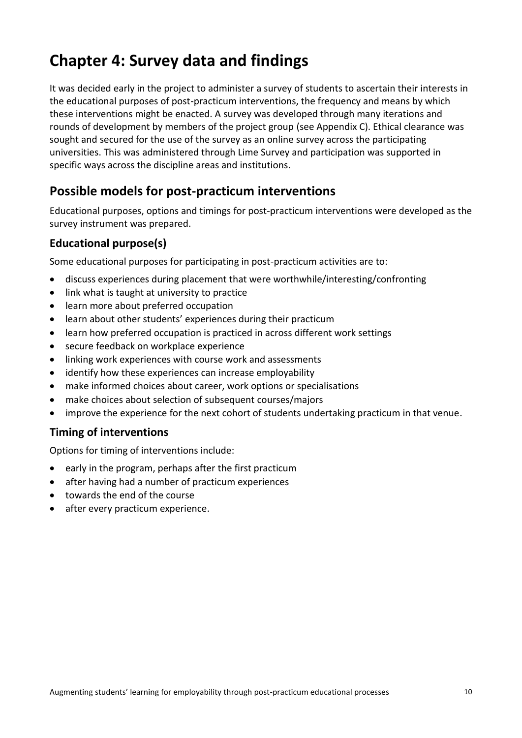# Chapter 4: Survey data and findings

It was decided early in the project to administer a survey of students to ascertain their interests in the educational purposes of post-practicum interventions, the frequency and means by which these interventions might be enacted. A survey was developed through many iterations and rounds of development by members of the project group (see Appendix C). Ethical clearance was sought and secured for the use of the survey as an online survey across the participating universities. This was administered through Lime Survey and participation was supported in specific ways across the discipline areas and institutions.

## Possible models for post-practicum interventions

Educational purposes, options and timings for post-practicum interventions were developed as the survey instrument was prepared.

### Educational purpose(s)

Some educational purposes for participating in post-practicum activities are to:

- discuss experiences during placement that were worthwhile/interesting/confronting
- link what is taught at university to practice
- learn more about preferred occupation
- learn about other students' experiences during their practicum
- learn how preferred occupation is practiced in across different work settings
- secure feedback on workplace experience
- linking work experiences with course work and assessments
- identify how these experiences can increase employability
- make informed choices about career, work options or specialisations
- make choices about selection of subsequent courses/majors
- improve the experience for the next cohort of students undertaking practicum in that venue.

### Timing of interventions

Options for timing of interventions include:

- early in the program, perhaps after the first practicum
- after having had a number of practicum experiences
- towards the end of the course
- after every practicum experience.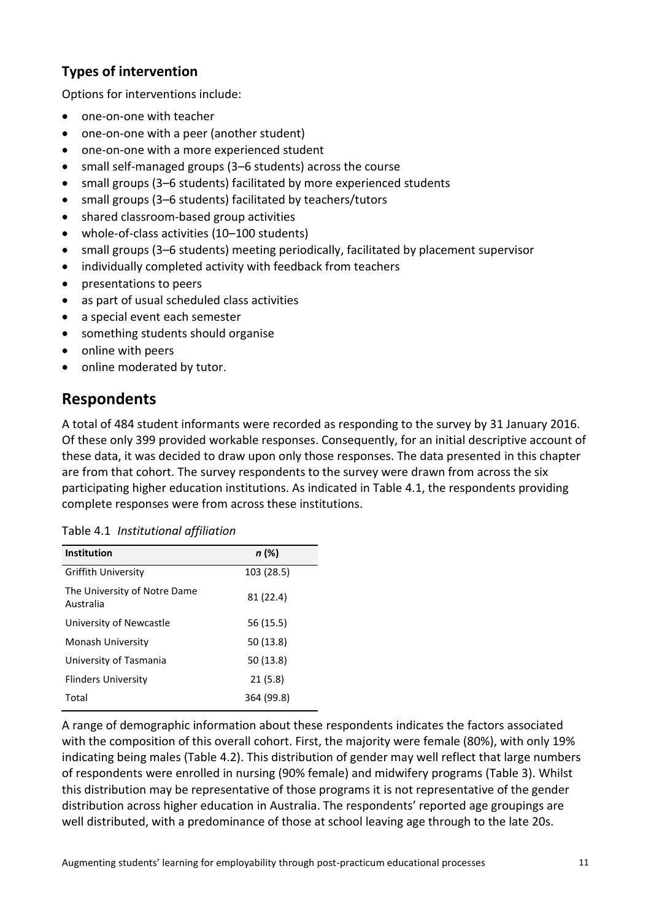### Types of intervention

Options for interventions include:

- one-on-one with teacher
- one-on-one with a peer (another student)
- one-on-one with a more experienced student
- small self-managed groups (3–6 students) across the course
- small groups (3–6 students) facilitated by more experienced students
- small groups (3–6 students) facilitated by teachers/tutors
- shared classroom-based group activities
- whole-of-class activities (10–100 students)
- small groups (3–6 students) meeting periodically, facilitated by placement supervisor
- individually completed activity with feedback from teachers
- presentations to peers
- as part of usual scheduled class activities
- a special event each semester
- something students should organise
- online with peers
- online moderated by tutor.

## Respondents

A total of 484 student informants were recorded as responding to the survey by 31 January 2016. Of these only 399 provided workable responses. Consequently, for an initial descriptive account of these data, it was decided to draw upon only those responses. The data presented in this chapter are from that cohort. The survey respondents to the survey were drawn from across the six participating higher education institutions. As indicated in Table 4.1, the respondents providing complete responses were from across these institutions.

Table 4.1 *Institutional affiliation*

| Institution | *n* (%) |
|---|---|
| Griffith University | 103 (28.5) |
| The University of Notre Dame Australia | 81 (22.4) |
| University of Newcastle | 56 (15.5) |
| Monash University | 50 (13.8) |
| University of Tasmania | 50 (13.8) |
| Flinders University | 21 (5.8) |
| Total | 364 (99.8) |

A range of demographic information about these respondents indicates the factors associated with the composition of this overall cohort. First, the majority were female (80%), with only 19% indicating being males (Table 4.2). This distribution of gender may well reflect that large numbers of respondents were enrolled in nursing (90% female) and midwifery programs (Table 3). Whilst this distribution may be representative of those programs it is not representative of the gender distribution across higher education in Australia. The respondents' reported age groupings are well distributed, with a predominance of those at school leaving age through to the late 20s.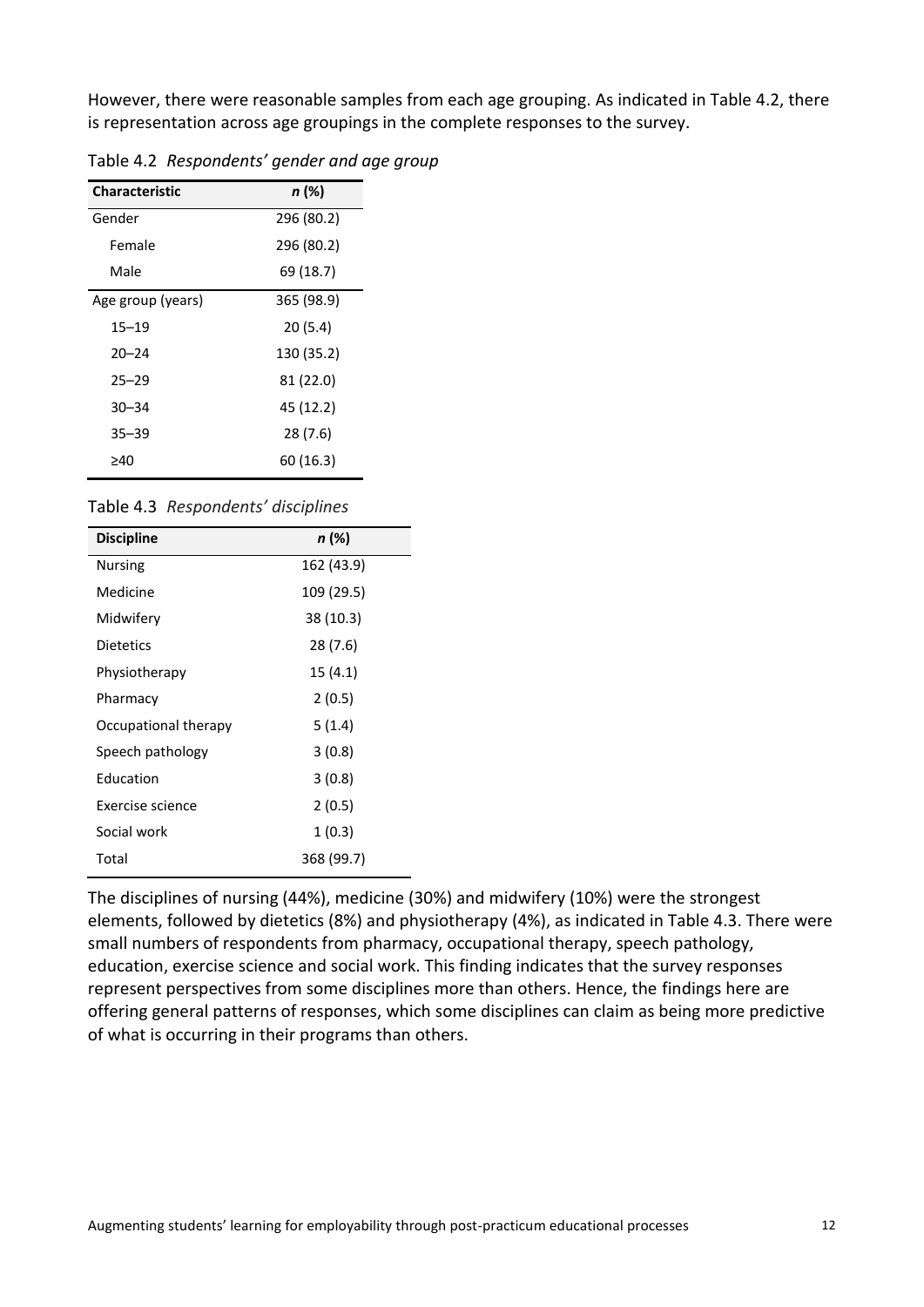However, there were reasonable samples from each age grouping. As indicated in Table 4.2, there is representation across age groupings in the complete responses to the survey.

Table 4.2 *Respondents' gender and age group*

| Characteristic | *n* (%) |
|---|---|
| Gender | 296 (80.2) |
| Female | 296 (80.2) |
| Male | 69 (18.7) |
| Age group (years) | 365 (98.9) |
| 15–19 | 20 (5.4) |
| 20–24 | 130 (35.2) |
| 25–29 | 81 (22.0) |
| 30–34 | 45 (12.2) |
| 35–39 | 28 (7.6) |
| ≥40 | 60 (16.3) |

Table 4.3 *Respondents' disciplines*

| Discipline | *n* (%) |
|---|---|
| Nursing | 162 (43.9) |
| Medicine | 109 (29.5) |
| Midwifery | 38 (10.3) |
| Dietetics | 28 (7.6) |
| Physiotherapy | 15 (4.1) |
| Pharmacy | 2 (0.5) |
| Occupational therapy | 5 (1.4) |
| Speech pathology | 3 (0.8) |
| Education | 3 (0.8) |
| Exercise science | 2 (0.5) |
| Social work | 1 (0.3) |
| Total | 368 (99.7) |

The disciplines of nursing (44%), medicine (30%) and midwifery (10%) were the strongest elements, followed by dietetics (8%) and physiotherapy (4%), as indicated in Table 4.3. There were small numbers of respondents from pharmacy, occupational therapy, speech pathology, education, exercise science and social work. This finding indicates that the survey responses represent perspectives from some disciplines more than others. Hence, the findings here are offering general patterns of responses, which some disciplines can claim as being more predictive of what is occurring in their programs than others.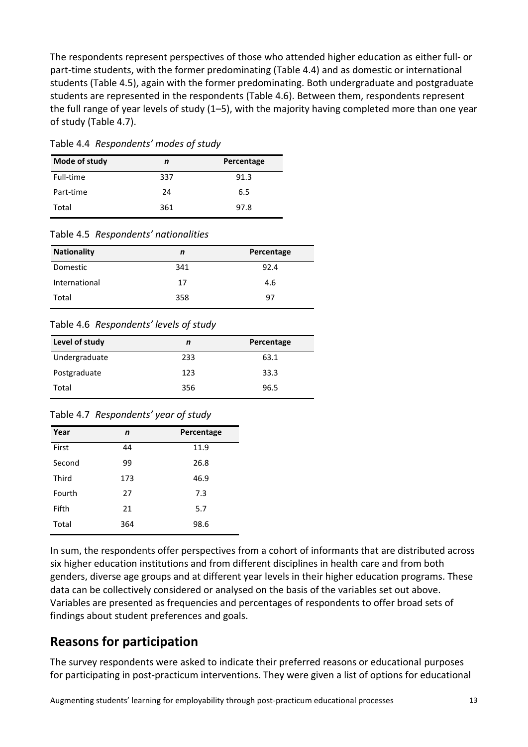The respondents represent perspectives of those who attended higher education as either full- or part-time students, with the former predominating (Table 4.4) and as domestic or international students (Table 4.5), again with the former predominating. Both undergraduate and postgraduate students are represented in the respondents (Table 4.6). Between them, respondents represent the full range of year levels of study (1–5), with the majority having completed more than one year of study (Table 4.7).

Table 4.4 *Respondents' modes of study*

| Mode of study | *n* | Percentage |
|---|---|---|
| Full-time | 337 | 91.3 |
| Part-time | 24 | 6.5 |
| Total | 361 | 97.8 |

Table 4.5 *Respondents' nationalities*

| Nationality | *n* | Percentage |
|---|---|---|
| Domestic | 341 | 92.4 |
| International | 17 | 4.6 |
| Total | 358 | 97 |

Table 4.6 *Respondents' levels of study*

| Level of study | *n* | Percentage |
|---|---|---|
| Undergraduate | 233 | 63.1 |
| Postgraduate | 123 | 33.3 |
| Total | 356 | 96.5 |

Table 4.7 *Respondents' year of study*

| Year | *n* | Percentage |
|---|---|---|
| First | 44 | 11.9 |
| Second | 99 | 26.8 |
| Third | 173 | 46.9 |
| Fourth | 27 | 7.3 |
| Fifth | 21 | 5.7 |
| Total | 364 | 98.6 |

In sum, the respondents offer perspectives from a cohort of informants that are distributed across six higher education institutions and from different disciplines in health care and from both genders, diverse age groups and at different year levels in their higher education programs. These data can be collectively considered or analysed on the basis of the variables set out above. Variables are presented as frequencies and percentages of respondents to offer broad sets of findings about student preferences and goals.

## Reasons for participation

The survey respondents were asked to indicate their preferred reasons or educational purposes for participating in post-practicum interventions. They were given a list of options for educational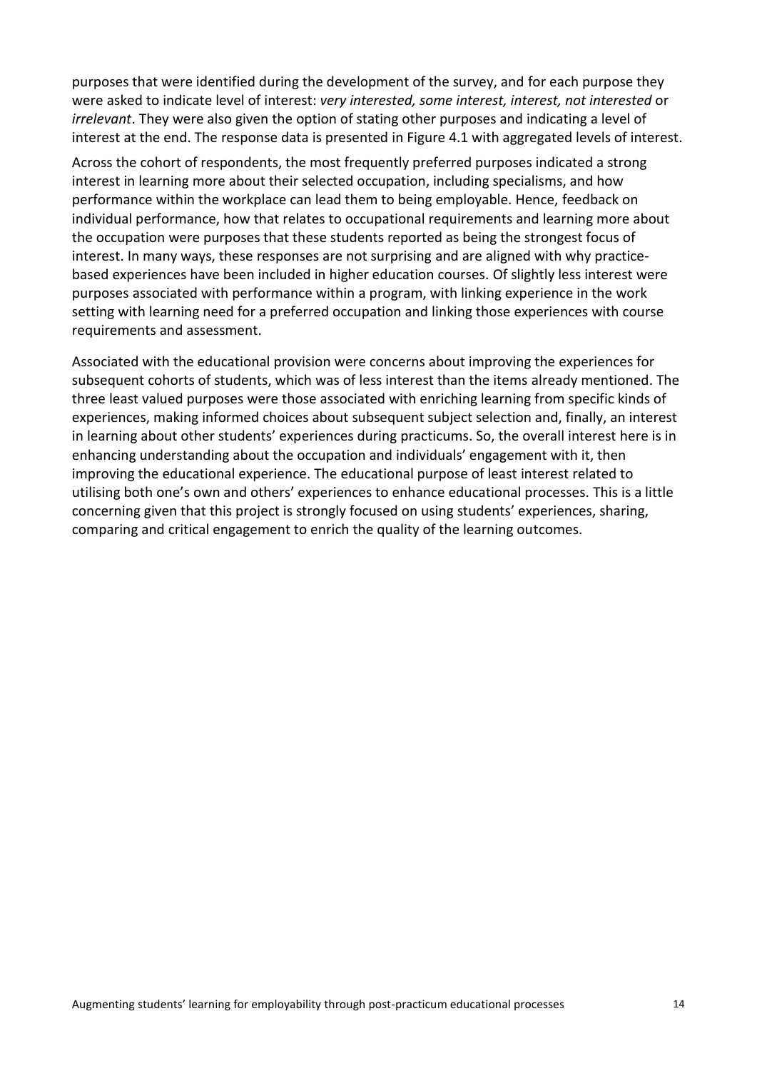purposes that were identified during the development of the survey, and for each purpose they were asked to indicate level of interest: *very interested, some interest, interest, not interested* or *irrelevant*. They were also given the option of stating other purposes and indicating a level of interest at the end. The response data is presented in Figure 4.1 with aggregated levels of interest.

Across the cohort of respondents, the most frequently preferred purposes indicated a strong interest in learning more about their selected occupation, including specialisms, and how performance within the workplace can lead them to being employable. Hence, feedback on individual performance, how that relates to occupational requirements and learning more about the occupation were purposes that these students reported as being the strongest focus of interest. In many ways, these responses are not surprising and are aligned with why practice-based experiences have been included in higher education courses. Of slightly less interest were purposes associated with performance within a program, with linking experience in the work setting with learning need for a preferred occupation and linking those experiences with course requirements and assessment.

Associated with the educational provision were concerns about improving the experiences for subsequent cohorts of students, which was of less interest than the items already mentioned. The three least valued purposes were those associated with enriching learning from specific kinds of experiences, making informed choices about subsequent subject selection and, finally, an interest in learning about other students' experiences during practicums. So, the overall interest here is in enhancing understanding about the occupation and individuals' engagement with it, then improving the educational experience. The educational purpose of least interest related to utilising both one's own and others' experiences to enhance educational processes. This is a little concerning given that this project is strongly focused on using students' experiences, sharing, comparing and critical engagement to enrich the quality of the learning outcomes.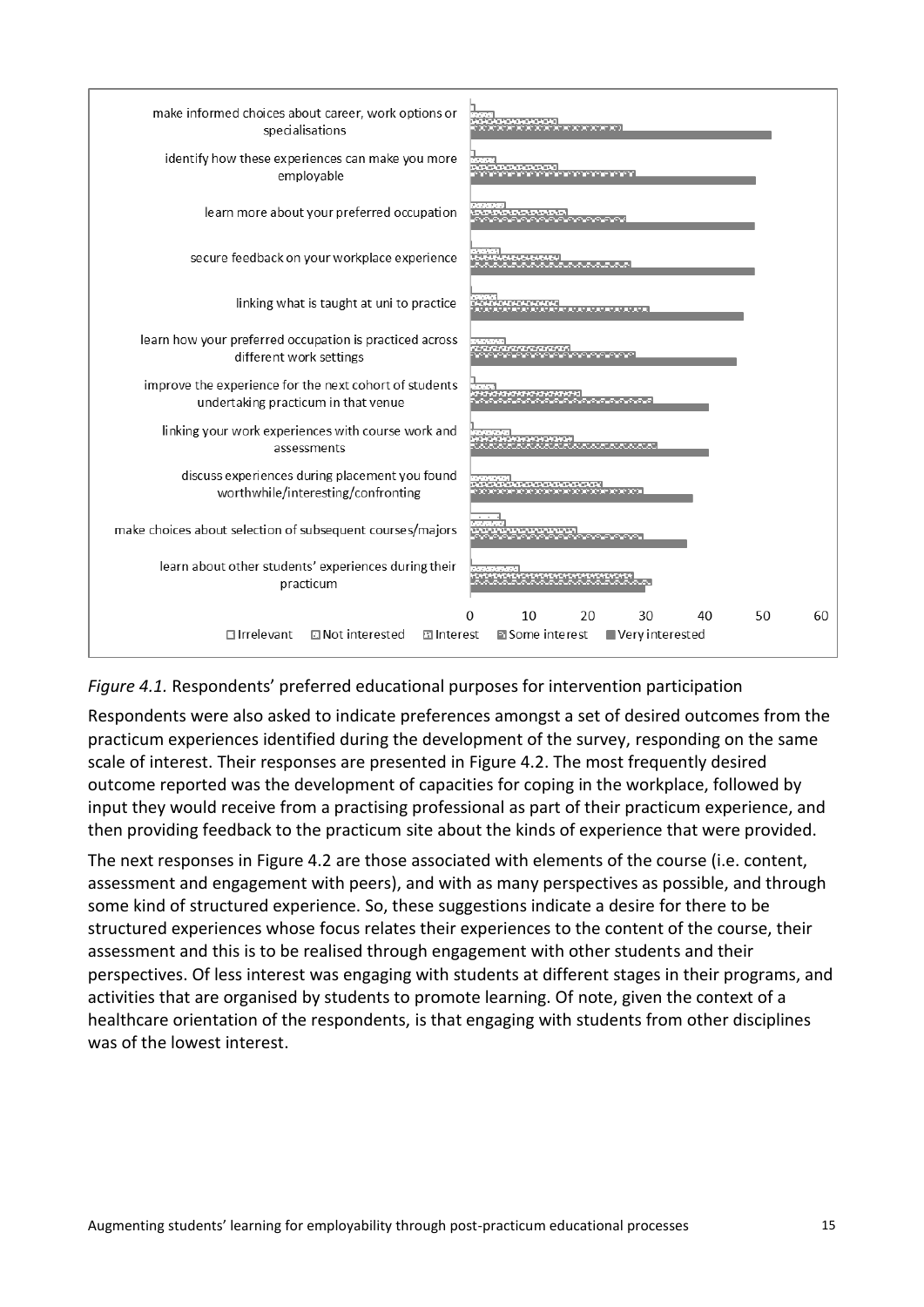*Figure 4.1.* Respondents' preferred educational purposes for intervention participation

Respondents were also asked to indicate preferences amongst a set of desired outcomes from the practicum experiences identified during the development of the survey, responding on the same scale of interest. Their responses are presented in Figure 4.2. The most frequently desired outcome reported was the development of capacities for coping in the workplace, followed by input they would receive from a practising professional as part of their practicum experience, and then providing feedback to the practicum site about the kinds of experience that were provided.

The next responses in Figure 4.2 are those associated with elements of the course (i.e. content, assessment and engagement with peers), and with as many perspectives as possible, and through some kind of structured experience. So, these suggestions indicate a desire for there to be structured experiences whose focus relates their experiences to the content of the course, their assessment and this is to be realised through engagement with other students and their perspectives. Of less interest was engaging with students at different stages in their programs, and activities that are organised by students to promote learning. Of note, given the context of a healthcare orientation of the respondents, is that engaging with students from other disciplines was of the lowest interest.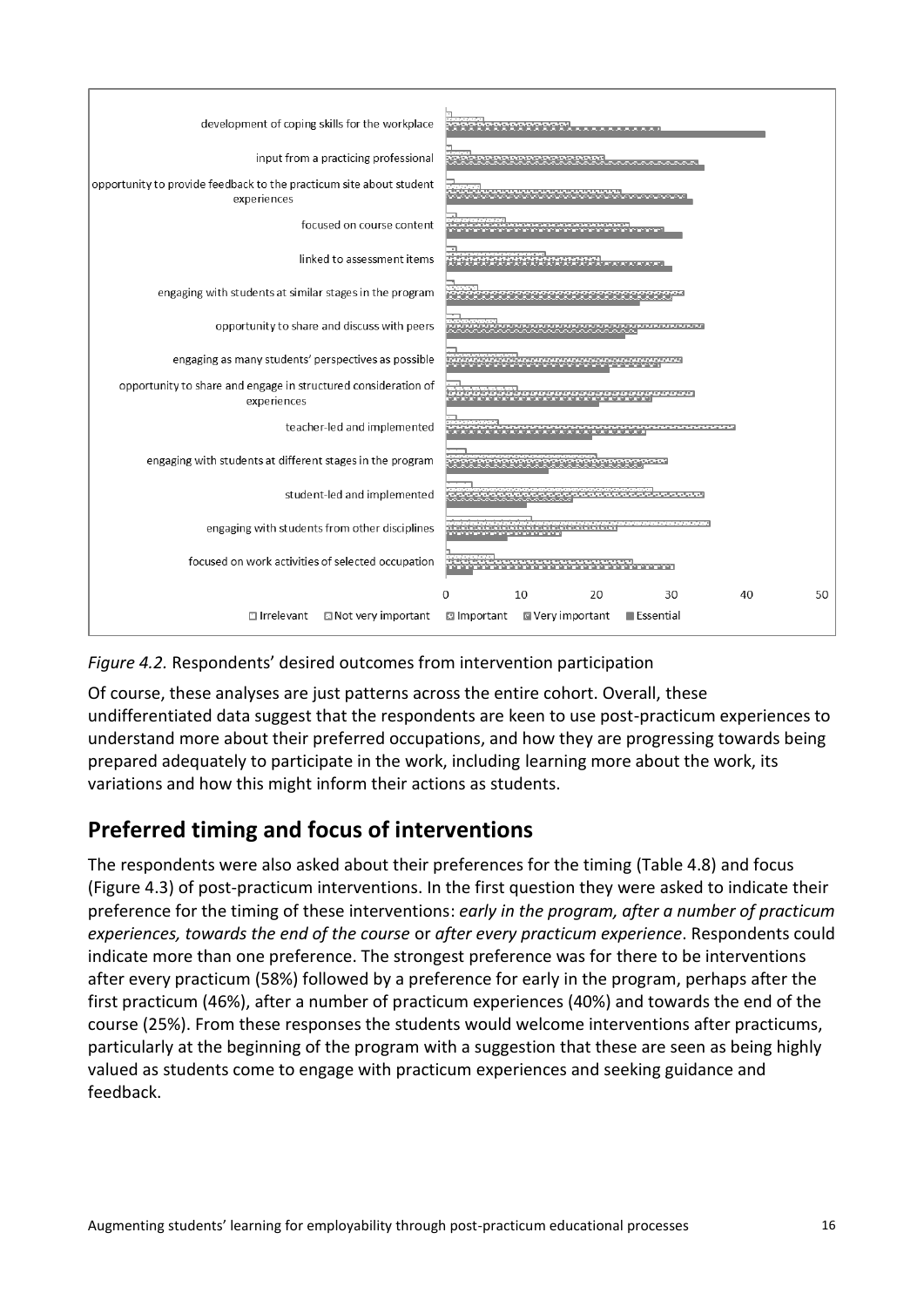*Figure 4.2.* Respondents' desired outcomes from intervention participation

Of course, these analyses are just patterns across the entire cohort. Overall, these undifferentiated data suggest that the respondents are keen to use post-practicum experiences to understand more about their preferred occupations, and how they are progressing towards being prepared adequately to participate in the work, including learning more about the work, its variations and how this might inform their actions as students.

## Preferred timing and focus of interventions

The respondents were also asked about their preferences for the timing (Table 4.8) and focus (Figure 4.3) of post-practicum interventions. In the first question they were asked to indicate their preference for the timing of these interventions: *early in the program, after a number of practicum experiences, towards the end of the course* or *after every practicum experience*. Respondents could indicate more than one preference. The strongest preference was for there to be interventions after every practicum (58%) followed by a preference for early in the program, perhaps after the first practicum (46%), after a number of practicum experiences (40%) and towards the end of the course (25%). From these responses the students would welcome interventions after practicums, particularly at the beginning of the program with a suggestion that these are seen as being highly valued as students come to engage with practicum experiences and seeking guidance and feedback.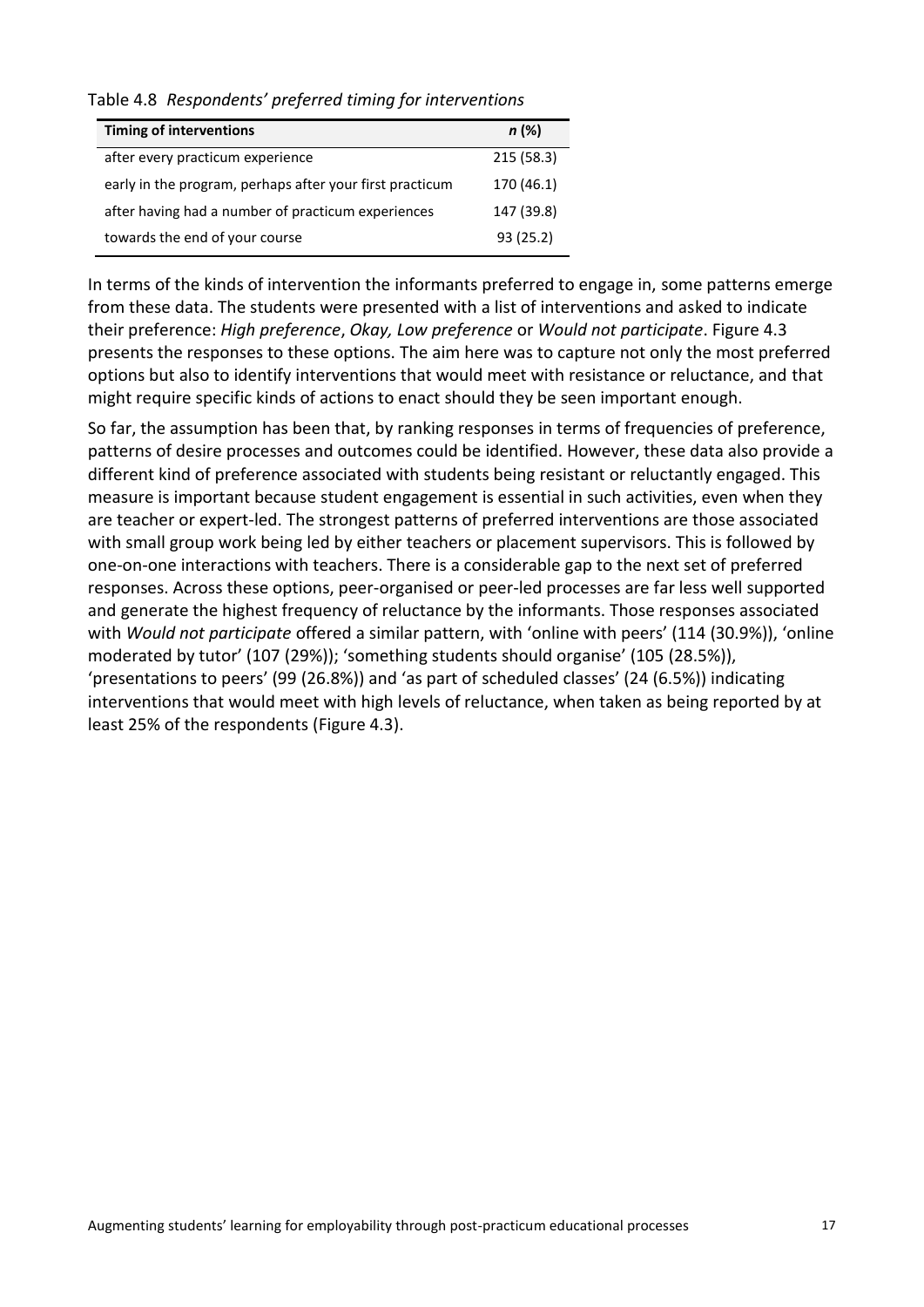Table 4.8 *Respondents' preferred timing for interventions*

| Timing of interventions | *n* (%) |
|---|---|
| after every practicum experience | 215 (58.3) |
| early in the program, perhaps after your first practicum | 170 (46.1) |
| after having had a number of practicum experiences | 147 (39.8) |
| towards the end of your course | 93 (25.2) |

In terms of the kinds of intervention the informants preferred to engage in, some patterns emerge from these data. The students were presented with a list of interventions and asked to indicate their preference: *High preference*, *Okay, Low preference* or *Would not participate*. Figure 4.3 presents the responses to these options. The aim here was to capture not only the most preferred options but also to identify interventions that would meet with resistance or reluctance, and that might require specific kinds of actions to enact should they be seen important enough.

So far, the assumption has been that, by ranking responses in terms of frequencies of preference, patterns of desire processes and outcomes could be identified. However, these data also provide a different kind of preference associated with students being resistant or reluctantly engaged. This measure is important because student engagement is essential in such activities, even when they are teacher or expert-led. The strongest patterns of preferred interventions are those associated with small group work being led by either teachers or placement supervisors. This is followed by one-on-one interactions with teachers. There is a considerable gap to the next set of preferred responses. Across these options, peer-organised or peer-led processes are far less well supported and generate the highest frequency of reluctance by the informants. Those responses associated with *Would not participate* offered a similar pattern, with 'online with peers' (114 (30.9%)), 'online moderated by tutor' (107 (29%)); 'something students should organise' (105 (28.5%)), 'presentations to peers' (99 (26.8%)) and 'as part of scheduled classes' (24 (6.5%)) indicating interventions that would meet with high levels of reluctance, when taken as being reported by at least 25% of the respondents (Figure 4.3).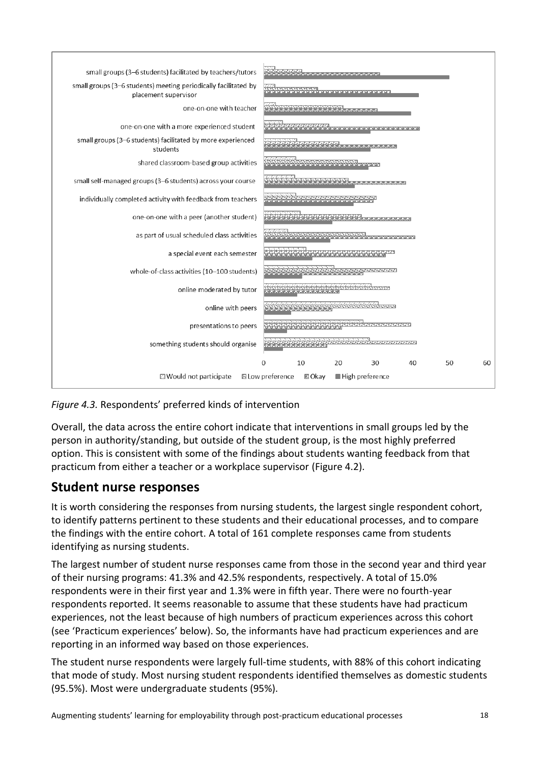*Figure 4.3.* Respondents' preferred kinds of intervention

Overall, the data across the entire cohort indicate that interventions in small groups led by the person in authority/standing, but outside of the student group, is the most highly preferred option. This is consistent with some of the findings about students wanting feedback from that practicum from either a teacher or a workplace supervisor (Figure 4.2).

## Student nurse responses

It is worth considering the responses from nursing students, the largest single respondent cohort, to identify patterns pertinent to these students and their educational processes, and to compare the findings with the entire cohort. A total of 161 complete responses came from students identifying as nursing students.

The largest number of student nurse responses came from those in the second year and third year of their nursing programs: 41.3% and 42.5% respondents, respectively. A total of 15.0% respondents were in their first year and 1.3% were in fifth year. There were no fourth-year respondents reported. It seems reasonable to assume that these students have had practicum experiences, not the least because of high numbers of practicum experiences across this cohort (see 'Practicum experiences' below). So, the informants have had practicum experiences and are reporting in an informed way based on those experiences.

The student nurse respondents were largely full-time students, with 88% of this cohort indicating that mode of study. Most nursing student respondents identified themselves as domestic students (95.5%). Most were undergraduate students (95%).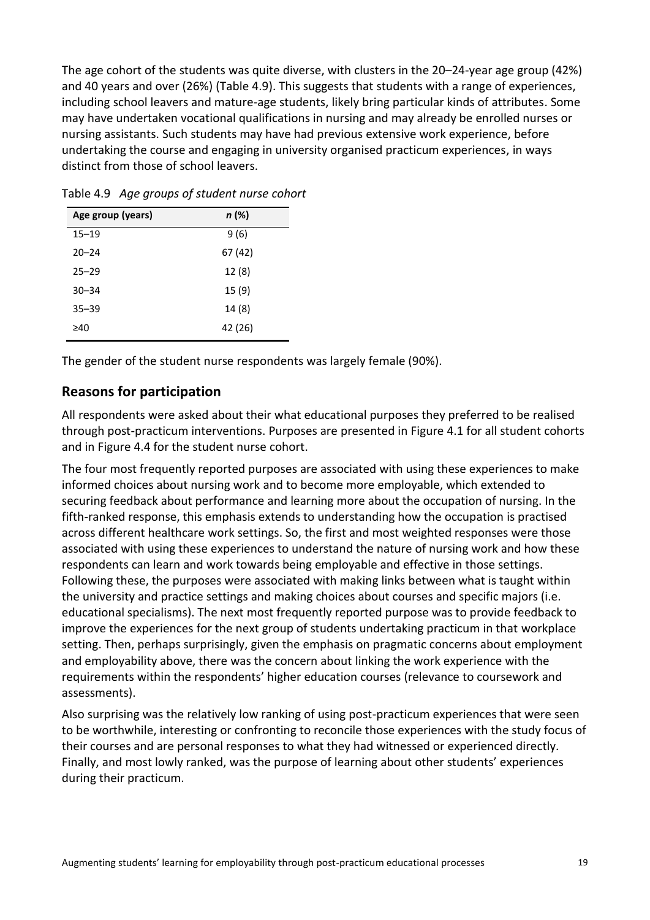The age cohort of the students was quite diverse, with clusters in the 20–24-year age group (42%) and 40 years and over (26%) (Table 4.9). This suggests that students with a range of experiences, including school leavers and mature-age students, likely bring particular kinds of attributes. Some may have undertaken vocational qualifications in nursing and may already be enrolled nurses or nursing assistants. Such students may have had previous extensive work experience, before undertaking the course and engaging in university organised practicum experiences, in ways distinct from those of school leavers.

Table 4.9 *Age groups of student nurse cohort*

| Age group (years) | *n* (%) |
|---|---|
| 15–19 | 9 (6) |
| 20–24 | 67 (42) |
| 25–29 | 12 (8) |
| 30–34 | 15 (9) |
| 35–39 | 14 (8) |
| ≥40 | 42 (26) |

The gender of the student nurse respondents was largely female (90%).

## Reasons for participation

All respondents were asked about their what educational purposes they preferred to be realised through post-practicum interventions. Purposes are presented in Figure 4.1 for all student cohorts and in Figure 4.4 for the student nurse cohort.

The four most frequently reported purposes are associated with using these experiences to make informed choices about nursing work and to become more employable, which extended to securing feedback about performance and learning more about the occupation of nursing. In the fifth-ranked response, this emphasis extends to understanding how the occupation is practised across different healthcare work settings. So, the first and most weighted responses were those associated with using these experiences to understand the nature of nursing work and how these respondents can learn and work towards being employable and effective in those settings. Following these, the purposes were associated with making links between what is taught within the university and practice settings and making choices about courses and specific majors (i.e. educational specialisms). The next most frequently reported purpose was to provide feedback to improve the experiences for the next group of students undertaking practicum in that workplace setting. Then, perhaps surprisingly, given the emphasis on pragmatic concerns about employment and employability above, there was the concern about linking the work experience with the requirements within the respondents' higher education courses (relevance to coursework and assessments).

Also surprising was the relatively low ranking of using post-practicum experiences that were seen to be worthwhile, interesting or confronting to reconcile those experiences with the study focus of their courses and are personal responses to what they had witnessed or experienced directly. Finally, and most lowly ranked, was the purpose of learning about other students' experiences during their practicum.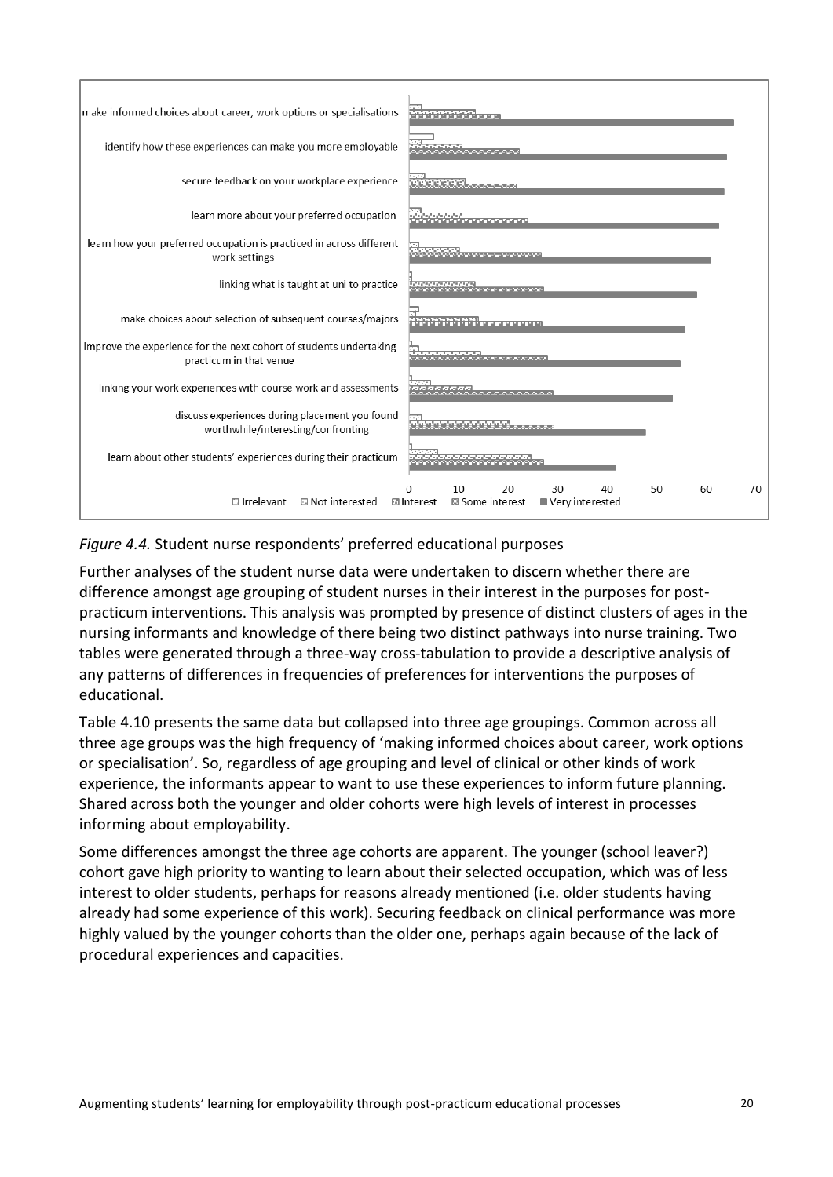*Figure 4.4.* Student nurse respondents' preferred educational purposes

Further analyses of the student nurse data were undertaken to discern whether there are difference amongst age grouping of student nurses in their interest in the purposes for post-practicum interventions. This analysis was prompted by presence of distinct clusters of ages in the nursing informants and knowledge of there being two distinct pathways into nurse training. Two tables were generated through a three-way cross-tabulation to provide a descriptive analysis of any patterns of differences in frequencies of preferences for interventions the purposes of educational.

Table 4.10 presents the same data but collapsed into three age groupings. Common across all three age groups was the high frequency of 'making informed choices about career, work options or specialisation'. So, regardless of age grouping and level of clinical or other kinds of work experience, the informants appear to want to use these experiences to inform future planning. Shared across both the younger and older cohorts were high levels of interest in processes informing about employability.

Some differences amongst the three age cohorts are apparent. The younger (school leaver?) cohort gave high priority to wanting to learn about their selected occupation, which was of less interest to older students, perhaps for reasons already mentioned (i.e. older students having already had some experience of this work). Securing feedback on clinical performance was more highly valued by the younger cohorts than the older one, perhaps again because of the lack of procedural experiences and capacities.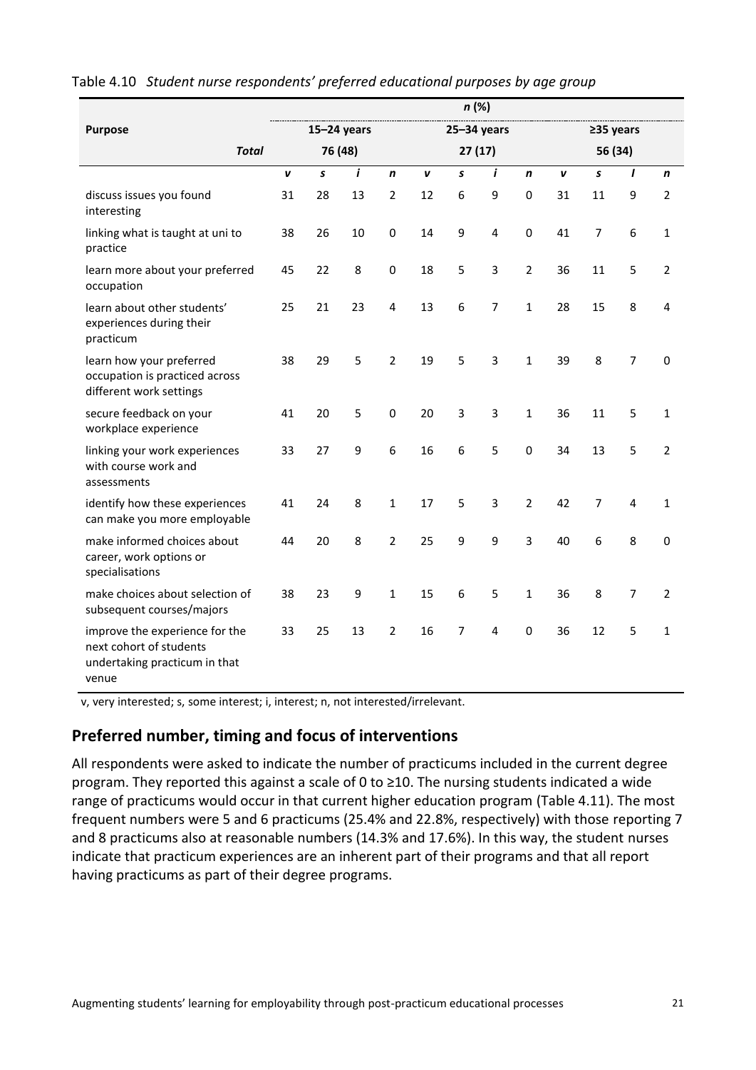Table 4.10 *Student nurse respondents' preferred educational purposes by age group*

| Purpose | n (%) | | | | | | | | | | | |
|---|---|---|---|---|---|---|---|---|---|---|---|---|
| | 15–24 years | | | | 25–34 years | | | | ≥35 years | | | |
| ***Total*** | 76 (48) | | | | 27 (17) | | | | 56 (34) | | | |
| | ***v*** | ***s*** | ***i*** | ***n*** | ***v*** | ***s*** | ***i*** | ***n*** | ***v*** | ***s*** | ***I*** | ***n*** |
| discuss issues you found interesting | 31 | 28 | 13 | 2 | 12 | 6 | 9 | 0 | 31 | 11 | 9 | 2 |
| linking what is taught at uni to practice | 38 | 26 | 10 | 0 | 14 | 9 | 4 | 0 | 41 | 7 | 6 | 1 |
| learn more about your preferred occupation | 45 | 22 | 8 | 0 | 18 | 5 | 3 | 2 | 36 | 11 | 5 | 2 |
| learn about other students' experiences during their practicum | 25 | 21 | 23 | 4 | 13 | 6 | 7 | 1 | 28 | 15 | 8 | 4 |
| learn how your preferred occupation is practiced across different work settings | 38 | 29 | 5 | 2 | 19 | 5 | 3 | 1 | 39 | 8 | 7 | 0 |
| secure feedback on your workplace experience | 41 | 20 | 5 | 0 | 20 | 3 | 3 | 1 | 36 | 11 | 5 | 1 |
| linking your work experiences with course work and assessments | 33 | 27 | 9 | 6 | 16 | 6 | 5 | 0 | 34 | 13 | 5 | 2 |
| identify how these experiences can make you more employable | 41 | 24 | 8 | 1 | 17 | 5 | 3 | 2 | 42 | 7 | 4 | 1 |
| make informed choices about career, work options or specialisations | 44 | 20 | 8 | 2 | 25 | 9 | 9 | 3 | 40 | 6 | 8 | 0 |
| make choices about selection of subsequent courses/majors | 38 | 23 | 9 | 1 | 15 | 6 | 5 | 1 | 36 | 8 | 7 | 2 |
| improve the experience for the next cohort of students undertaking practicum in that venue | 33 | 25 | 13 | 2 | 16 | 7 | 4 | 0 | 36 | 12 | 5 | 1 |

v, very interested; s, some interest; i, interest; n, not interested/irrelevant.

## Preferred number, timing and focus of interventions

All respondents were asked to indicate the number of practicums included in the current degree program. They reported this against a scale of 0 to ≥10. The nursing students indicated a wide range of practicums would occur in that current higher education program (Table 4.11). The most frequent numbers were 5 and 6 practicums (25.4% and 22.8%, respectively) with those reporting 7 and 8 practicums also at reasonable numbers (14.3% and 17.6%). In this way, the student nurses indicate that practicum experiences are an inherent part of their programs and that all report having practicums as part of their degree programs.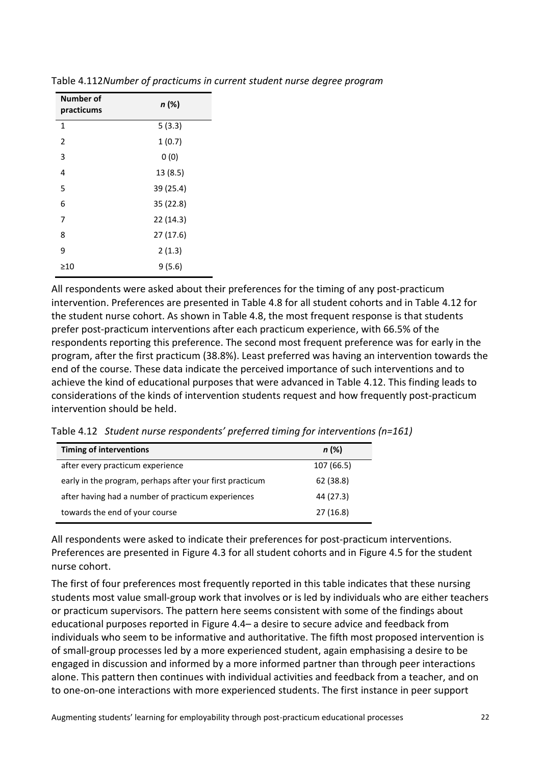Table 4.112*Number of practicums in current student nurse degree program*

| Number of practicums | *n* (%) |
|---|---|
| 1 | 5 (3.3) |
| 2 | 1 (0.7) |
| 3 | 0 (0) |
| 4 | 13 (8.5) |
| 5 | 39 (25.4) |
| 6 | 35 (22.8) |
| 7 | 22 (14.3) |
| 8 | 27 (17.6) |
| 9 | 2 (1.3) |
| ≥10 | 9 (5.6) |

All respondents were asked about their preferences for the timing of any post-practicum intervention. Preferences are presented in Table 4.8 for all student cohorts and in Table 4.12 for the student nurse cohort. As shown in Table 4.8, the most frequent response is that students prefer post-practicum interventions after each practicum experience, with 66.5% of the respondents reporting this preference. The second most frequent preference was for early in the program, after the first practicum (38.8%). Least preferred was having an intervention towards the end of the course. These data indicate the perceived importance of such interventions and to achieve the kind of educational purposes that were advanced in Table 4.12. This finding leads to considerations of the kinds of intervention students request and how frequently post-practicum intervention should be held.

Table 4.12 *Student nurse respondents' preferred timing for interventions (n=161)*

| Timing of interventions | *n* (%) |
|---|---|
| after every practicum experience | 107 (66.5) |
| early in the program, perhaps after your first practicum | 62 (38.8) |
| after having had a number of practicum experiences | 44 (27.3) |
| towards the end of your course | 27 (16.8) |

All respondents were asked to indicate their preferences for post-practicum interventions. Preferences are presented in Figure 4.3 for all student cohorts and in Figure 4.5 for the student nurse cohort.

The first of four preferences most frequently reported in this table indicates that these nursing students most value small-group work that involves or is led by individuals who are either teachers or practicum supervisors. The pattern here seems consistent with some of the findings about educational purposes reported in Figure 4.4– a desire to secure advice and feedback from individuals who seem to be informative and authoritative. The fifth most proposed intervention is of small-group processes led by a more experienced student, again emphasising a desire to be engaged in discussion and informed by a more informed partner than through peer interactions alone. This pattern then continues with individual activities and feedback from a teacher, and on to one-on-one interactions with more experienced students. The first instance in peer support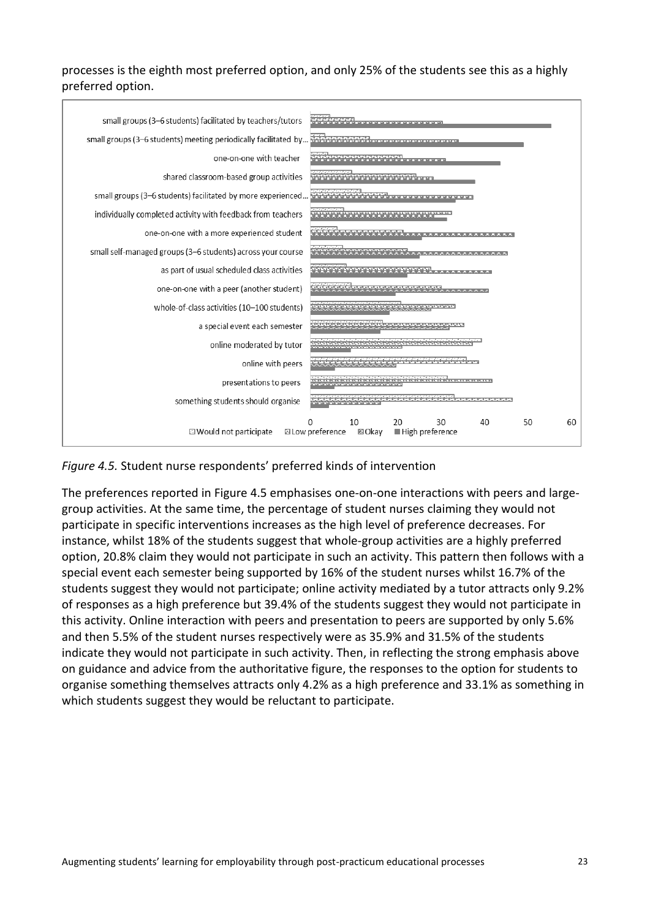processes is the eighth most preferred option, and only 25% of the students see this as a highly preferred option.

*Figure 4.5.* Student nurse respondents' preferred kinds of intervention

The preferences reported in Figure 4.5 emphasises one-on-one interactions with peers and large-group activities. At the same time, the percentage of student nurses claiming they would not participate in specific interventions increases as the high level of preference decreases. For instance, whilst 18% of the students suggest that whole-group activities are a highly preferred option, 20.8% claim they would not participate in such an activity. This pattern then follows with a special event each semester being supported by 16% of the student nurses whilst 16.7% of the students suggest they would not participate; online activity mediated by a tutor attracts only 9.2% of responses as a high preference but 39.4% of the students suggest they would not participate in this activity. Online interaction with peers and presentation to peers are supported by only 5.6% and then 5.5% of the student nurses respectively were as 35.9% and 31.5% of the students indicate they would not participate in such activity. Then, in reflecting the strong emphasis above on guidance and advice from the authoritative figure, the responses to the option for students to organise something themselves attracts only 4.2% as a high preference and 33.1% as something in which students suggest they would be reluctant to participate.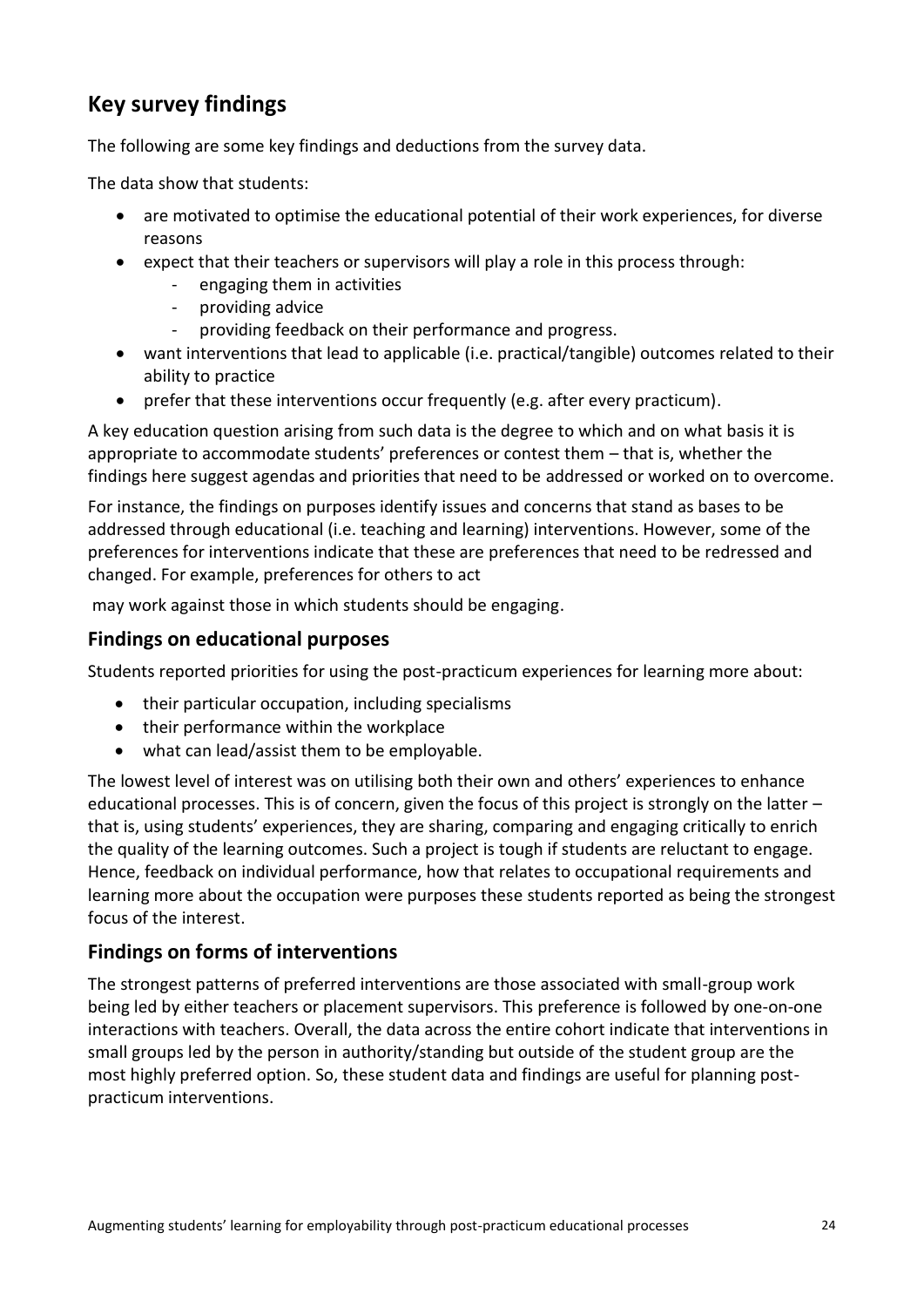## Key survey findings

The following are some key findings and deductions from the survey data.

The data show that students:

- are motivated to optimise the educational potential of their work experiences, for diverse reasons
- expect that their teachers or supervisors will play a role in this process through:
  - engaging them in activities
  - providing advice
  - providing feedback on their performance and progress.
- want interventions that lead to applicable (i.e. practical/tangible) outcomes related to their ability to practice
- prefer that these interventions occur frequently (e.g. after every practicum).

A key education question arising from such data is the degree to which and on what basis it is appropriate to accommodate students' preferences or contest them – that is, whether the findings here suggest agendas and priorities that need to be addressed or worked on to overcome.

For instance, the findings on purposes identify issues and concerns that stand as bases to be addressed through educational (i.e. teaching and learning) interventions. However, some of the preferences for interventions indicate that these are preferences that need to be redressed and changed. For example, preferences for others to act

may work against those in which students should be engaging.

### Findings on educational purposes

Students reported priorities for using the post-practicum experiences for learning more about:

- their particular occupation, including specialisms
- their performance within the workplace
- what can lead/assist them to be employable.

The lowest level of interest was on utilising both their own and others' experiences to enhance educational processes. This is of concern, given the focus of this project is strongly on the latter – that is, using students' experiences, they are sharing, comparing and engaging critically to enrich the quality of the learning outcomes. Such a project is tough if students are reluctant to engage. Hence, feedback on individual performance, how that relates to occupational requirements and learning more about the occupation were purposes these students reported as being the strongest focus of the interest.

### Findings on forms of interventions

The strongest patterns of preferred interventions are those associated with small-group work being led by either teachers or placement supervisors. This preference is followed by one-on-one interactions with teachers. Overall, the data across the entire cohort indicate that interventions in small groups led by the person in authority/standing but outside of the student group are the most highly preferred option. So, these student data and findings are useful for planning post-practicum interventions.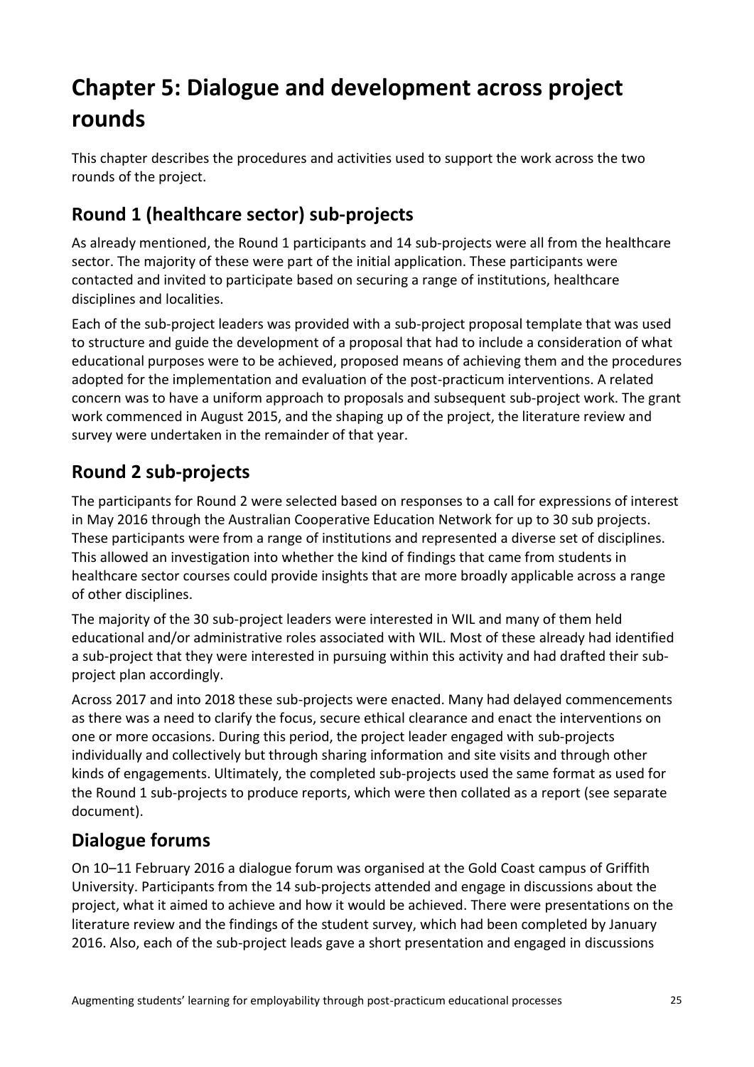# Chapter 5: Dialogue and development across project rounds

This chapter describes the procedures and activities used to support the work across the two rounds of the project.

## Round 1 (healthcare sector) sub-projects

As already mentioned, the Round 1 participants and 14 sub-projects were all from the healthcare sector. The majority of these were part of the initial application. These participants were contacted and invited to participate based on securing a range of institutions, healthcare disciplines and localities.

Each of the sub-project leaders was provided with a sub-project proposal template that was used to structure and guide the development of a proposal that had to include a consideration of what educational purposes were to be achieved, proposed means of achieving them and the procedures adopted for the implementation and evaluation of the post-practicum interventions. A related concern was to have a uniform approach to proposals and subsequent sub-project work. The grant work commenced in August 2015, and the shaping up of the project, the literature review and survey were undertaken in the remainder of that year.

## Round 2 sub-projects

The participants for Round 2 were selected based on responses to a call for expressions of interest in May 2016 through the Australian Cooperative Education Network for up to 30 sub projects. These participants were from a range of institutions and represented a diverse set of disciplines. This allowed an investigation into whether the kind of findings that came from students in healthcare sector courses could provide insights that are more broadly applicable across a range of other disciplines.

The majority of the 30 sub-project leaders were interested in WIL and many of them held educational and/or administrative roles associated with WIL. Most of these already had identified a sub-project that they were interested in pursuing within this activity and had drafted their sub-project plan accordingly.

Across 2017 and into 2018 these sub-projects were enacted. Many had delayed commencements as there was a need to clarify the focus, secure ethical clearance and enact the interventions on one or more occasions. During this period, the project leader engaged with sub-projects individually and collectively but through sharing information and site visits and through other kinds of engagements. Ultimately, the completed sub-projects used the same format as used for the Round 1 sub-projects to produce reports, which were then collated as a report (see separate document).

## Dialogue forums

On 10–11 February 2016 a dialogue forum was organised at the Gold Coast campus of Griffith University. Participants from the 14 sub-projects attended and engage in discussions about the project, what it aimed to achieve and how it would be achieved. There were presentations on the literature review and the findings of the student survey, which had been completed by January 2016. Also, each of the sub-project leads gave a short presentation and engaged in discussions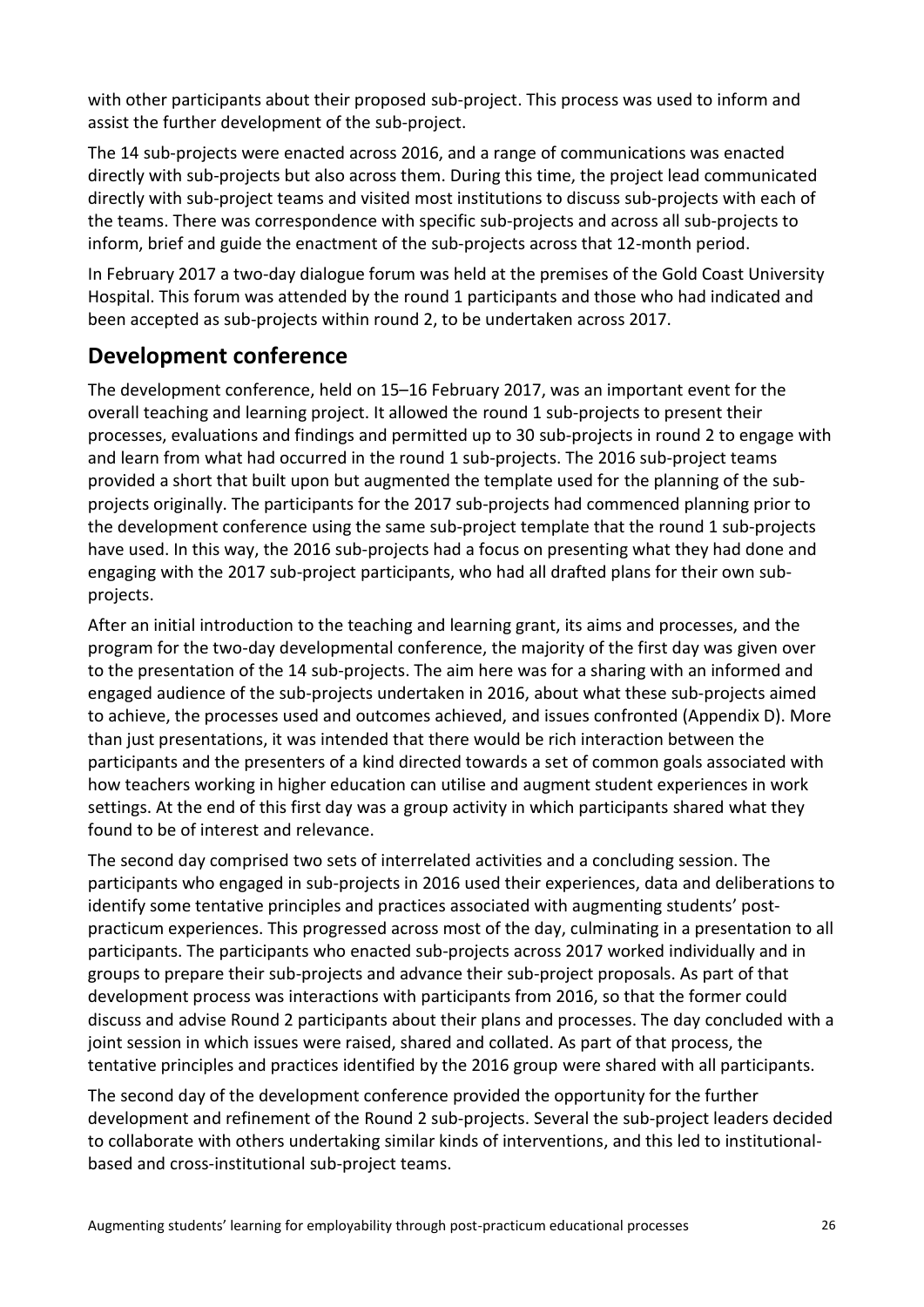with other participants about their proposed sub-project. This process was used to inform and assist the further development of the sub-project.

The 14 sub-projects were enacted across 2016, and a range of communications was enacted directly with sub-projects but also across them. During this time, the project lead communicated directly with sub-project teams and visited most institutions to discuss sub-projects with each of the teams. There was correspondence with specific sub-projects and across all sub-projects to inform, brief and guide the enactment of the sub-projects across that 12-month period.

In February 2017 a two-day dialogue forum was held at the premises of the Gold Coast University Hospital. This forum was attended by the round 1 participants and those who had indicated and been accepted as sub-projects within round 2, to be undertaken across 2017.

## Development conference

The development conference, held on 15–16 February 2017, was an important event for the overall teaching and learning project. It allowed the round 1 sub-projects to present their processes, evaluations and findings and permitted up to 30 sub-projects in round 2 to engage with and learn from what had occurred in the round 1 sub-projects. The 2016 sub-project teams provided a short that built upon but augmented the template used for the planning of the sub-projects originally. The participants for the 2017 sub-projects had commenced planning prior to the development conference using the same sub-project template that the round 1 sub-projects have used. In this way, the 2016 sub-projects had a focus on presenting what they had done and engaging with the 2017 sub-project participants, who had all drafted plans for their own sub-projects.

After an initial introduction to the teaching and learning grant, its aims and processes, and the program for the two-day developmental conference, the majority of the first day was given over to the presentation of the 14 sub-projects. The aim here was for a sharing with an informed and engaged audience of the sub-projects undertaken in 2016, about what these sub-projects aimed to achieve, the processes used and outcomes achieved, and issues confronted (Appendix D). More than just presentations, it was intended that there would be rich interaction between the participants and the presenters of a kind directed towards a set of common goals associated with how teachers working in higher education can utilise and augment student experiences in work settings. At the end of this first day was a group activity in which participants shared what they found to be of interest and relevance.

The second day comprised two sets of interrelated activities and a concluding session. The participants who engaged in sub-projects in 2016 used their experiences, data and deliberations to identify some tentative principles and practices associated with augmenting students' post-practicum experiences. This progressed across most of the day, culminating in a presentation to all participants. The participants who enacted sub-projects across 2017 worked individually and in groups to prepare their sub-projects and advance their sub-project proposals. As part of that development process was interactions with participants from 2016, so that the former could discuss and advise Round 2 participants about their plans and processes. The day concluded with a joint session in which issues were raised, shared and collated. As part of that process, the tentative principles and practices identified by the 2016 group were shared with all participants.

The second day of the development conference provided the opportunity for the further development and refinement of the Round 2 sub-projects. Several the sub-project leaders decided to collaborate with others undertaking similar kinds of interventions, and this led to institutional-based and cross-institutional sub-project teams.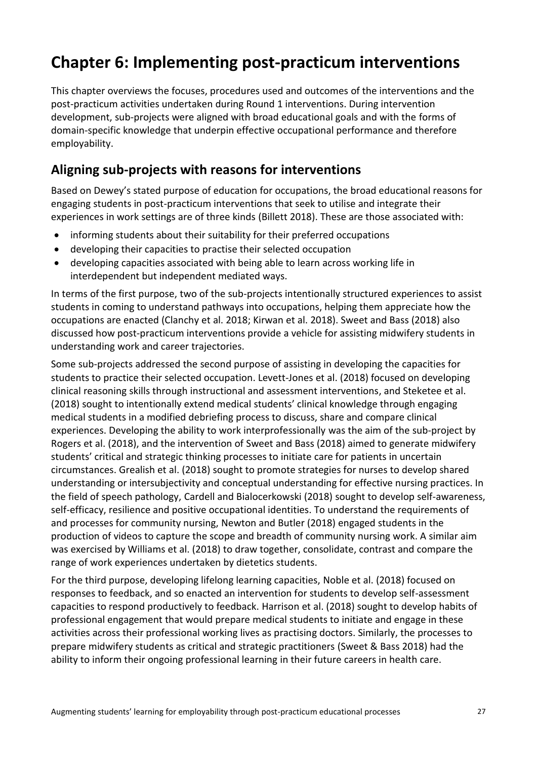# Chapter 6: Implementing post-practicum interventions

This chapter overviews the focuses, procedures used and outcomes of the interventions and the post-practicum activities undertaken during Round 1 interventions. During intervention development, sub-projects were aligned with broad educational goals and with the forms of domain-specific knowledge that underpin effective occupational performance and therefore employability.

## Aligning sub-projects with reasons for interventions

Based on Dewey's stated purpose of education for occupations, the broad educational reasons for engaging students in post-practicum interventions that seek to utilise and integrate their experiences in work settings are of three kinds (Billett 2018). These are those associated with:

- informing students about their suitability for their preferred occupations
- developing their capacities to practise their selected occupation
- developing capacities associated with being able to learn across working life in interdependent but independent mediated ways.

In terms of the first purpose, two of the sub-projects intentionally structured experiences to assist students in coming to understand pathways into occupations, helping them appreciate how the occupations are enacted (Clanchy et al. 2018; Kirwan et al. 2018). Sweet and Bass (2018) also discussed how post-practicum interventions provide a vehicle for assisting midwifery students in understanding work and career trajectories.

Some sub-projects addressed the second purpose of assisting in developing the capacities for students to practice their selected occupation. Levett-Jones et al. (2018) focused on developing clinical reasoning skills through instructional and assessment interventions, and Steketee et al. (2018) sought to intentionally extend medical students' clinical knowledge through engaging medical students in a modified debriefing process to discuss, share and compare clinical experiences. Developing the ability to work interprofessionally was the aim of the sub-project by Rogers et al. (2018), and the intervention of Sweet and Bass (2018) aimed to generate midwifery students' critical and strategic thinking processes to initiate care for patients in uncertain circumstances. Grealish et al. (2018) sought to promote strategies for nurses to develop shared understanding or intersubjectivity and conceptual understanding for effective nursing practices. In the field of speech pathology, Cardell and Bialocerkowski (2018) sought to develop self-awareness, self-efficacy, resilience and positive occupational identities. To understand the requirements of and processes for community nursing, Newton and Butler (2018) engaged students in the production of videos to capture the scope and breadth of community nursing work. A similar aim was exercised by Williams et al. (2018) to draw together, consolidate, contrast and compare the range of work experiences undertaken by dietetics students.

For the third purpose, developing lifelong learning capacities, Noble et al. (2018) focused on responses to feedback, and so enacted an intervention for students to develop self-assessment capacities to respond productively to feedback. Harrison et al. (2018) sought to develop habits of professional engagement that would prepare medical students to initiate and engage in these activities across their professional working lives as practising doctors. Similarly, the processes to prepare midwifery students as critical and strategic practitioners (Sweet & Bass 2018) had the ability to inform their ongoing professional learning in their future careers in health care.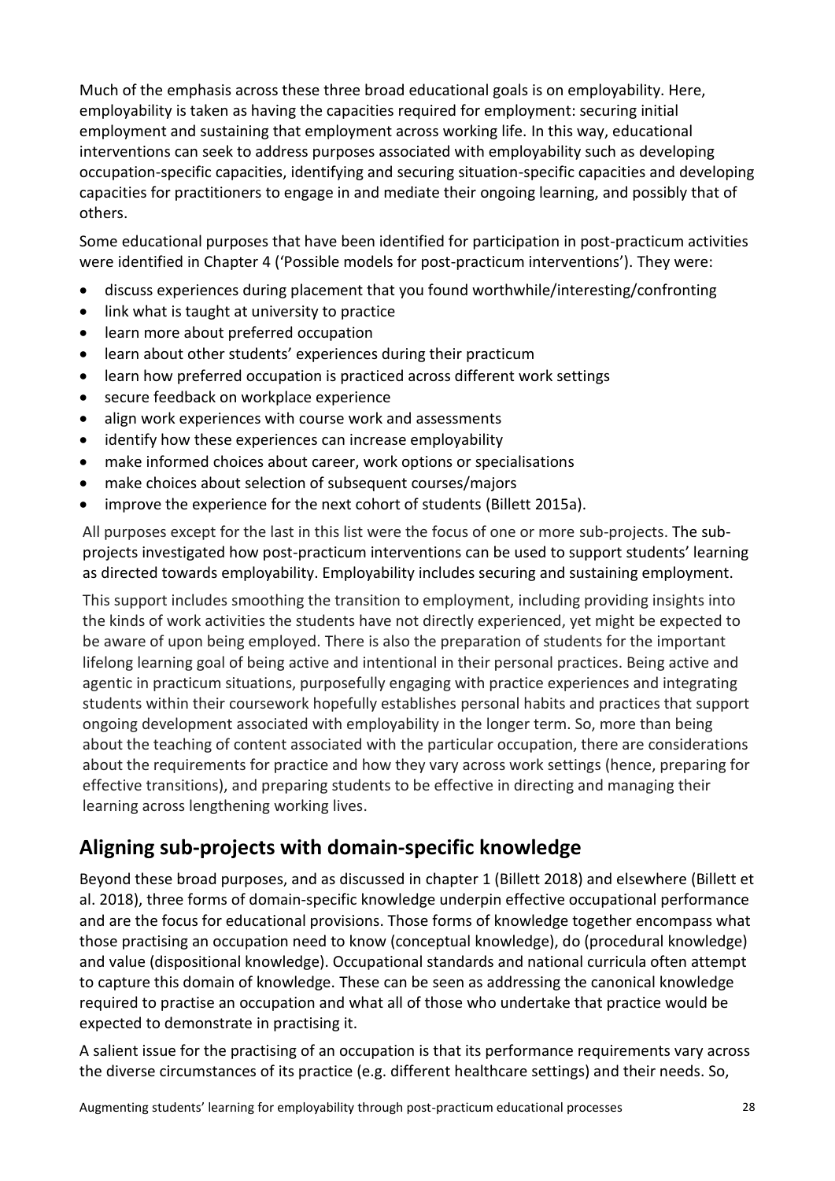Much of the emphasis across these three broad educational goals is on employability. Here, employability is taken as having the capacities required for employment: securing initial employment and sustaining that employment across working life. In this way, educational interventions can seek to address purposes associated with employability such as developing occupation-specific capacities, identifying and securing situation-specific capacities and developing capacities for practitioners to engage in and mediate their ongoing learning, and possibly that of others.

Some educational purposes that have been identified for participation in post-practicum activities were identified in Chapter 4 ('Possible models for post-practicum interventions'). They were:

- discuss experiences during placement that you found worthwhile/interesting/confronting
- link what is taught at university to practice
- learn more about preferred occupation
- learn about other students' experiences during their practicum
- learn how preferred occupation is practiced across different work settings
- secure feedback on workplace experience
- align work experiences with course work and assessments
- identify how these experiences can increase employability
- make informed choices about career, work options or specialisations
- make choices about selection of subsequent courses/majors
- improve the experience for the next cohort of students (Billett 2015a).

All purposes except for the last in this list were the focus of one or more sub-projects. The sub-projects investigated how post-practicum interventions can be used to support students' learning as directed towards employability. Employability includes securing and sustaining employment.

This support includes smoothing the transition to employment, including providing insights into the kinds of work activities the students have not directly experienced, yet might be expected to be aware of upon being employed. There is also the preparation of students for the important lifelong learning goal of being active and intentional in their personal practices. Being active and agentic in practicum situations, purposefully engaging with practice experiences and integrating students within their coursework hopefully establishes personal habits and practices that support ongoing development associated with employability in the longer term. So, more than being about the teaching of content associated with the particular occupation, there are considerations about the requirements for practice and how they vary across work settings (hence, preparing for effective transitions), and preparing students to be effective in directing and managing their learning across lengthening working lives.

## Aligning sub-projects with domain-specific knowledge

Beyond these broad purposes, and as discussed in chapter 1 (Billett 2018) and elsewhere (Billett et al. 2018), three forms of domain-specific knowledge underpin effective occupational performance and are the focus for educational provisions. Those forms of knowledge together encompass what those practising an occupation need to know (conceptual knowledge), do (procedural knowledge) and value (dispositional knowledge). Occupational standards and national curricula often attempt to capture this domain of knowledge. These can be seen as addressing the canonical knowledge required to practise an occupation and what all of those who undertake that practice would be expected to demonstrate in practising it.

A salient issue for the practising of an occupation is that its performance requirements vary across the diverse circumstances of its practice (e.g. different healthcare settings) and their needs. So,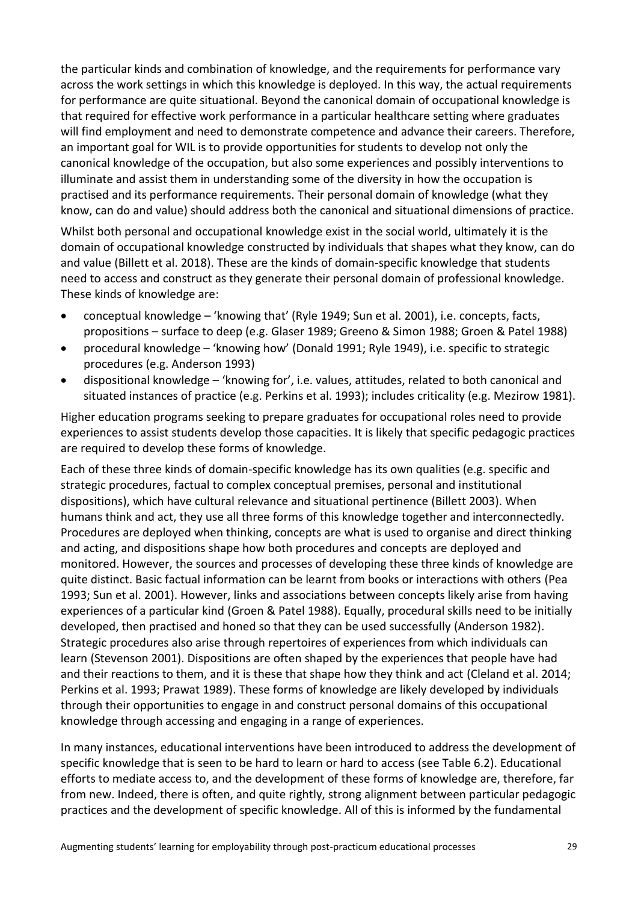the particular kinds and combination of knowledge, and the requirements for performance vary across the work settings in which this knowledge is deployed. In this way, the actual requirements for performance are quite situational. Beyond the canonical domain of occupational knowledge is that required for effective work performance in a particular healthcare setting where graduates will find employment and need to demonstrate competence and advance their careers. Therefore, an important goal for WIL is to provide opportunities for students to develop not only the canonical knowledge of the occupation, but also some experiences and possibly interventions to illuminate and assist them in understanding some of the diversity in how the occupation is practised and its performance requirements. Their personal domain of knowledge (what they know, can do and value) should address both the canonical and situational dimensions of practice.

Whilst both personal and occupational knowledge exist in the social world, ultimately it is the domain of occupational knowledge constructed by individuals that shapes what they know, can do and value (Billett et al. 2018). These are the kinds of domain-specific knowledge that students need to access and construct as they generate their personal domain of professional knowledge. These kinds of knowledge are:

- conceptual knowledge – 'knowing that' (Ryle 1949; Sun et al. 2001), i.e. concepts, facts, propositions – surface to deep (e.g. Glaser 1989; Greeno & Simon 1988; Groen & Patel 1988)
- procedural knowledge – 'knowing how' (Donald 1991; Ryle 1949), i.e. specific to strategic procedures (e.g. Anderson 1993)
- dispositional knowledge – 'knowing for', i.e. values, attitudes, related to both canonical and situated instances of practice (e.g. Perkins et al. 1993); includes criticality (e.g. Mezirow 1981).

Higher education programs seeking to prepare graduates for occupational roles need to provide experiences to assist students develop those capacities. It is likely that specific pedagogic practices are required to develop these forms of knowledge.

Each of these three kinds of domain-specific knowledge has its own qualities (e.g. specific and strategic procedures, factual to complex conceptual premises, personal and institutional dispositions), which have cultural relevance and situational pertinence (Billett 2003). When humans think and act, they use all three forms of this knowledge together and interconnectedly. Procedures are deployed when thinking, concepts are what is used to organise and direct thinking and acting, and dispositions shape how both procedures and concepts are deployed and monitored. However, the sources and processes of developing these three kinds of knowledge are quite distinct. Basic factual information can be learnt from books or interactions with others (Pea 1993; Sun et al. 2001). However, links and associations between concepts likely arise from having experiences of a particular kind (Groen & Patel 1988). Equally, procedural skills need to be initially developed, then practised and honed so that they can be used successfully (Anderson 1982). Strategic procedures also arise through repertoires of experiences from which individuals can learn (Stevenson 2001). Dispositions are often shaped by the experiences that people have had and their reactions to them, and it is these that shape how they think and act (Cleland et al. 2014; Perkins et al. 1993; Prawat 1989). These forms of knowledge are likely developed by individuals through their opportunities to engage in and construct personal domains of this occupational knowledge through accessing and engaging in a range of experiences.

In many instances, educational interventions have been introduced to address the development of specific knowledge that is seen to be hard to learn or hard to access (see Table 6.2). Educational efforts to mediate access to, and the development of these forms of knowledge are, therefore, far from new. Indeed, there is often, and quite rightly, strong alignment between particular pedagogic practices and the development of specific knowledge. All of this is informed by the fundamental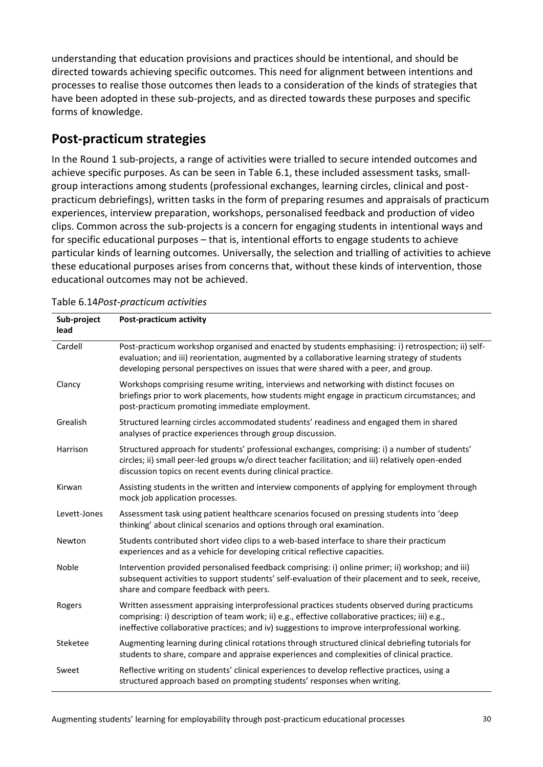understanding that education provisions and practices should be intentional, and should be directed towards achieving specific outcomes. This need for alignment between intentions and processes to realise those outcomes then leads to a consideration of the kinds of strategies that have been adopted in these sub-projects, and as directed towards these purposes and specific forms of knowledge.

## Post-practicum strategies

In the Round 1 sub-projects, a range of activities were trialled to secure intended outcomes and achieve specific purposes. As can be seen in Table 6.1, these included assessment tasks, small-group interactions among students (professional exchanges, learning circles, clinical and post-practicum debriefings), written tasks in the form of preparing resumes and appraisals of practicum experiences, interview preparation, workshops, personalised feedback and production of video clips. Common across the sub-projects is a concern for engaging students in intentional ways and for specific educational purposes – that is, intentional efforts to engage students to achieve particular kinds of learning outcomes. Universally, the selection and trialling of activities to achieve these educational purposes arises from concerns that, without these kinds of intervention, those educational outcomes may not be achieved.

Table 6.14*Post-practicum activities*

| Sub-project lead | Post-practicum activity |
|---|---|
| Cardell | Post-practicum workshop organised and enacted by students emphasising: i) retrospection; ii) self-evaluation; and iii) reorientation, augmented by a collaborative learning strategy of students developing personal perspectives on issues that were shared with a peer, and group. |
| Clancy | Workshops comprising resume writing, interviews and networking with distinct focuses on briefings prior to work placements, how students might engage in practicum circumstances; and post-practicum promoting immediate employment. |
| Grealish | Structured learning circles accommodated students' readiness and engaged them in shared analyses of practice experiences through group discussion. |
| Harrison | Structured approach for students' professional exchanges, comprising: i) a number of students' circles; ii) small peer-led groups w/o direct teacher facilitation; and iii) relatively open-ended discussion topics on recent events during clinical practice. |
| Kirwan | Assisting students in the written and interview components of applying for employment through mock job application processes. |
| Levett-Jones | Assessment task using patient healthcare scenarios focused on pressing students into 'deep thinking' about clinical scenarios and options through oral examination. |
| Newton | Students contributed short video clips to a web-based interface to share their practicum experiences and as a vehicle for developing critical reflective capacities. |
| Noble | Intervention provided personalised feedback comprising: i) online primer; ii) workshop; and iii) subsequent activities to support students' self-evaluation of their placement and to seek, receive, share and compare feedback with peers. |
| Rogers | Written assessment appraising interprofessional practices students observed during practicums comprising: i) description of team work; ii) e.g., effective collaborative practices; iii) e.g., ineffective collaborative practices; and iv) suggestions to improve interprofessional working. |
| Steketee | Augmenting learning during clinical rotations through structured clinical debriefing tutorials for students to share, compare and appraise experiences and complexities of clinical practice. |
| Sweet | Reflective writing on students' clinical experiences to develop reflective practices, using a structured approach based on prompting students' responses when writing. |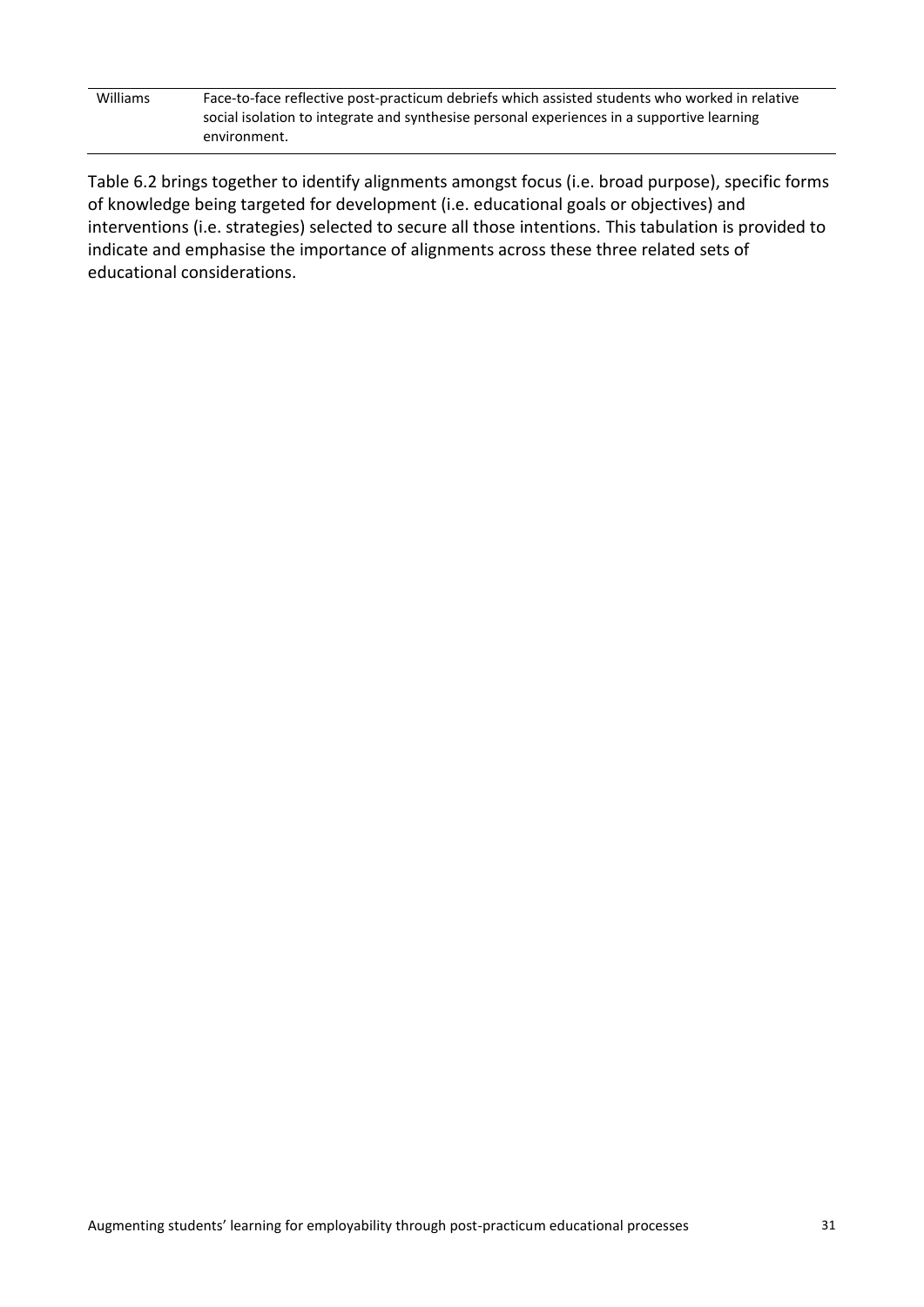| | |
|---|---|
| Williams | Face-to-face reflective post-practicum debriefs which assisted students who worked in relative social isolation to integrate and synthesise personal experiences in a supportive learning environment. |

Table 6.2 brings together to identify alignments amongst focus (i.e. broad purpose), specific forms of knowledge being targeted for development (i.e. educational goals or objectives) and interventions (i.e. strategies) selected to secure all those intentions. This tabulation is provided to indicate and emphasise the importance of alignments across these three related sets of educational considerations.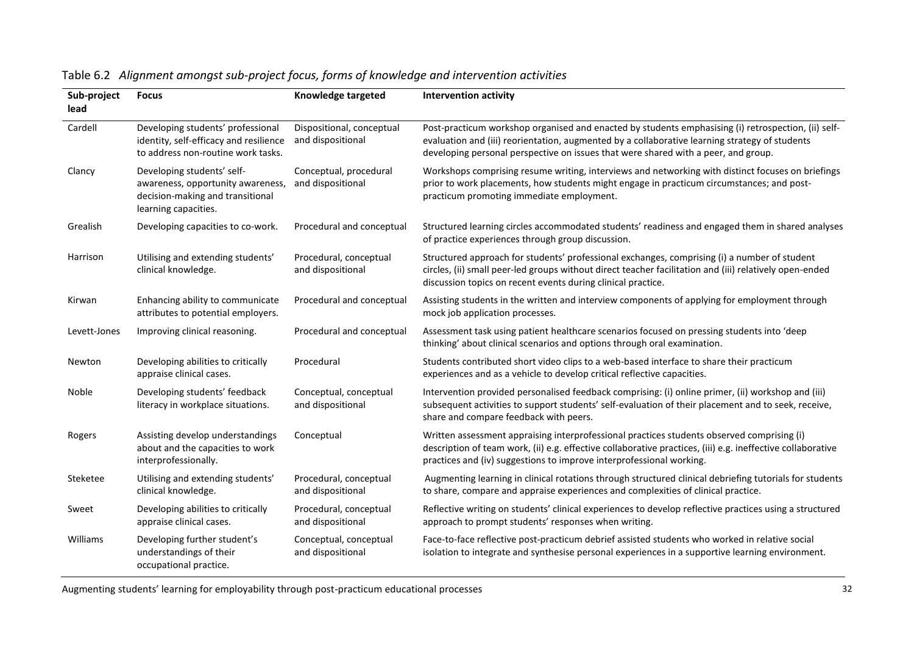Table 6.2 *Alignment amongst sub-project focus, forms of knowledge and intervention activities*

| Sub-project lead | Focus | Knowledge targeted | Intervention activity |
|---|---|---|---|
| Cardell | Developing students' professional identity, self-efficacy and resilience to address non-routine work tasks. | Dispositional, conceptual and dispositional | Post-practicum workshop organised and enacted by students emphasising (i) retrospection, (ii) self-evaluation and (iii) reorientation, augmented by a collaborative learning strategy of students developing personal perspective on issues that were shared with a peer, and group. |
| Clancy | Developing students' self-awareness, opportunity awareness, decision-making and transitional learning capacities. | Conceptual, procedural and dispositional | Workshops comprising resume writing, interviews and networking with distinct focuses on briefings prior to work placements, how students might engage in practicum circumstances; and post-practicum promoting immediate employment. |
| Grealish | Developing capacities to co-work. | Procedural and conceptual | Structured learning circles accommodated students' readiness and engaged them in shared analyses of practice experiences through group discussion. |
| Harrison | Utilising and extending students' clinical knowledge. | Procedural, conceptual and dispositional | Structured approach for students' professional exchanges, comprising (i) a number of student circles, (ii) small peer-led groups without direct teacher facilitation and (iii) relatively open-ended discussion topics on recent events during clinical practice. |
| Kirwan | Enhancing ability to communicate attributes to potential employers. | Procedural and conceptual | Assisting students in the written and interview components of applying for employment through mock job application processes. |
| Levett-Jones | Improving clinical reasoning. | Procedural and conceptual | Assessment task using patient healthcare scenarios focused on pressing students into 'deep thinking' about clinical scenarios and options through oral examination. |
| Newton | Developing abilities to critically appraise clinical cases. | Procedural | Students contributed short video clips to a web-based interface to share their practicum experiences and as a vehicle to develop critical reflective capacities. |
| Noble | Developing students' feedback literacy in workplace situations. | Conceptual, conceptual and dispositional | Intervention provided personalised feedback comprising: (i) online primer, (ii) workshop and (iii) subsequent activities to support students' self-evaluation of their placement and to seek, receive, share and compare feedback with peers. |
| Rogers | Assisting develop understandings about and the capacities to work interprofessionally. | Conceptual | Written assessment appraising interprofessional practices students observed comprising (i) description of team work, (ii) e.g. effective collaborative practices, (iii) e.g. ineffective collaborative practices and (iv) suggestions to improve interprofessional working. |
| Steketee | Utilising and extending students' clinical knowledge. | Procedural, conceptual and dispositional | Augmenting learning in clinical rotations through structured clinical debriefing tutorials for students to share, compare and appraise experiences and complexities of clinical practice. |
| Sweet | Developing abilities to critically appraise clinical cases. | Procedural, conceptual and dispositional | Reflective writing on students' clinical experiences to develop reflective practices using a structured approach to prompt students' responses when writing. |
| Williams | Developing further student's understandings of their occupational practice. | Conceptual, conceptual and dispositional | Face-to-face reflective post-practicum debrief assisted students who worked in relative social isolation to integrate and synthesise personal experiences in a supportive learning environment. |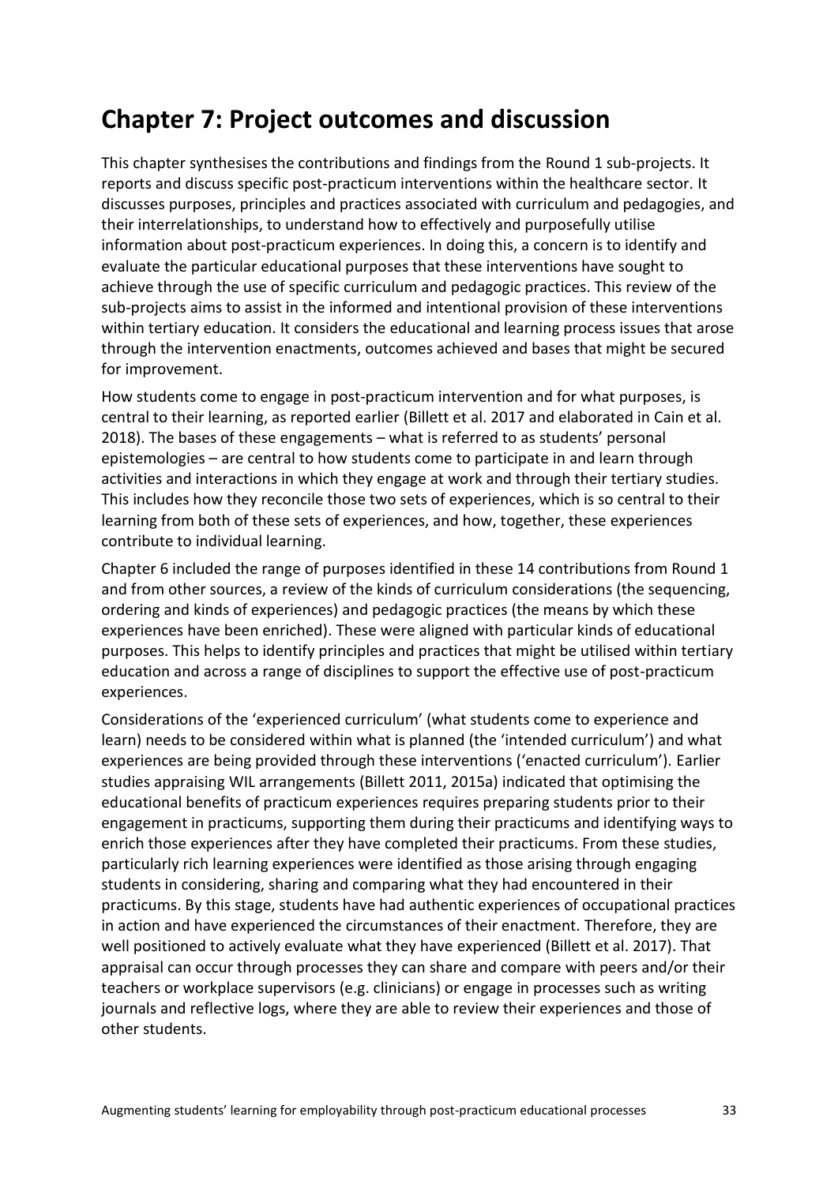# Chapter 7: Project outcomes and discussion

This chapter synthesises the contributions and findings from the Round 1 sub-projects. It reports and discuss specific post-practicum interventions within the healthcare sector. It discusses purposes, principles and practices associated with curriculum and pedagogies, and their interrelationships, to understand how to effectively and purposefully utilise information about post-practicum experiences. In doing this, a concern is to identify and evaluate the particular educational purposes that these interventions have sought to achieve through the use of specific curriculum and pedagogic practices. This review of the sub-projects aims to assist in the informed and intentional provision of these interventions within tertiary education. It considers the educational and learning process issues that arose through the intervention enactments, outcomes achieved and bases that might be secured for improvement.

How students come to engage in post-practicum intervention and for what purposes, is central to their learning, as reported earlier (Billett et al. 2017 and elaborated in Cain et al. 2018). The bases of these engagements – what is referred to as students' personal epistemologies – are central to how students come to participate in and learn through activities and interactions in which they engage at work and through their tertiary studies. This includes how they reconcile those two sets of experiences, which is so central to their learning from both of these sets of experiences, and how, together, these experiences contribute to individual learning.

Chapter 6 included the range of purposes identified in these 14 contributions from Round 1 and from other sources, a review of the kinds of curriculum considerations (the sequencing, ordering and kinds of experiences) and pedagogic practices (the means by which these experiences have been enriched). These were aligned with particular kinds of educational purposes. This helps to identify principles and practices that might be utilised within tertiary education and across a range of disciplines to support the effective use of post-practicum experiences.

Considerations of the 'experienced curriculum' (what students come to experience and learn) needs to be considered within what is planned (the 'intended curriculum') and what experiences are being provided through these interventions ('enacted curriculum'). Earlier studies appraising WIL arrangements (Billett 2011, 2015a) indicated that optimising the educational benefits of practicum experiences requires preparing students prior to their engagement in practicums, supporting them during their practicums and identifying ways to enrich those experiences after they have completed their practicums. From these studies, particularly rich learning experiences were identified as those arising through engaging students in considering, sharing and comparing what they had encountered in their practicums. By this stage, students have had authentic experiences of occupational practices in action and have experienced the circumstances of their enactment. Therefore, they are well positioned to actively evaluate what they have experienced (Billett et al. 2017). That appraisal can occur through processes they can share and compare with peers and/or their teachers or workplace supervisors (e.g. clinicians) or engage in processes such as writing journals and reflective logs, where they are able to review their experiences and those of other students.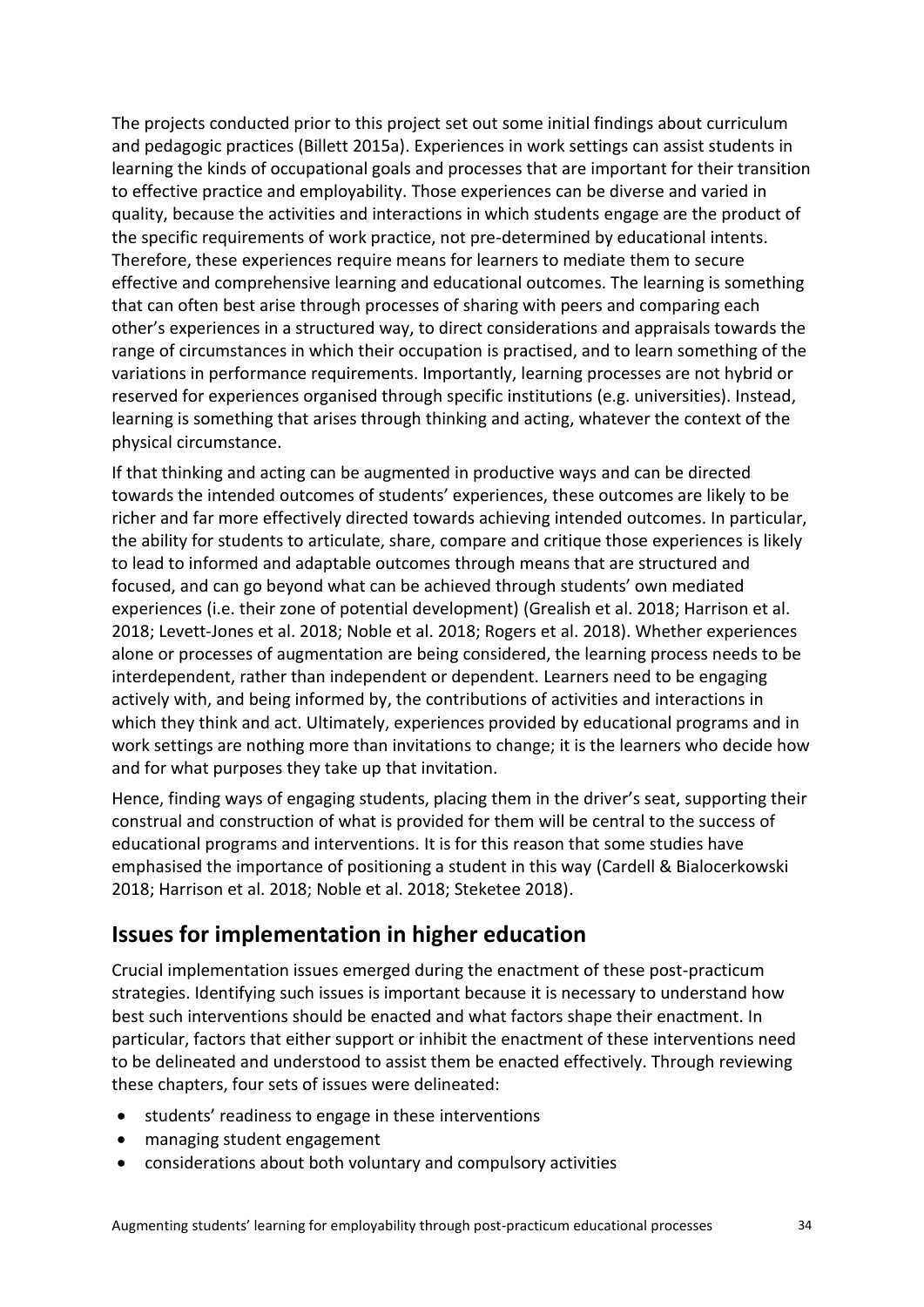The projects conducted prior to this project set out some initial findings about curriculum and pedagogic practices (Billett 2015a). Experiences in work settings can assist students in learning the kinds of occupational goals and processes that are important for their transition to effective practice and employability. Those experiences can be diverse and varied in quality, because the activities and interactions in which students engage are the product of the specific requirements of work practice, not pre-determined by educational intents. Therefore, these experiences require means for learners to mediate them to secure effective and comprehensive learning and educational outcomes. The learning is something that can often best arise through processes of sharing with peers and comparing each other's experiences in a structured way, to direct considerations and appraisals towards the range of circumstances in which their occupation is practised, and to learn something of the variations in performance requirements. Importantly, learning processes are not hybrid or reserved for experiences organised through specific institutions (e.g. universities). Instead, learning is something that arises through thinking and acting, whatever the context of the physical circumstance.

If that thinking and acting can be augmented in productive ways and can be directed towards the intended outcomes of students' experiences, these outcomes are likely to be richer and far more effectively directed towards achieving intended outcomes. In particular, the ability for students to articulate, share, compare and critique those experiences is likely to lead to informed and adaptable outcomes through means that are structured and focused, and can go beyond what can be achieved through students' own mediated experiences (i.e. their zone of potential development) (Grealish et al. 2018; Harrison et al. 2018; Levett-Jones et al. 2018; Noble et al. 2018; Rogers et al. 2018). Whether experiences alone or processes of augmentation are being considered, the learning process needs to be interdependent, rather than independent or dependent. Learners need to be engaging actively with, and being informed by, the contributions of activities and interactions in which they think and act. Ultimately, experiences provided by educational programs and in work settings are nothing more than invitations to change; it is the learners who decide how and for what purposes they take up that invitation.

Hence, finding ways of engaging students, placing them in the driver's seat, supporting their construal and construction of what is provided for them will be central to the success of educational programs and interventions. It is for this reason that some studies have emphasised the importance of positioning a student in this way (Cardell & Bialocerkowski 2018; Harrison et al. 2018; Noble et al. 2018; Steketee 2018).

## Issues for implementation in higher education

Crucial implementation issues emerged during the enactment of these post-practicum strategies. Identifying such issues is important because it is necessary to understand how best such interventions should be enacted and what factors shape their enactment. In particular, factors that either support or inhibit the enactment of these interventions need to be delineated and understood to assist them be enacted effectively. Through reviewing these chapters, four sets of issues were delineated:

- students' readiness to engage in these interventions
- managing student engagement
- considerations about both voluntary and compulsory activities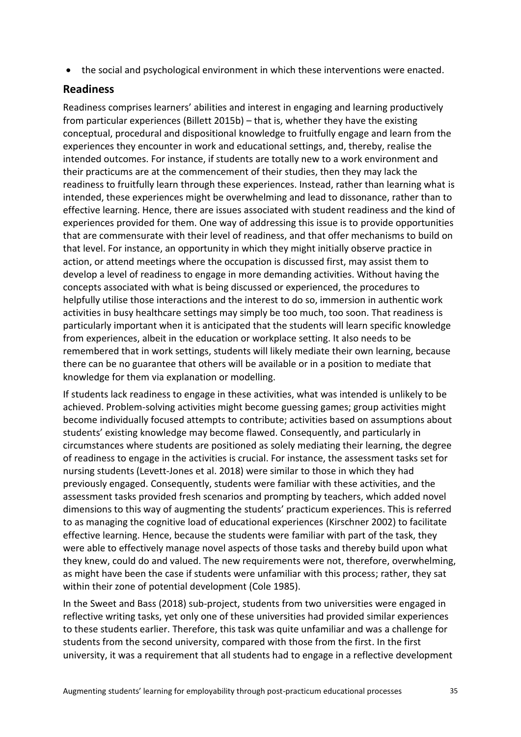- the social and psychological environment in which these interventions were enacted.

## Readiness

Readiness comprises learners' abilities and interest in engaging and learning productively from particular experiences (Billett 2015b) – that is, whether they have the existing conceptual, procedural and dispositional knowledge to fruitfully engage and learn from the experiences they encounter in work and educational settings, and, thereby, realise the intended outcomes. For instance, if students are totally new to a work environment and their practicums are at the commencement of their studies, then they may lack the readiness to fruitfully learn through these experiences. Instead, rather than learning what is intended, these experiences might be overwhelming and lead to dissonance, rather than to effective learning. Hence, there are issues associated with student readiness and the kind of experiences provided for them. One way of addressing this issue is to provide opportunities that are commensurate with their level of readiness, and that offer mechanisms to build on that level. For instance, an opportunity in which they might initially observe practice in action, or attend meetings where the occupation is discussed first, may assist them to develop a level of readiness to engage in more demanding activities. Without having the concepts associated with what is being discussed or experienced, the procedures to helpfully utilise those interactions and the interest to do so, immersion in authentic work activities in busy healthcare settings may simply be too much, too soon. That readiness is particularly important when it is anticipated that the students will learn specific knowledge from experiences, albeit in the education or workplace setting. It also needs to be remembered that in work settings, students will likely mediate their own learning, because there can be no guarantee that others will be available or in a position to mediate that knowledge for them via explanation or modelling.

If students lack readiness to engage in these activities, what was intended is unlikely to be achieved. Problem-solving activities might become guessing games; group activities might become individually focused attempts to contribute; activities based on assumptions about students' existing knowledge may become flawed. Consequently, and particularly in circumstances where students are positioned as solely mediating their learning, the degree of readiness to engage in the activities is crucial. For instance, the assessment tasks set for nursing students (Levett-Jones et al. 2018) were similar to those in which they had previously engaged. Consequently, students were familiar with these activities, and the assessment tasks provided fresh scenarios and prompting by teachers, which added novel dimensions to this way of augmenting the students' practicum experiences. This is referred to as managing the cognitive load of educational experiences (Kirschner 2002) to facilitate effective learning. Hence, because the students were familiar with part of the task, they were able to effectively manage novel aspects of those tasks and thereby build upon what they knew, could do and valued. The new requirements were not, therefore, overwhelming, as might have been the case if students were unfamiliar with this process; rather, they sat within their zone of potential development (Cole 1985).

In the Sweet and Bass (2018) sub-project, students from two universities were engaged in reflective writing tasks, yet only one of these universities had provided similar experiences to these students earlier. Therefore, this task was quite unfamiliar and was a challenge for students from the second university, compared with those from the first. In the first university, it was a requirement that all students had to engage in a reflective development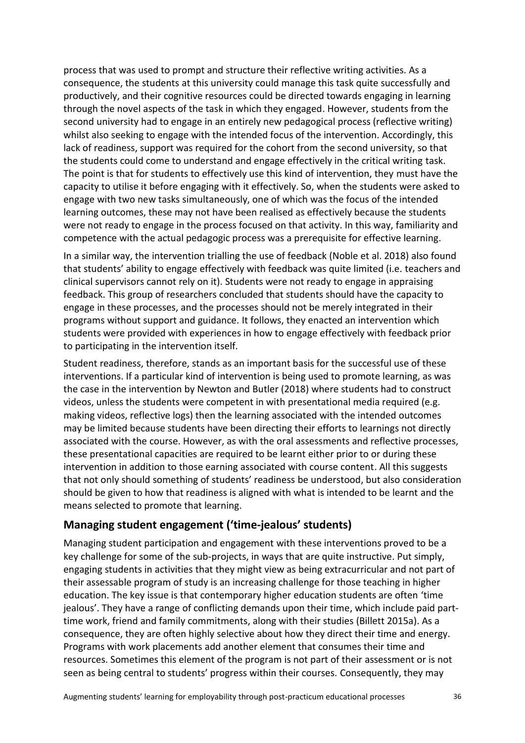process that was used to prompt and structure their reflective writing activities. As a consequence, the students at this university could manage this task quite successfully and productively, and their cognitive resources could be directed towards engaging in learning through the novel aspects of the task in which they engaged. However, students from the second university had to engage in an entirely new pedagogical process (reflective writing) whilst also seeking to engage with the intended focus of the intervention. Accordingly, this lack of readiness, support was required for the cohort from the second university, so that the students could come to understand and engage effectively in the critical writing task. The point is that for students to effectively use this kind of intervention, they must have the capacity to utilise it before engaging with it effectively. So, when the students were asked to engage with two new tasks simultaneously, one of which was the focus of the intended learning outcomes, these may not have been realised as effectively because the students were not ready to engage in the process focused on that activity. In this way, familiarity and competence with the actual pedagogic process was a prerequisite for effective learning.

In a similar way, the intervention trialling the use of feedback (Noble et al. 2018) also found that students' ability to engage effectively with feedback was quite limited (i.e. teachers and clinical supervisors cannot rely on it). Students were not ready to engage in appraising feedback. This group of researchers concluded that students should have the capacity to engage in these processes, and the processes should not be merely integrated in their programs without support and guidance. It follows, they enacted an intervention which students were provided with experiences in how to engage effectively with feedback prior to participating in the intervention itself.

Student readiness, therefore, stands as an important basis for the successful use of these interventions. If a particular kind of intervention is being used to promote learning, as was the case in the intervention by Newton and Butler (2018) where students had to construct videos, unless the students were competent in with presentational media required (e.g. making videos, reflective logs) then the learning associated with the intended outcomes may be limited because students have been directing their efforts to learnings not directly associated with the course. However, as with the oral assessments and reflective processes, these presentational capacities are required to be learnt either prior to or during these intervention in addition to those earning associated with course content. All this suggests that not only should something of students' readiness be understood, but also consideration should be given to how that readiness is aligned with what is intended to be learnt and the means selected to promote that learning.

## Managing student engagement ('time-jealous' students)

Managing student participation and engagement with these interventions proved to be a key challenge for some of the sub-projects, in ways that are quite instructive. Put simply, engaging students in activities that they might view as being extracurricular and not part of their assessable program of study is an increasing challenge for those teaching in higher education. The key issue is that contemporary higher education students are often 'time jealous'. They have a range of conflicting demands upon their time, which include paid part-time work, friend and family commitments, along with their studies (Billett 2015a). As a consequence, they are often highly selective about how they direct their time and energy. Programs with work placements add another element that consumes their time and resources. Sometimes this element of the program is not part of their assessment or is not seen as being central to students' progress within their courses. Consequently, they may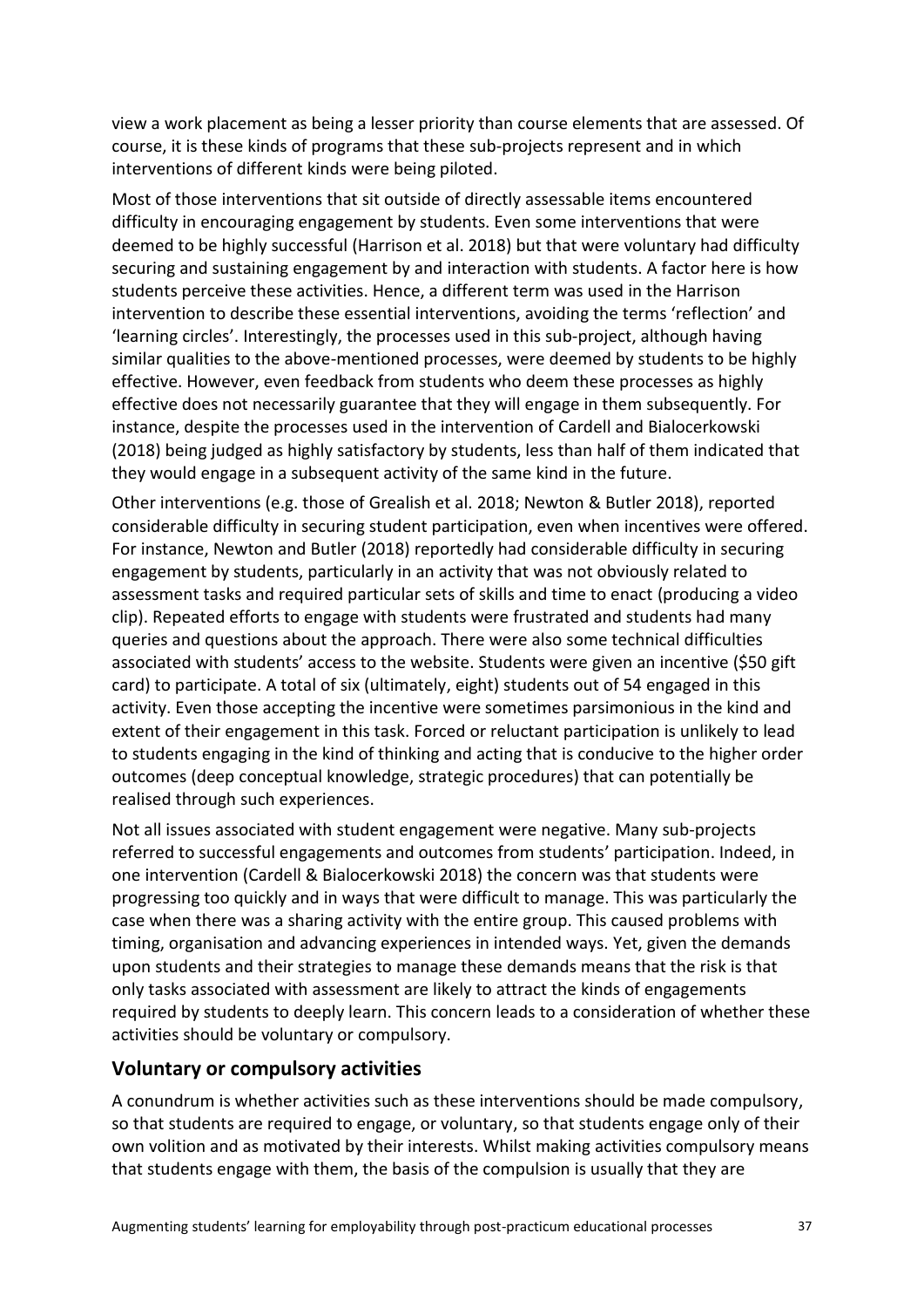view a work placement as being a lesser priority than course elements that are assessed. Of course, it is these kinds of programs that these sub-projects represent and in which interventions of different kinds were being piloted.

Most of those interventions that sit outside of directly assessable items encountered difficulty in encouraging engagement by students. Even some interventions that were deemed to be highly successful (Harrison et al. 2018) but that were voluntary had difficulty securing and sustaining engagement by and interaction with students. A factor here is how students perceive these activities. Hence, a different term was used in the Harrison intervention to describe these essential interventions, avoiding the terms 'reflection' and 'learning circles'. Interestingly, the processes used in this sub-project, although having similar qualities to the above-mentioned processes, were deemed by students to be highly effective. However, even feedback from students who deem these processes as highly effective does not necessarily guarantee that they will engage in them subsequently. For instance, despite the processes used in the intervention of Cardell and Bialocerkowski (2018) being judged as highly satisfactory by students, less than half of them indicated that they would engage in a subsequent activity of the same kind in the future.

Other interventions (e.g. those of Grealish et al. 2018; Newton & Butler 2018), reported considerable difficulty in securing student participation, even when incentives were offered. For instance, Newton and Butler (2018) reportedly had considerable difficulty in securing engagement by students, particularly in an activity that was not obviously related to assessment tasks and required particular sets of skills and time to enact (producing a video clip). Repeated efforts to engage with students were frustrated and students had many queries and questions about the approach. There were also some technical difficulties associated with students' access to the website. Students were given an incentive ($50 gift card) to participate. A total of six (ultimately, eight) students out of 54 engaged in this activity. Even those accepting the incentive were sometimes parsimonious in the kind and extent of their engagement in this task. Forced or reluctant participation is unlikely to lead to students engaging in the kind of thinking and acting that is conducive to the higher order outcomes (deep conceptual knowledge, strategic procedures) that can potentially be realised through such experiences.

Not all issues associated with student engagement were negative. Many sub-projects referred to successful engagements and outcomes from students' participation. Indeed, in one intervention (Cardell & Bialocerkowski 2018) the concern was that students were progressing too quickly and in ways that were difficult to manage. This was particularly the case when there was a sharing activity with the entire group. This caused problems with timing, organisation and advancing experiences in intended ways. Yet, given the demands upon students and their strategies to manage these demands means that the risk is that only tasks associated with assessment are likely to attract the kinds of engagements required by students to deeply learn. This concern leads to a consideration of whether these activities should be voluntary or compulsory.

## Voluntary or compulsory activities

A conundrum is whether activities such as these interventions should be made compulsory, so that students are required to engage, or voluntary, so that students engage only of their own volition and as motivated by their interests. Whilst making activities compulsory means that students engage with them, the basis of the compulsion is usually that they are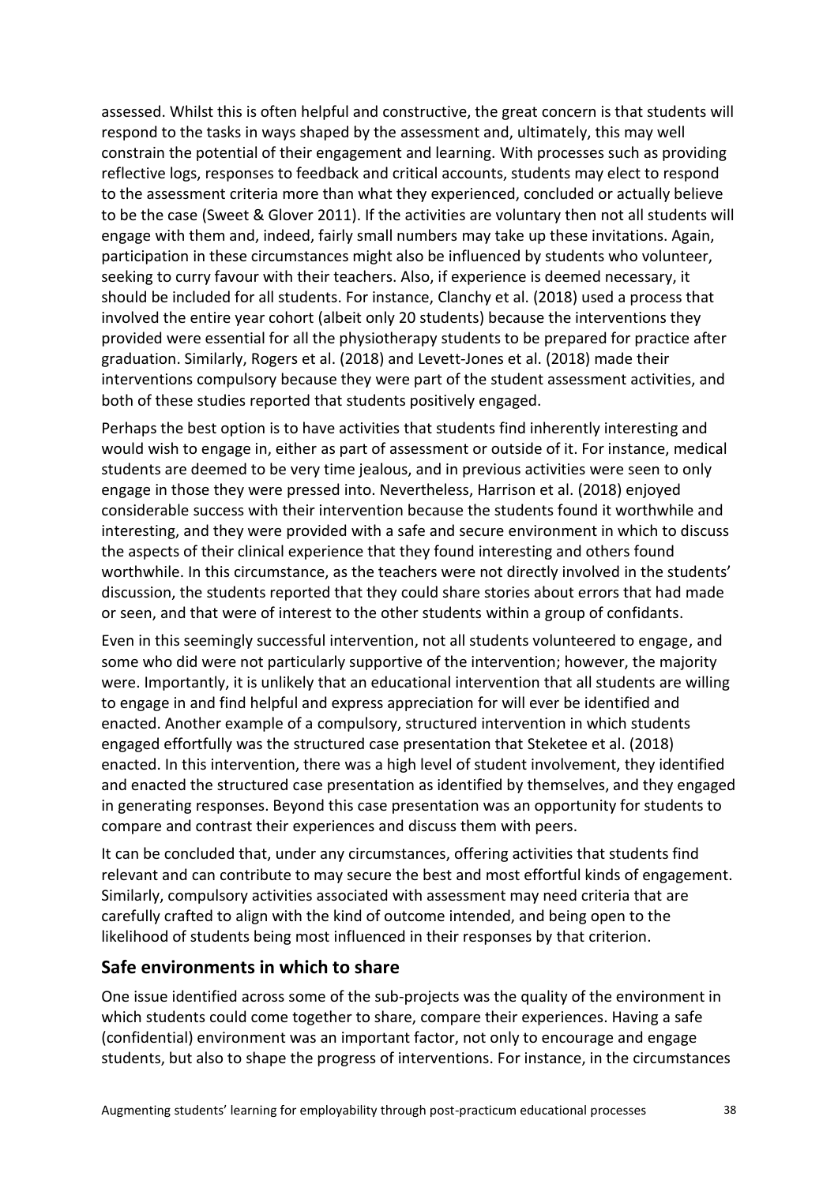assessed. Whilst this is often helpful and constructive, the great concern is that students will respond to the tasks in ways shaped by the assessment and, ultimately, this may well constrain the potential of their engagement and learning. With processes such as providing reflective logs, responses to feedback and critical accounts, students may elect to respond to the assessment criteria more than what they experienced, concluded or actually believe to be the case (Sweet & Glover 2011). If the activities are voluntary then not all students will engage with them and, indeed, fairly small numbers may take up these invitations. Again, participation in these circumstances might also be influenced by students who volunteer, seeking to curry favour with their teachers. Also, if experience is deemed necessary, it should be included for all students. For instance, Clanchy et al. (2018) used a process that involved the entire year cohort (albeit only 20 students) because the interventions they provided were essential for all the physiotherapy students to be prepared for practice after graduation. Similarly, Rogers et al. (2018) and Levett-Jones et al. (2018) made their interventions compulsory because they were part of the student assessment activities, and both of these studies reported that students positively engaged.

Perhaps the best option is to have activities that students find inherently interesting and would wish to engage in, either as part of assessment or outside of it. For instance, medical students are deemed to be very time jealous, and in previous activities were seen to only engage in those they were pressed into. Nevertheless, Harrison et al. (2018) enjoyed considerable success with their intervention because the students found it worthwhile and interesting, and they were provided with a safe and secure environment in which to discuss the aspects of their clinical experience that they found interesting and others found worthwhile. In this circumstance, as the teachers were not directly involved in the students' discussion, the students reported that they could share stories about errors that had made or seen, and that were of interest to the other students within a group of confidants.

Even in this seemingly successful intervention, not all students volunteered to engage, and some who did were not particularly supportive of the intervention; however, the majority were. Importantly, it is unlikely that an educational intervention that all students are willing to engage in and find helpful and express appreciation for will ever be identified and enacted. Another example of a compulsory, structured intervention in which students engaged effortfully was the structured case presentation that Steketee et al. (2018) enacted. In this intervention, there was a high level of student involvement, they identified and enacted the structured case presentation as identified by themselves, and they engaged in generating responses. Beyond this case presentation was an opportunity for students to compare and contrast their experiences and discuss them with peers.

It can be concluded that, under any circumstances, offering activities that students find relevant and can contribute to may secure the best and most effortful kinds of engagement. Similarly, compulsory activities associated with assessment may need criteria that are carefully crafted to align with the kind of outcome intended, and being open to the likelihood of students being most influenced in their responses by that criterion.

## Safe environments in which to share

One issue identified across some of the sub-projects was the quality of the environment in which students could come together to share, compare their experiences. Having a safe (confidential) environment was an important factor, not only to encourage and engage students, but also to shape the progress of interventions. For instance, in the circumstances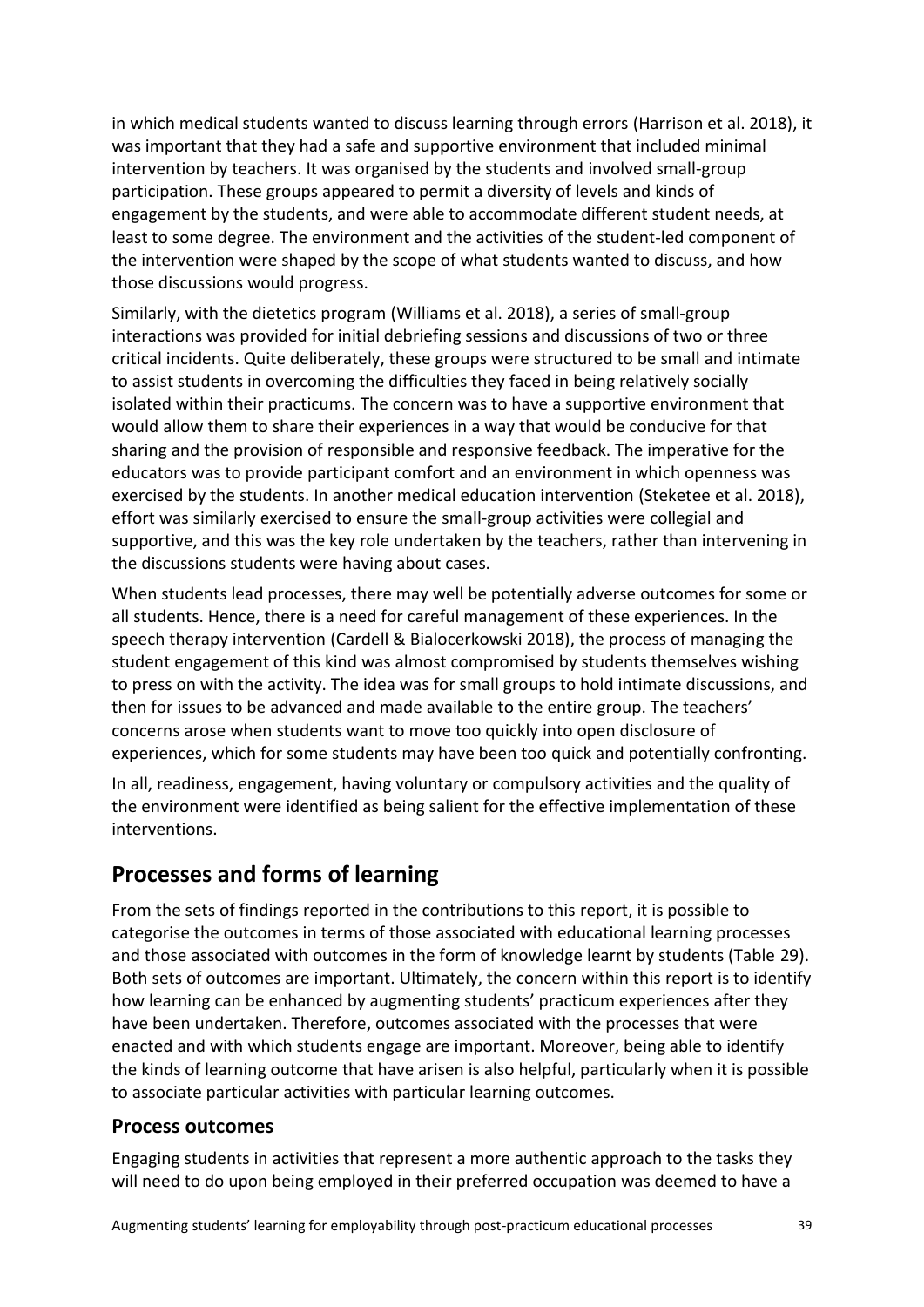in which medical students wanted to discuss learning through errors (Harrison et al. 2018), it was important that they had a safe and supportive environment that included minimal intervention by teachers. It was organised by the students and involved small-group participation. These groups appeared to permit a diversity of levels and kinds of engagement by the students, and were able to accommodate different student needs, at least to some degree. The environment and the activities of the student-led component of the intervention were shaped by the scope of what students wanted to discuss, and how those discussions would progress.

Similarly, with the dietetics program (Williams et al. 2018), a series of small-group interactions was provided for initial debriefing sessions and discussions of two or three critical incidents. Quite deliberately, these groups were structured to be small and intimate to assist students in overcoming the difficulties they faced in being relatively socially isolated within their practicums. The concern was to have a supportive environment that would allow them to share their experiences in a way that would be conducive for that sharing and the provision of responsible and responsive feedback. The imperative for the educators was to provide participant comfort and an environment in which openness was exercised by the students. In another medical education intervention (Steketee et al. 2018), effort was similarly exercised to ensure the small-group activities were collegial and supportive, and this was the key role undertaken by the teachers, rather than intervening in the discussions students were having about cases.

When students lead processes, there may well be potentially adverse outcomes for some or all students. Hence, there is a need for careful management of these experiences. In the speech therapy intervention (Cardell & Bialocerkowski 2018), the process of managing the student engagement of this kind was almost compromised by students themselves wishing to press on with the activity. The idea was for small groups to hold intimate discussions, and then for issues to be advanced and made available to the entire group. The teachers' concerns arose when students want to move too quickly into open disclosure of experiences, which for some students may have been too quick and potentially confronting.

In all, readiness, engagement, having voluntary or compulsory activities and the quality of the environment were identified as being salient for the effective implementation of these interventions.

## Processes and forms of learning

From the sets of findings reported in the contributions to this report, it is possible to categorise the outcomes in terms of those associated with educational learning processes and those associated with outcomes in the form of knowledge learnt by students (Table 29). Both sets of outcomes are important. Ultimately, the concern within this report is to identify how learning can be enhanced by augmenting students' practicum experiences after they have been undertaken. Therefore, outcomes associated with the processes that were enacted and with which students engage are important. Moreover, being able to identify the kinds of learning outcome that have arisen is also helpful, particularly when it is possible to associate particular activities with particular learning outcomes.

### Process outcomes

Engaging students in activities that represent a more authentic approach to the tasks they will need to do upon being employed in their preferred occupation was deemed to have a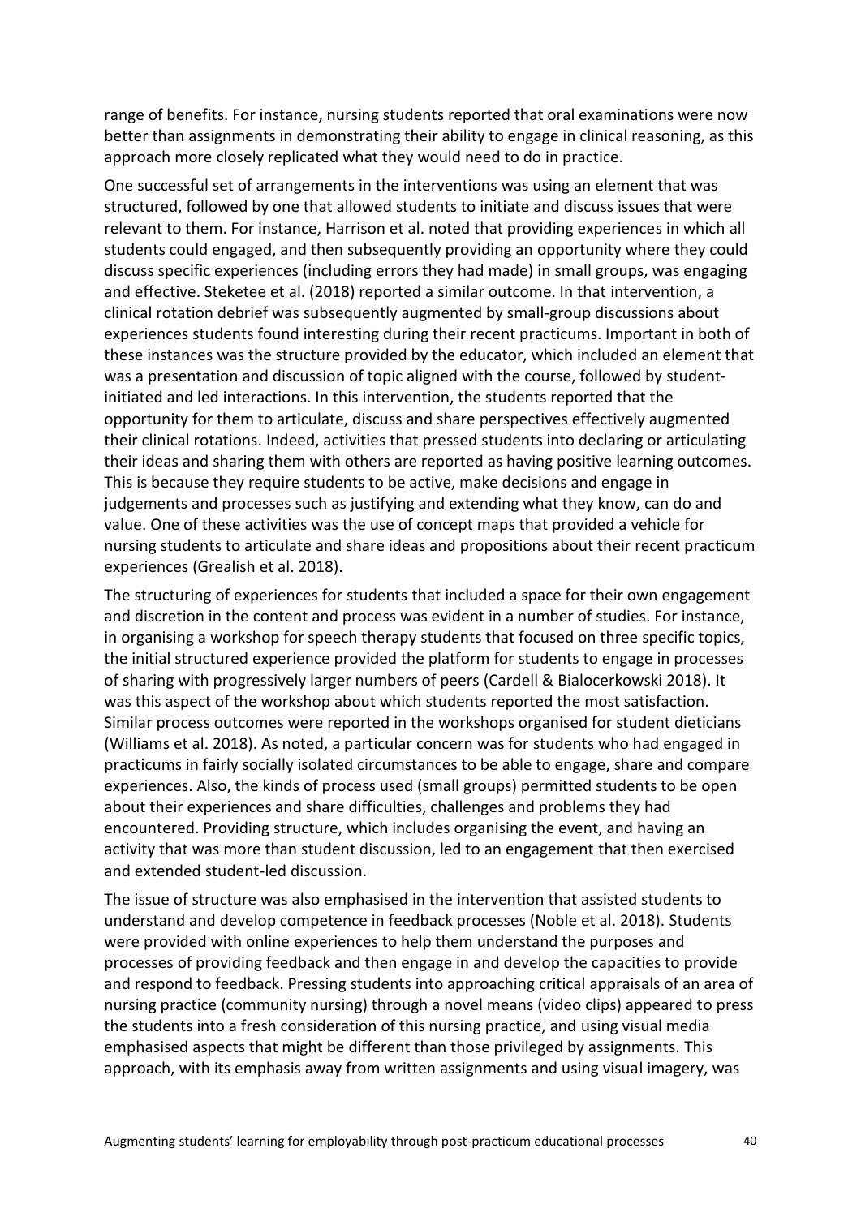range of benefits. For instance, nursing students reported that oral examinations were now better than assignments in demonstrating their ability to engage in clinical reasoning, as this approach more closely replicated what they would need to do in practice.

One successful set of arrangements in the interventions was using an element that was structured, followed by one that allowed students to initiate and discuss issues that were relevant to them. For instance, Harrison et al. noted that providing experiences in which all students could engaged, and then subsequently providing an opportunity where they could discuss specific experiences (including errors they had made) in small groups, was engaging and effective. Steketee et al. (2018) reported a similar outcome. In that intervention, a clinical rotation debrief was subsequently augmented by small-group discussions about experiences students found interesting during their recent practicums. Important in both of these instances was the structure provided by the educator, which included an element that was a presentation and discussion of topic aligned with the course, followed by student-initiated and led interactions. In this intervention, the students reported that the opportunity for them to articulate, discuss and share perspectives effectively augmented their clinical rotations. Indeed, activities that pressed students into declaring or articulating their ideas and sharing them with others are reported as having positive learning outcomes. This is because they require students to be active, make decisions and engage in judgements and processes such as justifying and extending what they know, can do and value. One of these activities was the use of concept maps that provided a vehicle for nursing students to articulate and share ideas and propositions about their recent practicum experiences (Grealish et al. 2018).

The structuring of experiences for students that included a space for their own engagement and discretion in the content and process was evident in a number of studies. For instance, in organising a workshop for speech therapy students that focused on three specific topics, the initial structured experience provided the platform for students to engage in processes of sharing with progressively larger numbers of peers (Cardell & Bialocerkowski 2018). It was this aspect of the workshop about which students reported the most satisfaction. Similar process outcomes were reported in the workshops organised for student dieticians (Williams et al. 2018). As noted, a particular concern was for students who had engaged in practicums in fairly socially isolated circumstances to be able to engage, share and compare experiences. Also, the kinds of process used (small groups) permitted students to be open about their experiences and share difficulties, challenges and problems they had encountered. Providing structure, which includes organising the event, and having an activity that was more than student discussion, led to an engagement that then exercised and extended student-led discussion.

The issue of structure was also emphasised in the intervention that assisted students to understand and develop competence in feedback processes (Noble et al. 2018). Students were provided with online experiences to help them understand the purposes and processes of providing feedback and then engage in and develop the capacities to provide and respond to feedback. Pressing students into approaching critical appraisals of an area of nursing practice (community nursing) through a novel means (video clips) appeared to press the students into a fresh consideration of this nursing practice, and using visual media emphasised aspects that might be different than those privileged by assignments. This approach, with its emphasis away from written assignments and using visual imagery, was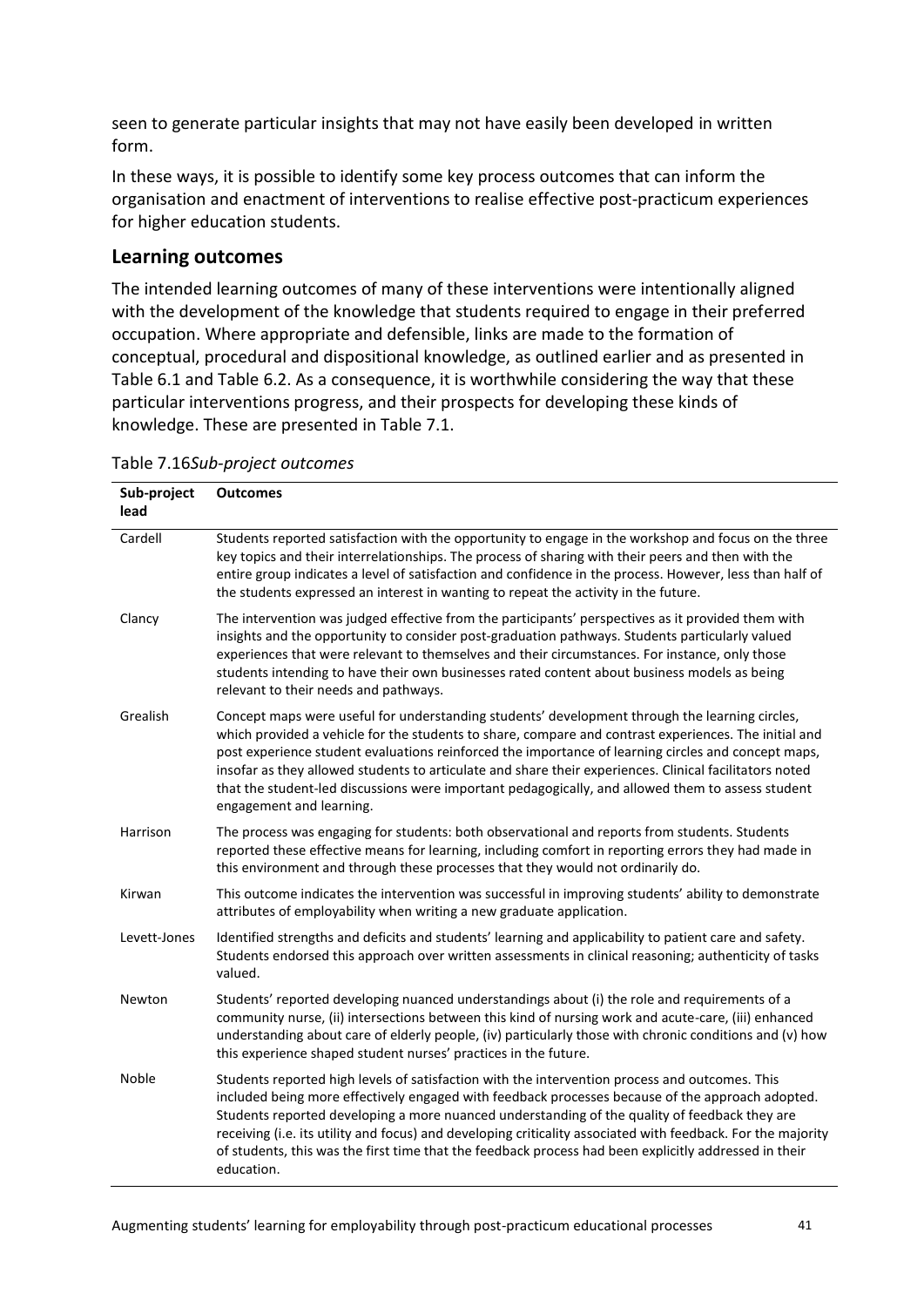seen to generate particular insights that may not have easily been developed in written form.

In these ways, it is possible to identify some key process outcomes that can inform the organisation and enactment of interventions to realise effective post-practicum experiences for higher education students.

## Learning outcomes

The intended learning outcomes of many of these interventions were intentionally aligned with the development of the knowledge that students required to engage in their preferred occupation. Where appropriate and defensible, links are made to the formation of conceptual, procedural and dispositional knowledge, as outlined earlier and as presented in Table 6.1 and Table 6.2. As a consequence, it is worthwhile considering the way that these particular interventions progress, and their prospects for developing these kinds of knowledge. These are presented in Table 7.1.

Table 7.16*Sub-project outcomes*

| Sub-project lead | Outcomes |
|---|---|
| Cardell | Students reported satisfaction with the opportunity to engage in the workshop and focus on the three key topics and their interrelationships. The process of sharing with their peers and then with the entire group indicates a level of satisfaction and confidence in the process. However, less than half of the students expressed an interest in wanting to repeat the activity in the future. |
| Clancy | The intervention was judged effective from the participants' perspectives as it provided them with insights and the opportunity to consider post-graduation pathways. Students particularly valued experiences that were relevant to themselves and their circumstances. For instance, only those students intending to have their own businesses rated content about business models as being relevant to their needs and pathways. |
| Grealish | Concept maps were useful for understanding students' development through the learning circles, which provided a vehicle for the students to share, compare and contrast experiences. The initial and post experience student evaluations reinforced the importance of learning circles and concept maps, insofar as they allowed students to articulate and share their experiences. Clinical facilitators noted that the student-led discussions were important pedagogically, and allowed them to assess student engagement and learning. |
| Harrison | The process was engaging for students: both observational and reports from students. Students reported these effective means for learning, including comfort in reporting errors they had made in this environment and through these processes that they would not ordinarily do. |
| Kirwan | This outcome indicates the intervention was successful in improving students' ability to demonstrate attributes of employability when writing a new graduate application. |
| Levett-Jones | Identified strengths and deficits and students' learning and applicability to patient care and safety. Students endorsed this approach over written assessments in clinical reasoning; authenticity of tasks valued. |
| Newton | Students' reported developing nuanced understandings about (i) the role and requirements of a community nurse, (ii) intersections between this kind of nursing work and acute-care, (iii) enhanced understanding about care of elderly people, (iv) particularly those with chronic conditions and (v) how this experience shaped student nurses' practices in the future. |
| Noble | Students reported high levels of satisfaction with the intervention process and outcomes. This included being more effectively engaged with feedback processes because of the approach adopted. Students reported developing a more nuanced understanding of the quality of feedback they are receiving (i.e. its utility and focus) and developing criticality associated with feedback. For the majority of students, this was the first time that the feedback process had been explicitly addressed in their education. |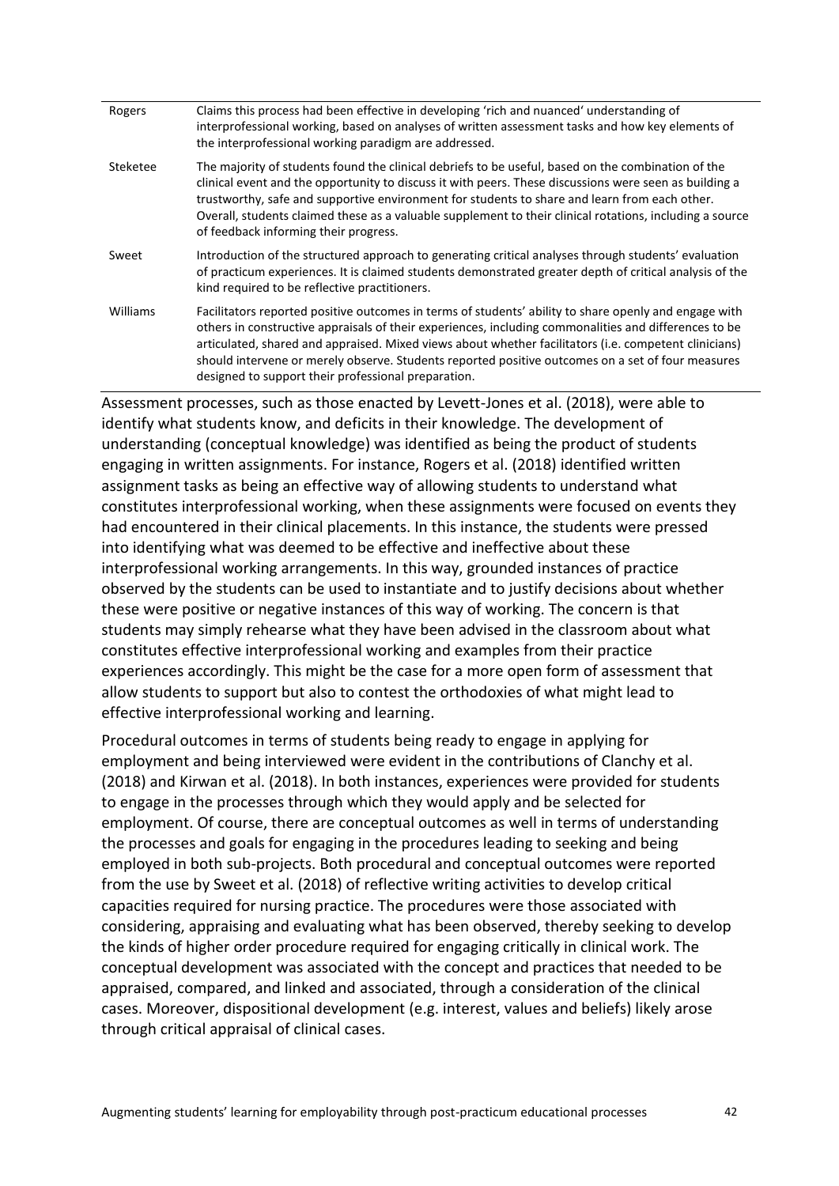| | |
|---|---|
| Rogers | Claims this process had been effective in developing 'rich and nuanced' understanding of interprofessional working, based on analyses of written assessment tasks and how key elements of the interprofessional working paradigm are addressed. |
| Steketee | The majority of students found the clinical debriefs to be useful, based on the combination of the clinical event and the opportunity to discuss it with peers. These discussions were seen as building a trustworthy, safe and supportive environment for students to share and learn from each other. Overall, students claimed these as a valuable supplement to their clinical rotations, including a source of feedback informing their progress. |
| Sweet | Introduction of the structured approach to generating critical analyses through students' evaluation of practicum experiences. It is claimed students demonstrated greater depth of critical analysis of the kind required to be reflective practitioners. |
| Williams | Facilitators reported positive outcomes in terms of students' ability to share openly and engage with others in constructive appraisals of their experiences, including commonalities and differences to be articulated, shared and appraised. Mixed views about whether facilitators (i.e. competent clinicians) should intervene or merely observe. Students reported positive outcomes on a set of four measures designed to support their professional preparation. |

Assessment processes, such as those enacted by Levett-Jones et al. (2018), were able to identify what students know, and deficits in their knowledge. The development of understanding (conceptual knowledge) was identified as being the product of students engaging in written assignments. For instance, Rogers et al. (2018) identified written assignment tasks as being an effective way of allowing students to understand what constitutes interprofessional working, when these assignments were focused on events they had encountered in their clinical placements. In this instance, the students were pressed into identifying what was deemed to be effective and ineffective about these interprofessional working arrangements. In this way, grounded instances of practice observed by the students can be used to instantiate and to justify decisions about whether these were positive or negative instances of this way of working. The concern is that students may simply rehearse what they have been advised in the classroom about what constitutes effective interprofessional working and examples from their practice experiences accordingly. This might be the case for a more open form of assessment that allow students to support but also to contest the orthodoxies of what might lead to effective interprofessional working and learning.

Procedural outcomes in terms of students being ready to engage in applying for employment and being interviewed were evident in the contributions of Clanchy et al. (2018) and Kirwan et al. (2018). In both instances, experiences were provided for students to engage in the processes through which they would apply and be selected for employment. Of course, there are conceptual outcomes as well in terms of understanding the processes and goals for engaging in the procedures leading to seeking and being employed in both sub-projects. Both procedural and conceptual outcomes were reported from the use by Sweet et al. (2018) of reflective writing activities to develop critical capacities required for nursing practice. The procedures were those associated with considering, appraising and evaluating what has been observed, thereby seeking to develop the kinds of higher order procedure required for engaging critically in clinical work. The conceptual development was associated with the concept and practices that needed to be appraised, compared, and linked and associated, through a consideration of the clinical cases. Moreover, dispositional development (e.g. interest, values and beliefs) likely arose through critical appraisal of clinical cases.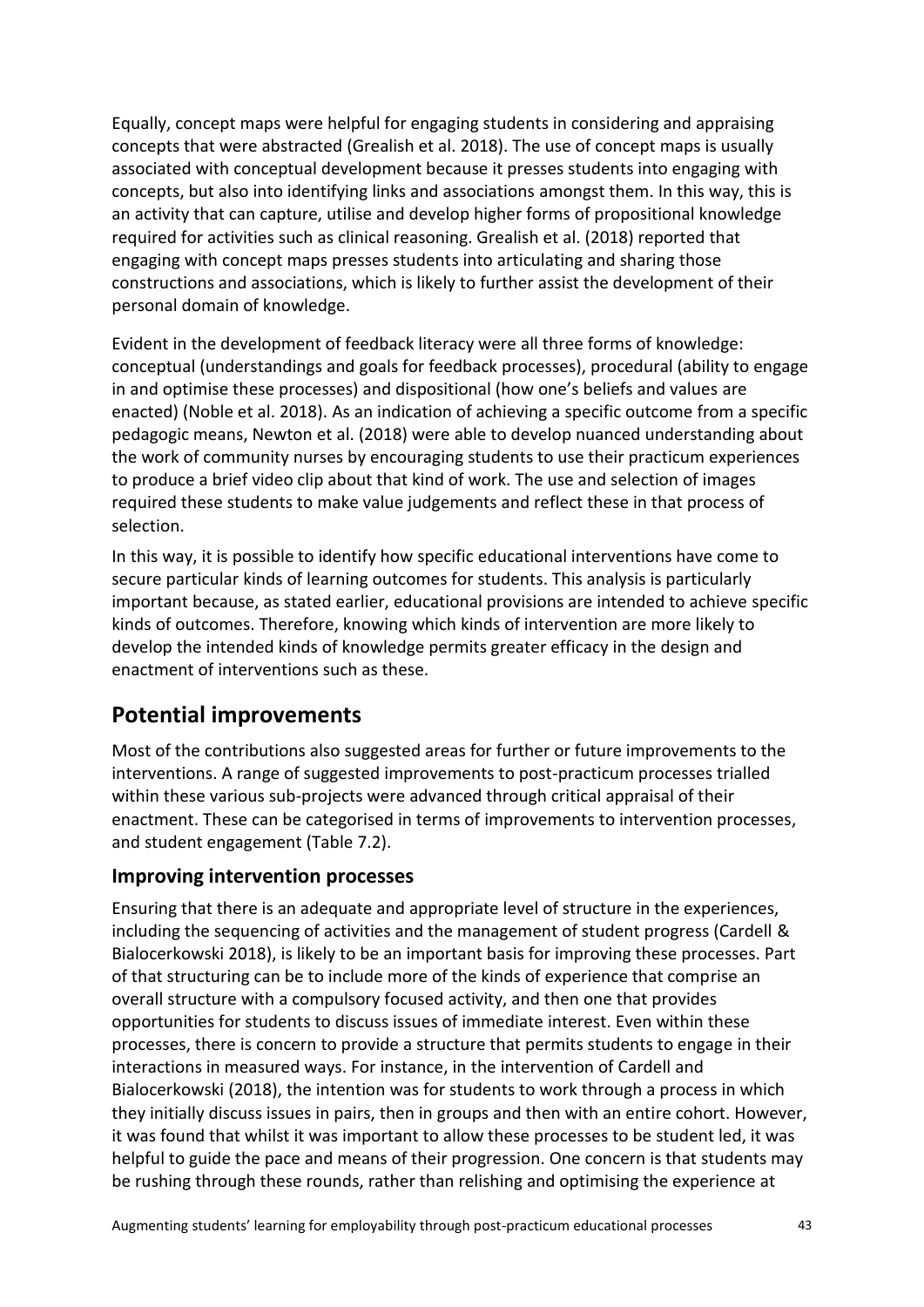Equally, concept maps were helpful for engaging students in considering and appraising concepts that were abstracted (Grealish et al. 2018). The use of concept maps is usually associated with conceptual development because it presses students into engaging with concepts, but also into identifying links and associations amongst them. In this way, this is an activity that can capture, utilise and develop higher forms of propositional knowledge required for activities such as clinical reasoning. Grealish et al. (2018) reported that engaging with concept maps presses students into articulating and sharing those constructions and associations, which is likely to further assist the development of their personal domain of knowledge.

Evident in the development of feedback literacy were all three forms of knowledge: conceptual (understandings and goals for feedback processes), procedural (ability to engage in and optimise these processes) and dispositional (how one's beliefs and values are enacted) (Noble et al. 2018). As an indication of achieving a specific outcome from a specific pedagogic means, Newton et al. (2018) were able to develop nuanced understanding about the work of community nurses by encouraging students to use their practicum experiences to produce a brief video clip about that kind of work. The use and selection of images required these students to make value judgements and reflect these in that process of selection.

In this way, it is possible to identify how specific educational interventions have come to secure particular kinds of learning outcomes for students. This analysis is particularly important because, as stated earlier, educational provisions are intended to achieve specific kinds of outcomes. Therefore, knowing which kinds of intervention are more likely to develop the intended kinds of knowledge permits greater efficacy in the design and enactment of interventions such as these.

## Potential improvements

Most of the contributions also suggested areas for further or future improvements to the interventions. A range of suggested improvements to post-practicum processes trialled within these various sub-projects were advanced through critical appraisal of their enactment. These can be categorised in terms of improvements to intervention processes, and student engagement (Table 7.2).

### Improving intervention processes

Ensuring that there is an adequate and appropriate level of structure in the experiences, including the sequencing of activities and the management of student progress (Cardell & Bialocerkowski 2018), is likely to be an important basis for improving these processes. Part of that structuring can be to include more of the kinds of experience that comprise an overall structure with a compulsory focused activity, and then one that provides opportunities for students to discuss issues of immediate interest. Even within these processes, there is concern to provide a structure that permits students to engage in their interactions in measured ways. For instance, in the intervention of Cardell and Bialocerkowski (2018), the intention was for students to work through a process in which they initially discuss issues in pairs, then in groups and then with an entire cohort. However, it was found that whilst it was important to allow these processes to be student led, it was helpful to guide the pace and means of their progression. One concern is that students may be rushing through these rounds, rather than relishing and optimising the experience at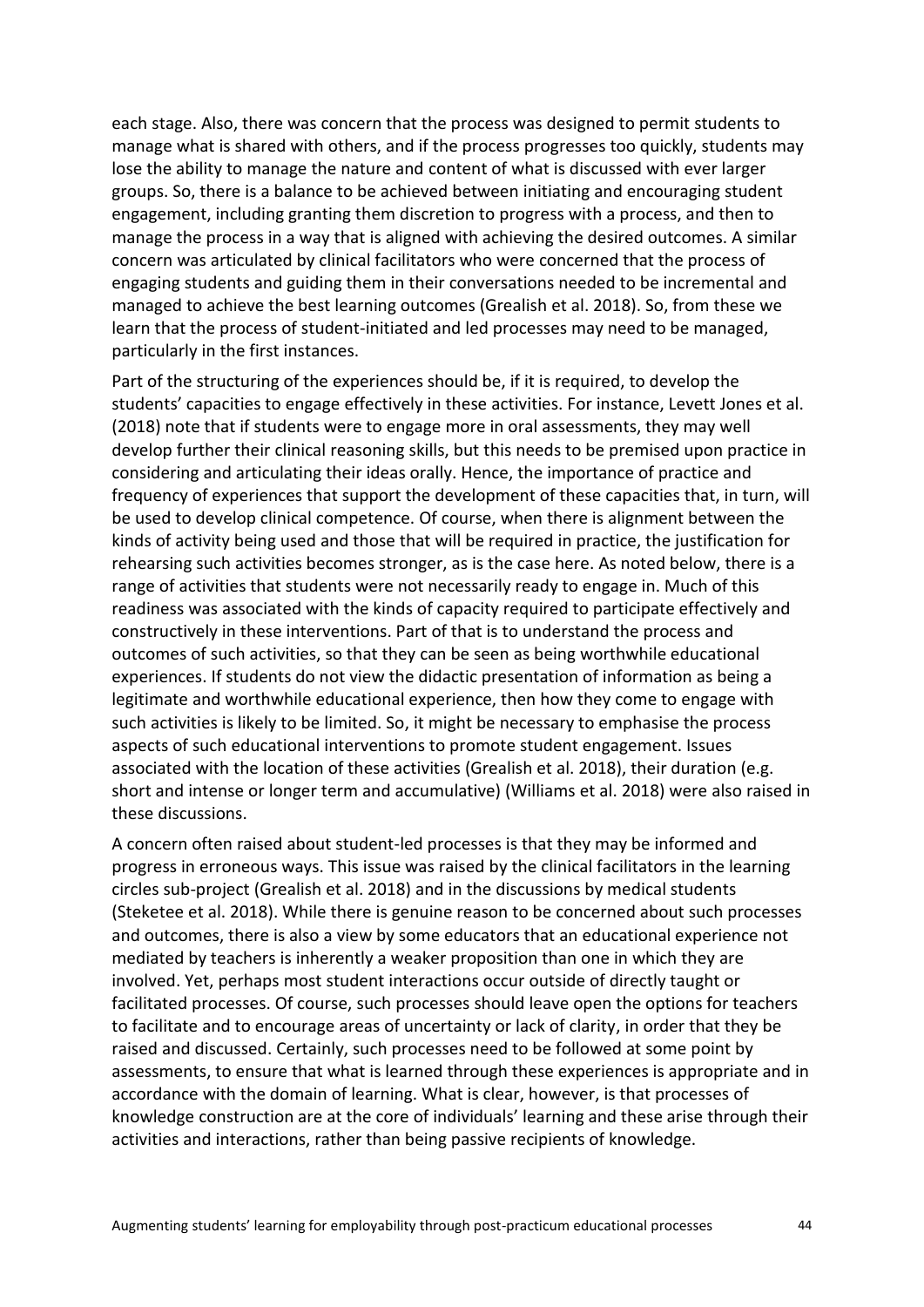each stage. Also, there was concern that the process was designed to permit students to manage what is shared with others, and if the process progresses too quickly, students may lose the ability to manage the nature and content of what is discussed with ever larger groups. So, there is a balance to be achieved between initiating and encouraging student engagement, including granting them discretion to progress with a process, and then to manage the process in a way that is aligned with achieving the desired outcomes. A similar concern was articulated by clinical facilitators who were concerned that the process of engaging students and guiding them in their conversations needed to be incremental and managed to achieve the best learning outcomes (Grealish et al. 2018). So, from these we learn that the process of student-initiated and led processes may need to be managed, particularly in the first instances.

Part of the structuring of the experiences should be, if it is required, to develop the students' capacities to engage effectively in these activities. For instance, Levett Jones et al. (2018) note that if students were to engage more in oral assessments, they may well develop further their clinical reasoning skills, but this needs to be premised upon practice in considering and articulating their ideas orally. Hence, the importance of practice and frequency of experiences that support the development of these capacities that, in turn, will be used to develop clinical competence. Of course, when there is alignment between the kinds of activity being used and those that will be required in practice, the justification for rehearsing such activities becomes stronger, as is the case here. As noted below, there is a range of activities that students were not necessarily ready to engage in. Much of this readiness was associated with the kinds of capacity required to participate effectively and constructively in these interventions. Part of that is to understand the process and outcomes of such activities, so that they can be seen as being worthwhile educational experiences. If students do not view the didactic presentation of information as being a legitimate and worthwhile educational experience, then how they come to engage with such activities is likely to be limited. So, it might be necessary to emphasise the process aspects of such educational interventions to promote student engagement. Issues associated with the location of these activities (Grealish et al. 2018), their duration (e.g. short and intense or longer term and accumulative) (Williams et al. 2018) were also raised in these discussions.

A concern often raised about student-led processes is that they may be informed and progress in erroneous ways. This issue was raised by the clinical facilitators in the learning circles sub-project (Grealish et al. 2018) and in the discussions by medical students (Steketee et al. 2018). While there is genuine reason to be concerned about such processes and outcomes, there is also a view by some educators that an educational experience not mediated by teachers is inherently a weaker proposition than one in which they are involved. Yet, perhaps most student interactions occur outside of directly taught or facilitated processes. Of course, such processes should leave open the options for teachers to facilitate and to encourage areas of uncertainty or lack of clarity, in order that they be raised and discussed. Certainly, such processes need to be followed at some point by assessments, to ensure that what is learned through these experiences is appropriate and in accordance with the domain of learning. What is clear, however, is that processes of knowledge construction are at the core of individuals' learning and these arise through their activities and interactions, rather than being passive recipients of knowledge.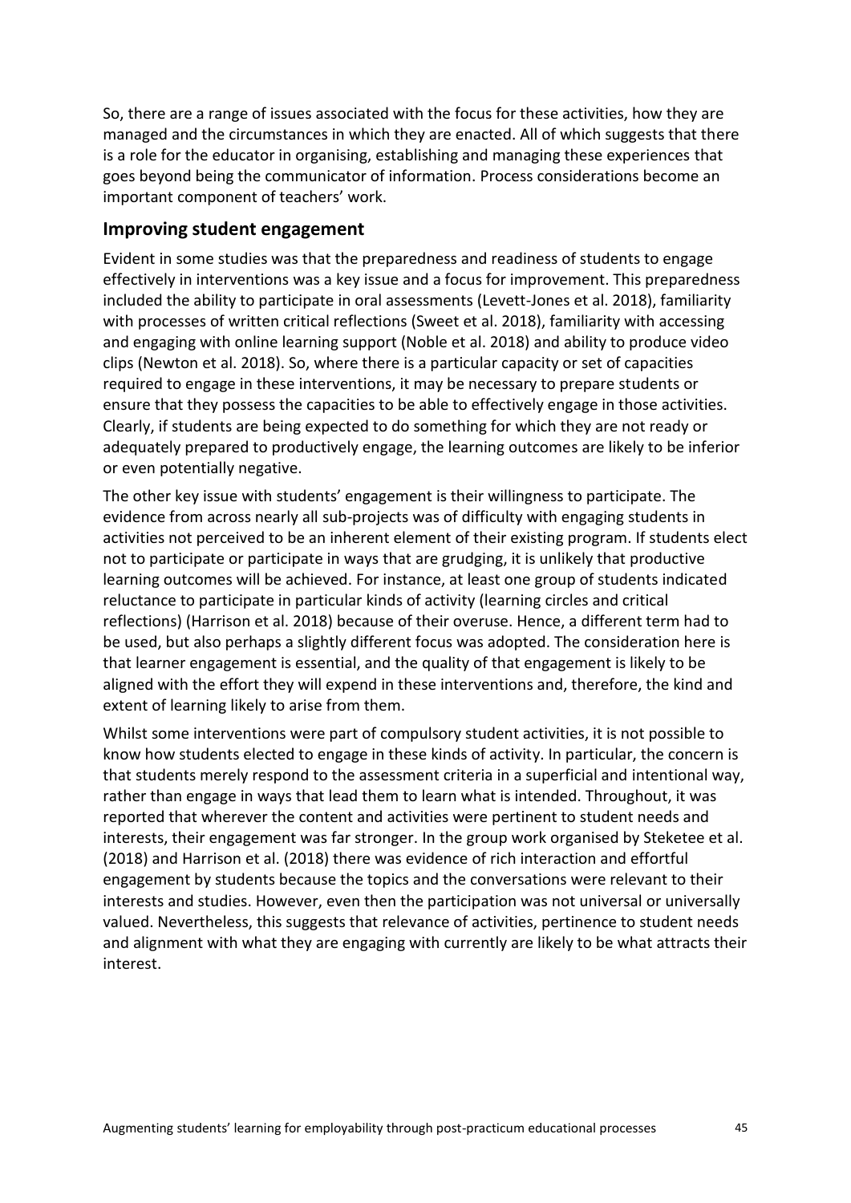So, there are a range of issues associated with the focus for these activities, how they are managed and the circumstances in which they are enacted. All of which suggests that there is a role for the educator in organising, establishing and managing these experiences that goes beyond being the communicator of information. Process considerations become an important component of teachers' work.

## Improving student engagement

Evident in some studies was that the preparedness and readiness of students to engage effectively in interventions was a key issue and a focus for improvement. This preparedness included the ability to participate in oral assessments (Levett-Jones et al. 2018), familiarity with processes of written critical reflections (Sweet et al. 2018), familiarity with accessing and engaging with online learning support (Noble et al. 2018) and ability to produce video clips (Newton et al. 2018). So, where there is a particular capacity or set of capacities required to engage in these interventions, it may be necessary to prepare students or ensure that they possess the capacities to be able to effectively engage in those activities. Clearly, if students are being expected to do something for which they are not ready or adequately prepared to productively engage, the learning outcomes are likely to be inferior or even potentially negative.

The other key issue with students' engagement is their willingness to participate. The evidence from across nearly all sub-projects was of difficulty with engaging students in activities not perceived to be an inherent element of their existing program. If students elect not to participate or participate in ways that are grudging, it is unlikely that productive learning outcomes will be achieved. For instance, at least one group of students indicated reluctance to participate in particular kinds of activity (learning circles and critical reflections) (Harrison et al. 2018) because of their overuse. Hence, a different term had to be used, but also perhaps a slightly different focus was adopted. The consideration here is that learner engagement is essential, and the quality of that engagement is likely to be aligned with the effort they will expend in these interventions and, therefore, the kind and extent of learning likely to arise from them.

Whilst some interventions were part of compulsory student activities, it is not possible to know how students elected to engage in these kinds of activity. In particular, the concern is that students merely respond to the assessment criteria in a superficial and intentional way, rather than engage in ways that lead them to learn what is intended. Throughout, it was reported that wherever the content and activities were pertinent to student needs and interests, their engagement was far stronger. In the group work organised by Steketee et al. (2018) and Harrison et al. (2018) there was evidence of rich interaction and effortful engagement by students because the topics and the conversations were relevant to their interests and studies. However, even then the participation was not universal or universally valued. Nevertheless, this suggests that relevance of activities, pertinence to student needs and alignment with what they are engaging with currently are likely to be what attracts their interest.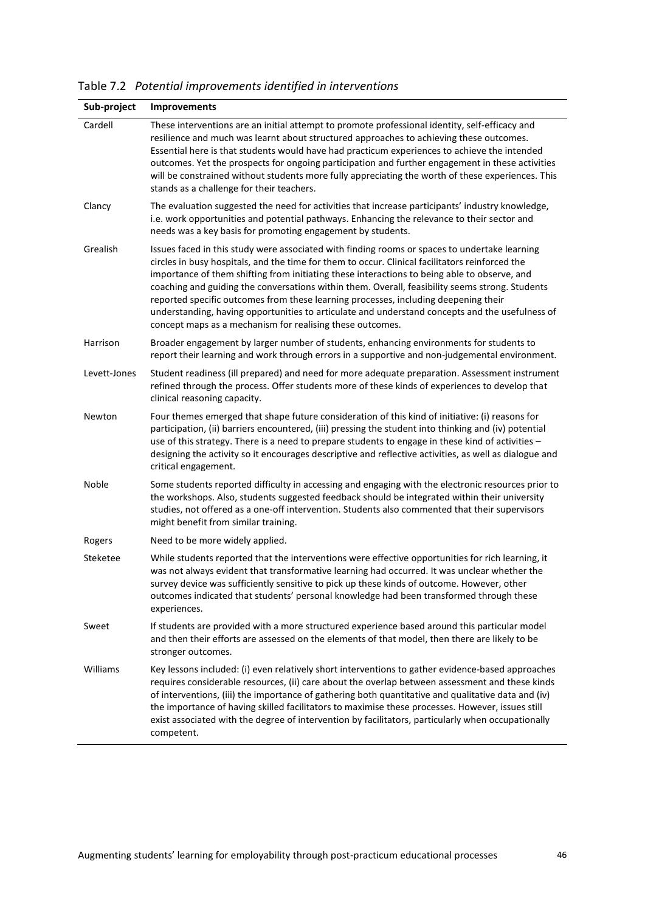Table 7.2 *Potential improvements identified in interventions*

| Sub-project | Improvements |
|---|---|
| Cardell | These interventions are an initial attempt to promote professional identity, self-efficacy and resilience and much was learnt about structured approaches to achieving these outcomes. Essential here is that students would have had practicum experiences to achieve the intended outcomes. Yet the prospects for ongoing participation and further engagement in these activities will be constrained without students more fully appreciating the worth of these experiences. This stands as a challenge for their teachers. |
| Clancy | The evaluation suggested the need for activities that increase participants' industry knowledge, i.e. work opportunities and potential pathways. Enhancing the relevance to their sector and needs was a key basis for promoting engagement by students. |
| Grealish | Issues faced in this study were associated with finding rooms or spaces to undertake learning circles in busy hospitals, and the time for them to occur. Clinical facilitators reinforced the importance of them shifting from initiating these interactions to being able to observe, and coaching and guiding the conversations within them. Overall, feasibility seems strong. Students reported specific outcomes from these learning processes, including deepening their understanding, having opportunities to articulate and understand concepts and the usefulness of concept maps as a mechanism for realising these outcomes. |
| Harrison | Broader engagement by larger number of students, enhancing environments for students to report their learning and work through errors in a supportive and non-judgemental environment. |
| Levett-Jones | Student readiness (ill prepared) and need for more adequate preparation. Assessment instrument refined through the process. Offer students more of these kinds of experiences to develop that clinical reasoning capacity. |
| Newton | Four themes emerged that shape future consideration of this kind of initiative: (i) reasons for participation, (ii) barriers encountered, (iii) pressing the student into thinking and (iv) potential use of this strategy. There is a need to prepare students to engage in these kind of activities – designing the activity so it encourages descriptive and reflective activities, as well as dialogue and critical engagement. |
| Noble | Some students reported difficulty in accessing and engaging with the electronic resources prior to the workshops. Also, students suggested feedback should be integrated within their university studies, not offered as a one-off intervention. Students also commented that their supervisors might benefit from similar training. |
| Rogers | Need to be more widely applied. |
| Steketee | While students reported that the interventions were effective opportunities for rich learning, it was not always evident that transformative learning had occurred. It was unclear whether the survey device was sufficiently sensitive to pick up these kinds of outcome. However, other outcomes indicated that students' personal knowledge had been transformed through these experiences. |
| Sweet | If students are provided with a more structured experience based around this particular model and then their efforts are assessed on the elements of that model, then there are likely to be stronger outcomes. |
| Williams | Key lessons included: (i) even relatively short interventions to gather evidence-based approaches requires considerable resources, (ii) care about the overlap between assessment and these kinds of interventions, (iii) the importance of gathering both quantitative and qualitative data and (iv) the importance of having skilled facilitators to maximise these processes. However, issues still exist associated with the degree of intervention by facilitators, particularly when occupationally competent. |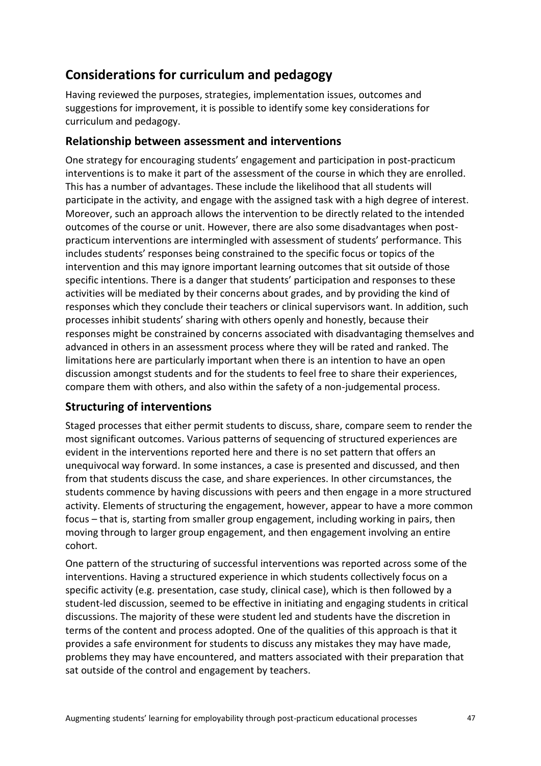## Considerations for curriculum and pedagogy

Having reviewed the purposes, strategies, implementation issues, outcomes and suggestions for improvement, it is possible to identify some key considerations for curriculum and pedagogy.

### Relationship between assessment and interventions

One strategy for encouraging students' engagement and participation in post-practicum interventions is to make it part of the assessment of the course in which they are enrolled. This has a number of advantages. These include the likelihood that all students will participate in the activity, and engage with the assigned task with a high degree of interest. Moreover, such an approach allows the intervention to be directly related to the intended outcomes of the course or unit. However, there are also some disadvantages when post-practicum interventions are intermingled with assessment of students' performance. This includes students' responses being constrained to the specific focus or topics of the intervention and this may ignore important learning outcomes that sit outside of those specific intentions. There is a danger that students' participation and responses to these activities will be mediated by their concerns about grades, and by providing the kind of responses which they conclude their teachers or clinical supervisors want. In addition, such processes inhibit students' sharing with others openly and honestly, because their responses might be constrained by concerns associated with disadvantaging themselves and advanced in others in an assessment process where they will be rated and ranked. The limitations here are particularly important when there is an intention to have an open discussion amongst students and for the students to feel free to share their experiences, compare them with others, and also within the safety of a non-judgemental process.

### Structuring of interventions

Staged processes that either permit students to discuss, share, compare seem to render the most significant outcomes. Various patterns of sequencing of structured experiences are evident in the interventions reported here and there is no set pattern that offers an unequivocal way forward. In some instances, a case is presented and discussed, and then from that students discuss the case, and share experiences. In other circumstances, the students commence by having discussions with peers and then engage in a more structured activity. Elements of structuring the engagement, however, appear to have a more common focus – that is, starting from smaller group engagement, including working in pairs, then moving through to larger group engagement, and then engagement involving an entire cohort.

One pattern of the structuring of successful interventions was reported across some of the interventions. Having a structured experience in which students collectively focus on a specific activity (e.g. presentation, case study, clinical case), which is then followed by a student-led discussion, seemed to be effective in initiating and engaging students in critical discussions. The majority of these were student led and students have the discretion in terms of the content and process adopted. One of the qualities of this approach is that it provides a safe environment for students to discuss any mistakes they may have made, problems they may have encountered, and matters associated with their preparation that sat outside of the control and engagement by teachers.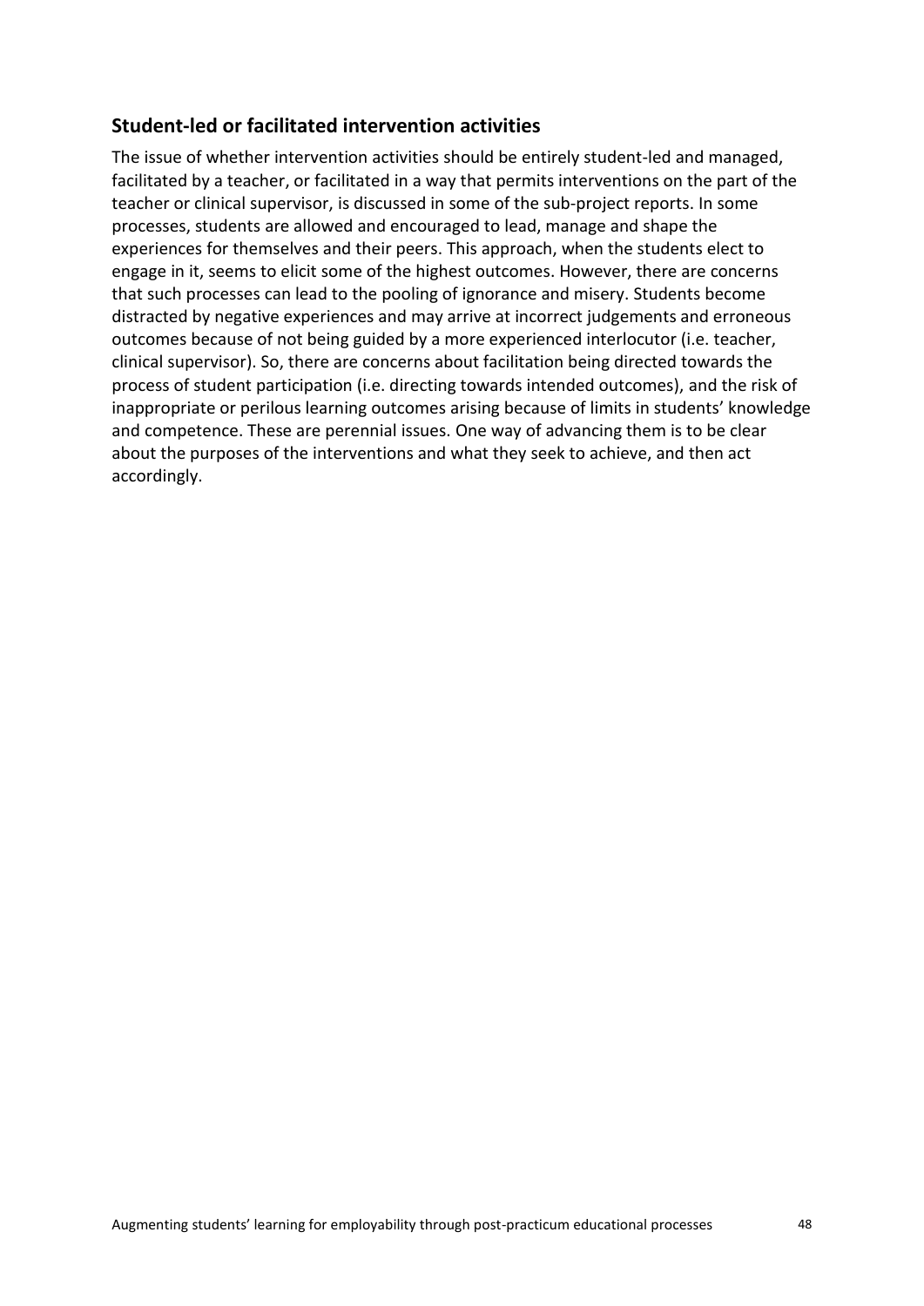## Student-led or facilitated intervention activities

The issue of whether intervention activities should be entirely student-led and managed, facilitated by a teacher, or facilitated in a way that permits interventions on the part of the teacher or clinical supervisor, is discussed in some of the sub-project reports. In some processes, students are allowed and encouraged to lead, manage and shape the experiences for themselves and their peers. This approach, when the students elect to engage in it, seems to elicit some of the highest outcomes. However, there are concerns that such processes can lead to the pooling of ignorance and misery. Students become distracted by negative experiences and may arrive at incorrect judgements and erroneous outcomes because of not being guided by a more experienced interlocutor (i.e. teacher, clinical supervisor). So, there are concerns about facilitation being directed towards the process of student participation (i.e. directing towards intended outcomes), and the risk of inappropriate or perilous learning outcomes arising because of limits in students' knowledge and competence. These are perennial issues. One way of advancing them is to be clear about the purposes of the interventions and what they seek to achieve, and then act accordingly.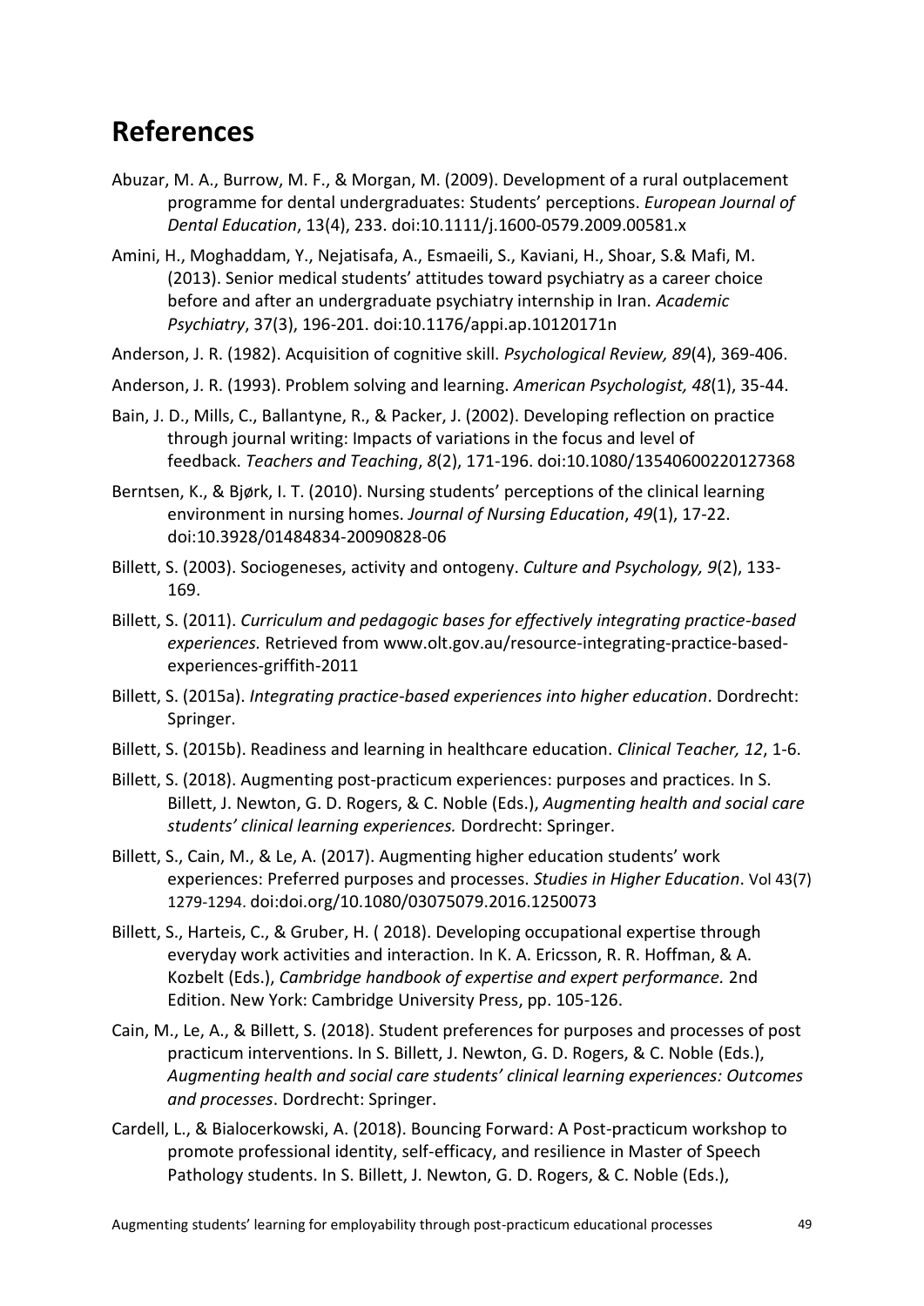## References

Abuzar, M. A., Burrow, M. F., & Morgan, M. (2009). Development of a rural outplacement programme for dental undergraduates: Students' perceptions. *European Journal of Dental Education*, 13(4), 233. doi:10.1111/j.1600-0579.2009.00581.x

Amini, H., Moghaddam, Y., Nejatisafa, A., Esmaeili, S., Kaviani, H., Shoar, S.& Mafi, M. (2013). Senior medical students' attitudes toward psychiatry as a career choice before and after an undergraduate psychiatry internship in Iran. *Academic Psychiatry*, 37(3), 196-201. doi:10.1176/appi.ap.10120171n

Anderson, J. R. (1982). Acquisition of cognitive skill. *Psychological Review, 89*(4), 369-406.

Anderson, J. R. (1993). Problem solving and learning. *American Psychologist, 48*(1), 35-44.

Bain, J. D., Mills, C., Ballantyne, R., & Packer, J. (2002). Developing reflection on practice through journal writing: Impacts of variations in the focus and level of feedback. *Teachers and Teaching*, *8*(2), 171-196. doi:10.1080/13540600220127368

Berntsen, K., & Bjørk, I. T. (2010). Nursing students' perceptions of the clinical learning environment in nursing homes. *Journal of Nursing Education*, *49*(1), 17-22. doi:10.3928/01484834-20090828-06

Billett, S. (2003). Sociogeneses, activity and ontogeny. *Culture and Psychology, 9*(2), 133-169.

Billett, S. (2011). *Curriculum and pedagogic bases for effectively integrating practice-based experiences.* Retrieved from www.olt.gov.au/resource-integrating-practice-based-experiences-griffith-2011

Billett, S. (2015a). *Integrating practice-based experiences into higher education*. Dordrecht: Springer.

Billett, S. (2015b). Readiness and learning in healthcare education. *Clinical Teacher, 12*, 1-6.

Billett, S. (2018). Augmenting post-practicum experiences: purposes and practices. In S. Billett, J. Newton, G. D. Rogers, & C. Noble (Eds.), *Augmenting health and social care students' clinical learning experiences.* Dordrecht: Springer.

Billett, S., Cain, M., & Le, A. (2017). Augmenting higher education students' work experiences: Preferred purposes and processes. *Studies in Higher Education*. Vol 43(7) 1279-1294. doi:doi.org/10.1080/03075079.2016.1250073

Billett, S., Harteis, C., & Gruber, H. ( 2018). Developing occupational expertise through everyday work activities and interaction. In K. A. Ericsson, R. R. Hoffman, & A. Kozbelt (Eds.), *Cambridge handbook of expertise and expert performance.* 2nd Edition. New York: Cambridge University Press, pp. 105-126.

Cain, M., Le, A., & Billett, S. (2018). Student preferences for purposes and processes of post practicum interventions. In S. Billett, J. Newton, G. D. Rogers, & C. Noble (Eds.), *Augmenting health and social care students' clinical learning experiences: Outcomes and processes*. Dordrecht: Springer.

Cardell, L., & Bialocerkowski, A. (2018). Bouncing Forward: A Post-practicum workshop to promote professional identity, self-efficacy, and resilience in Master of Speech Pathology students. In S. Billett, J. Newton, G. D. Rogers, & C. Noble (Eds.),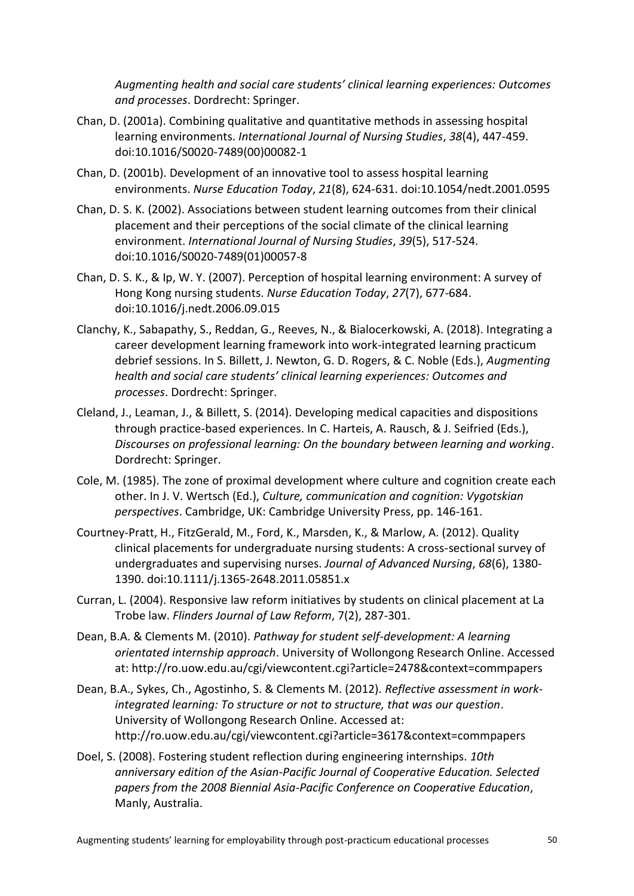*Augmenting health and social care students' clinical learning experiences: Outcomes and processes*. Dordrecht: Springer.

Chan, D. (2001a). Combining qualitative and quantitative methods in assessing hospital learning environments. *International Journal of Nursing Studies*, *38*(4), 447-459. doi:10.1016/S0020-7489(00)00082-1

Chan, D. (2001b). Development of an innovative tool to assess hospital learning environments. *Nurse Education Today*, *21*(8), 624-631. doi:10.1054/nedt.2001.0595

Chan, D. S. K. (2002). Associations between student learning outcomes from their clinical placement and their perceptions of the social climate of the clinical learning environment. *International Journal of Nursing Studies*, *39*(5), 517-524. doi:10.1016/S0020-7489(01)00057-8

Chan, D. S. K., & Ip, W. Y. (2007). Perception of hospital learning environment: A survey of Hong Kong nursing students. *Nurse Education Today*, *27*(7), 677-684. doi:10.1016/j.nedt.2006.09.015

Clanchy, K., Sabapathy, S., Reddan, G., Reeves, N., & Bialocerkowski, A. (2018). Integrating a career development learning framework into work-integrated learning practicum debrief sessions. In S. Billett, J. Newton, G. D. Rogers, & C. Noble (Eds.), *Augmenting health and social care students' clinical learning experiences: Outcomes and processes*. Dordrecht: Springer.

Cleland, J., Leaman, J., & Billett, S. (2014). Developing medical capacities and dispositions through practice-based experiences. In C. Harteis, A. Rausch, & J. Seifried (Eds.), *Discourses on professional learning: On the boundary between learning and working*. Dordrecht: Springer.

Cole, M. (1985). The zone of proximal development where culture and cognition create each other. In J. V. Wertsch (Ed.), *Culture, communication and cognition: Vygotskian perspectives*. Cambridge, UK: Cambridge University Press, pp. 146-161.

Courtney-Pratt, H., FitzGerald, M., Ford, K., Marsden, K., & Marlow, A. (2012). Quality clinical placements for undergraduate nursing students: A cross-sectional survey of undergraduates and supervising nurses. *Journal of Advanced Nursing*, *68*(6), 1380-1390. doi:10.1111/j.1365-2648.2011.05851.x

Curran, L. (2004). Responsive law reform initiatives by students on clinical placement at La Trobe law. *Flinders Journal of Law Reform*, 7(2), 287-301.

Dean, B.A. & Clements M. (2010). *Pathway for student self-development: A learning orientated internship approach*. University of Wollongong Research Online. Accessed at: http://ro.uow.edu.au/cgi/viewcontent.cgi?article=2478&context=commpapers

Dean, B.A., Sykes, Ch., Agostinho, S. & Clements M. (2012). *Reflective assessment in work-integrated learning: To structure or not to structure, that was our question*. University of Wollongong Research Online. Accessed at: http://ro.uow.edu.au/cgi/viewcontent.cgi?article=3617&context=commpapers

Doel, S. (2008). Fostering student reflection during engineering internships. *10th anniversary edition of the Asian-Pacific Journal of Cooperative Education. Selected papers from the 2008 Biennial Asia-Pacific Conference on Cooperative Education*, Manly, Australia.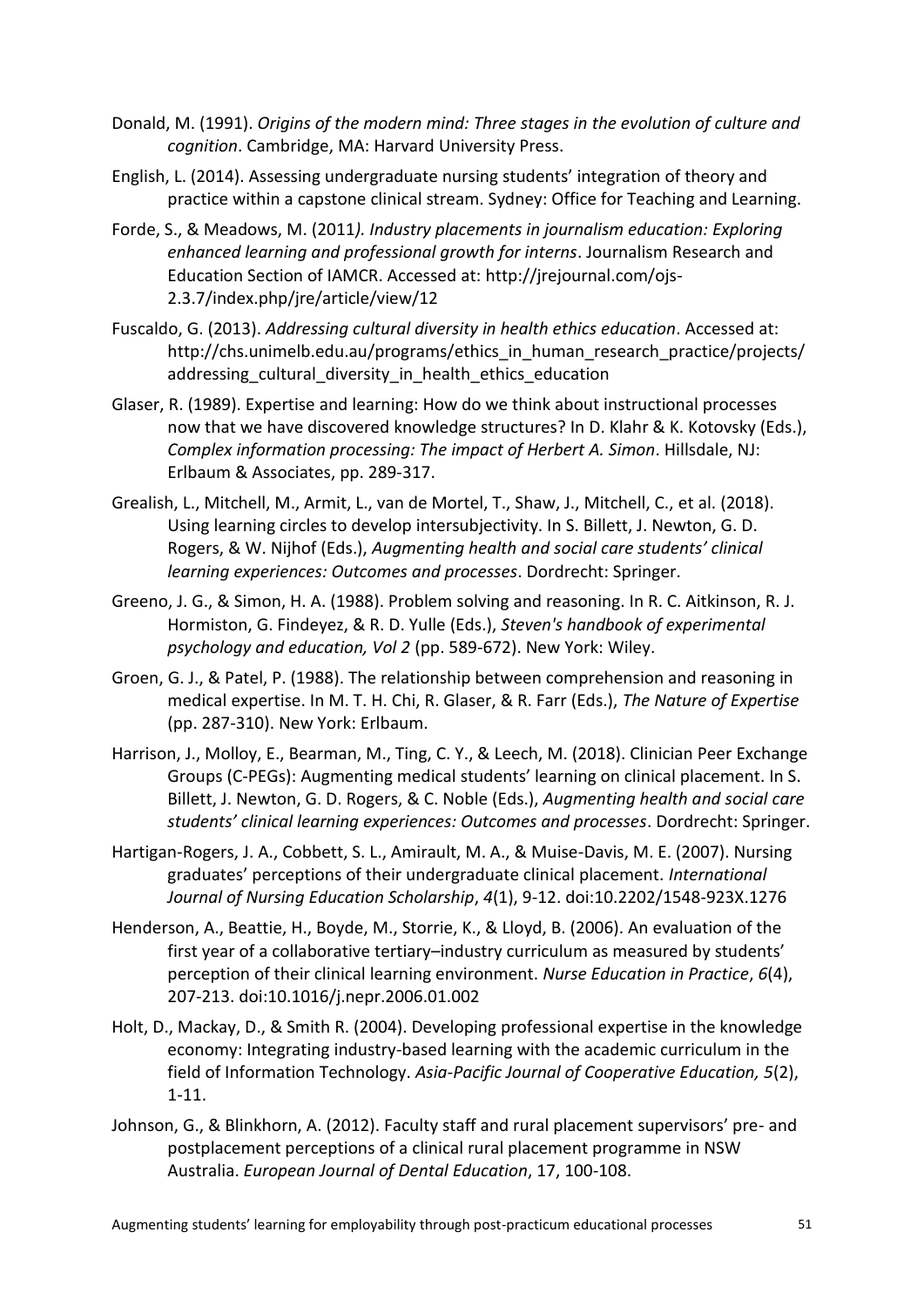Donald, M. (1991). *Origins of the modern mind: Three stages in the evolution of culture and cognition*. Cambridge, MA: Harvard University Press.

English, L. (2014). Assessing undergraduate nursing students' integration of theory and practice within a capstone clinical stream. Sydney: Office for Teaching and Learning.

Forde, S., & Meadows, M. (2011*). Industry placements in journalism education: Exploring enhanced learning and professional growth for interns*. Journalism Research and Education Section of IAMCR. Accessed at: http://jrejournal.com/ojs-2.3.7/index.php/jre/article/view/12

Fuscaldo, G. (2013). *Addressing cultural diversity in health ethics education*. Accessed at: http://chs.unimelb.edu.au/programs/ethics_in_human_research_practice/projects/addressing_cultural_diversity_in_health_ethics_education

Glaser, R. (1989). Expertise and learning: How do we think about instructional processes now that we have discovered knowledge structures? In D. Klahr & K. Kotovsky (Eds.), *Complex information processing: The impact of Herbert A. Simon*. Hillsdale, NJ: Erlbaum & Associates, pp. 289-317.

Grealish, L., Mitchell, M., Armit, L., van de Mortel, T., Shaw, J., Mitchell, C., et al. (2018). Using learning circles to develop intersubjectivity. In S. Billett, J. Newton, G. D. Rogers, & W. Nijhof (Eds.), *Augmenting health and social care students' clinical learning experiences: Outcomes and processes*. Dordrecht: Springer.

Greeno, J. G., & Simon, H. A. (1988). Problem solving and reasoning. In R. C. Aitkinson, R. J. Hormiston, G. Findeyez, & R. D. Yulle (Eds.), *Steven's handbook of experimental psychology and education, Vol 2* (pp. 589-672). New York: Wiley.

Groen, G. J., & Patel, P. (1988). The relationship between comprehension and reasoning in medical expertise. In M. T. H. Chi, R. Glaser, & R. Farr (Eds.), *The Nature of Expertise* (pp. 287-310). New York: Erlbaum.

Harrison, J., Molloy, E., Bearman, M., Ting, C. Y., & Leech, M. (2018). Clinician Peer Exchange Groups (C-PEGs): Augmenting medical students' learning on clinical placement. In S. Billett, J. Newton, G. D. Rogers, & C. Noble (Eds.), *Augmenting health and social care students' clinical learning experiences: Outcomes and processes*. Dordrecht: Springer.

Hartigan-Rogers, J. A., Cobbett, S. L., Amirault, M. A., & Muise-Davis, M. E. (2007). Nursing graduates' perceptions of their undergraduate clinical placement. *International Journal of Nursing Education Scholarship*, *4*(1), 9-12. doi:10.2202/1548-923X.1276

Henderson, A., Beattie, H., Boyde, M., Storrie, K., & Lloyd, B. (2006). An evaluation of the first year of a collaborative tertiary–industry curriculum as measured by students' perception of their clinical learning environment. *Nurse Education in Practice*, *6*(4), 207-213. doi:10.1016/j.nepr.2006.01.002

Holt, D., Mackay, D., & Smith R. (2004). Developing professional expertise in the knowledge economy: Integrating industry-based learning with the academic curriculum in the field of Information Technology. *Asia-Pacific Journal of Cooperative Education, 5*(2), 1-11.

Johnson, G., & Blinkhorn, A. (2012). Faculty staff and rural placement supervisors' pre- and postplacement perceptions of a clinical rural placement programme in NSW Australia. *European Journal of Dental Education*, 17, 100-108.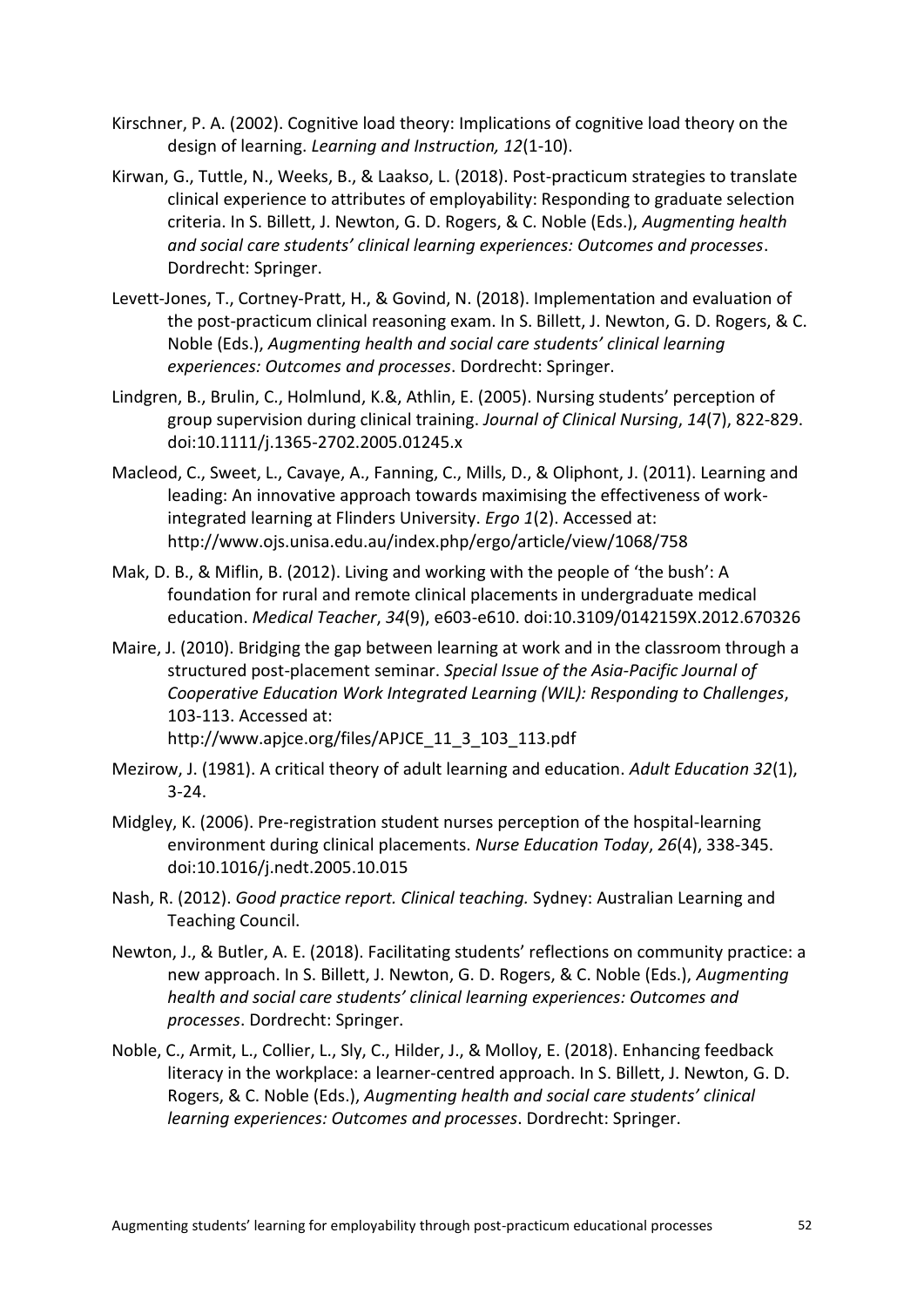Kirschner, P. A. (2002). Cognitive load theory: Implications of cognitive load theory on the design of learning. *Learning and Instruction, 12*(1-10).

Kirwan, G., Tuttle, N., Weeks, B., & Laakso, L. (2018). Post-practicum strategies to translate clinical experience to attributes of employability: Responding to graduate selection criteria. In S. Billett, J. Newton, G. D. Rogers, & C. Noble (Eds.), *Augmenting health and social care students' clinical learning experiences: Outcomes and processes*. Dordrecht: Springer.

Levett-Jones, T., Cortney-Pratt, H., & Govind, N. (2018). Implementation and evaluation of the post-practicum clinical reasoning exam. In S. Billett, J. Newton, G. D. Rogers, & C. Noble (Eds.), *Augmenting health and social care students' clinical learning experiences: Outcomes and processes*. Dordrecht: Springer.

Lindgren, B., Brulin, C., Holmlund, K.&, Athlin, E. (2005). Nursing students' perception of group supervision during clinical training. *Journal of Clinical Nursing*, *14*(7), 822-829. doi:10.1111/j.1365-2702.2005.01245.x

Macleod, C., Sweet, L., Cavaye, A., Fanning, C., Mills, D., & Oliphont, J. (2011). Learning and leading: An innovative approach towards maximising the effectiveness of work-integrated learning at Flinders University. *Ergo 1*(2). Accessed at: http://www.ojs.unisa.edu.au/index.php/ergo/article/view/1068/758

Mak, D. B., & Miflin, B. (2012). Living and working with the people of 'the bush': A foundation for rural and remote clinical placements in undergraduate medical education. *Medical Teacher*, *34*(9), e603-e610. doi:10.3109/0142159X.2012.670326

Maire, J. (2010). Bridging the gap between learning at work and in the classroom through a structured post-placement seminar. *Special Issue of the Asia-Pacific Journal of Cooperative Education Work Integrated Learning (WIL): Responding to Challenges*, 103-113. Accessed at: http://www.apjce.org/files/APJCE_11_3_103_113.pdf

Mezirow, J. (1981). A critical theory of adult learning and education. *Adult Education 32*(1), 3-24.

Midgley, K. (2006). Pre-registration student nurses perception of the hospital-learning environment during clinical placements. *Nurse Education Today*, *26*(4), 338-345. doi:10.1016/j.nedt.2005.10.015

Nash, R. (2012). *Good practice report. Clinical teaching.* Sydney: Australian Learning and Teaching Council.

Newton, J., & Butler, A. E. (2018). Facilitating students' reflections on community practice: a new approach. In S. Billett, J. Newton, G. D. Rogers, & C. Noble (Eds.), *Augmenting health and social care students' clinical learning experiences: Outcomes and processes*. Dordrecht: Springer.

Noble, C., Armit, L., Collier, L., Sly, C., Hilder, J., & Molloy, E. (2018). Enhancing feedback literacy in the workplace: a learner-centred approach. In S. Billett, J. Newton, G. D. Rogers, & C. Noble (Eds.), *Augmenting health and social care students' clinical learning experiences: Outcomes and processes*. Dordrecht: Springer.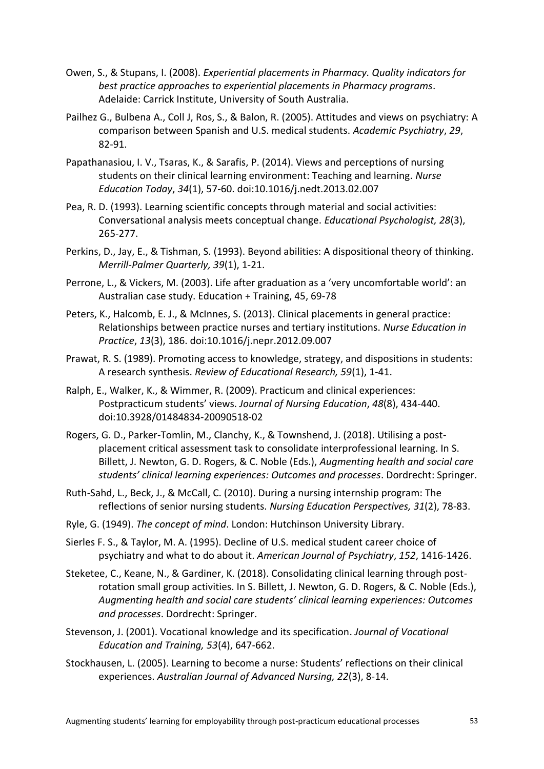Owen, S., & Stupans, I. (2008). *Experiential placements in Pharmacy. Quality indicators for best practice approaches to experiential placements in Pharmacy programs*. Adelaide: Carrick Institute, University of South Australia.

Pailhez G., Bulbena A., Coll J, Ros, S., & Balon, R. (2005). Attitudes and views on psychiatry: A comparison between Spanish and U.S. medical students. *Academic Psychiatry*, *29*, 82-91.

Papathanasiou, I. V., Tsaras, K., & Sarafis, P. (2014). Views and perceptions of nursing students on their clinical learning environment: Teaching and learning. *Nurse Education Today*, *34*(1), 57-60. doi:10.1016/j.nedt.2013.02.007

Pea, R. D. (1993). Learning scientific concepts through material and social activities: Conversational analysis meets conceptual change. *Educational Psychologist, 28*(3), 265-277.

Perkins, D., Jay, E., & Tishman, S. (1993). Beyond abilities: A dispositional theory of thinking. *Merrill-Palmer Quarterly, 39*(1), 1-21.

Perrone, L., & Vickers, M. (2003). Life after graduation as a 'very uncomfortable world': an Australian case study. Education + Training, 45, 69-78

Peters, K., Halcomb, E. J., & McInnes, S. (2013). Clinical placements in general practice: Relationships between practice nurses and tertiary institutions. *Nurse Education in Practice*, *13*(3), 186. doi:10.1016/j.nepr.2012.09.007

Prawat, R. S. (1989). Promoting access to knowledge, strategy, and dispositions in students: A research synthesis. *Review of Educational Research, 59*(1), 1-41.

Ralph, E., Walker, K., & Wimmer, R. (2009). Practicum and clinical experiences: Postpracticum students' views. *Journal of Nursing Education*, *48*(8), 434-440. doi:10.3928/01484834-20090518-02

Rogers, G. D., Parker-Tomlin, M., Clanchy, K., & Townshend, J. (2018). Utilising a post-placement critical assessment task to consolidate interprofessional learning. In S. Billett, J. Newton, G. D. Rogers, & C. Noble (Eds.), *Augmenting health and social care students' clinical learning experiences: Outcomes and processes*. Dordrecht: Springer.

Ruth-Sahd, L., Beck, J., & McCall, C. (2010). During a nursing internship program: The reflections of senior nursing students. *Nursing Education Perspectives, 31*(2), 78-83.

Ryle, G. (1949). *The concept of mind*. London: Hutchinson University Library.

Sierles F. S., & Taylor, M. A. (1995). Decline of U.S. medical student career choice of psychiatry and what to do about it. *American Journal of Psychiatry*, *152*, 1416-1426.

Steketee, C., Keane, N., & Gardiner, K. (2018). Consolidating clinical learning through post-rotation small group activities. In S. Billett, J. Newton, G. D. Rogers, & C. Noble (Eds.), *Augmenting health and social care students' clinical learning experiences: Outcomes and processes*. Dordrecht: Springer.

Stevenson, J. (2001). Vocational knowledge and its specification. *Journal of Vocational Education and Training, 53*(4), 647-662.

Stockhausen, L. (2005). Learning to become a nurse: Students' reflections on their clinical experiences. *Australian Journal of Advanced Nursing, 22*(3), 8-14.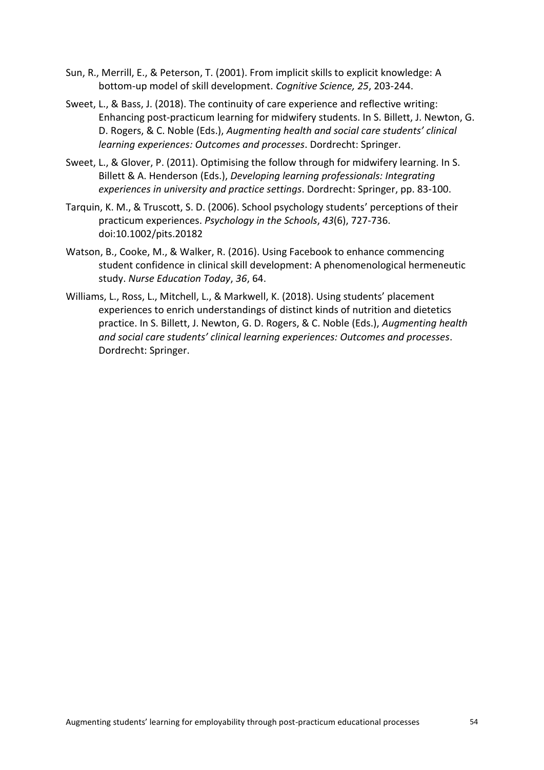Sun, R., Merrill, E., & Peterson, T. (2001). From implicit skills to explicit knowledge: A bottom-up model of skill development. *Cognitive Science, 25*, 203-244.

Sweet, L., & Bass, J. (2018). The continuity of care experience and reflective writing: Enhancing post-practicum learning for midwifery students. In S. Billett, J. Newton, G. D. Rogers, & C. Noble (Eds.), *Augmenting health and social care students' clinical learning experiences: Outcomes and processes*. Dordrecht: Springer.

Sweet, L., & Glover, P. (2011). Optimising the follow through for midwifery learning. In S. Billett & A. Henderson (Eds.), *Developing learning professionals: Integrating experiences in university and practice settings*. Dordrecht: Springer, pp. 83-100.

Tarquin, K. M., & Truscott, S. D. (2006). School psychology students' perceptions of their practicum experiences. *Psychology in the Schools*, *43*(6), 727-736. doi:10.1002/pits.20182

Watson, B., Cooke, M., & Walker, R. (2016). Using Facebook to enhance commencing student confidence in clinical skill development: A phenomenological hermeneutic study. *Nurse Education Today*, *36*, 64.

Williams, L., Ross, L., Mitchell, L., & Markwell, K. (2018). Using students' placement experiences to enrich understandings of distinct kinds of nutrition and dietetics practice. In S. Billett, J. Newton, G. D. Rogers, & C. Noble (Eds.), *Augmenting health and social care students' clinical learning experiences: Outcomes and processes*. Dordrecht: Springer.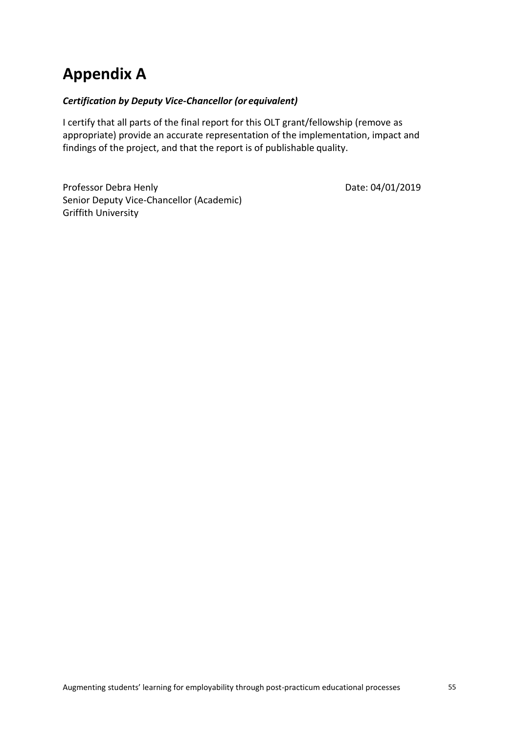# Appendix A

***Certification by Deputy Vice-Chancellor (or equivalent)***

I certify that all parts of the final report for this OLT grant/fellowship (remove as appropriate) provide an accurate representation of the implementation, impact and findings of the project, and that the report is of publishable quality.

Professor Debra Henly
Senior Deputy Vice-Chancellor (Academic)
Griffith University

Date: 04/01/2019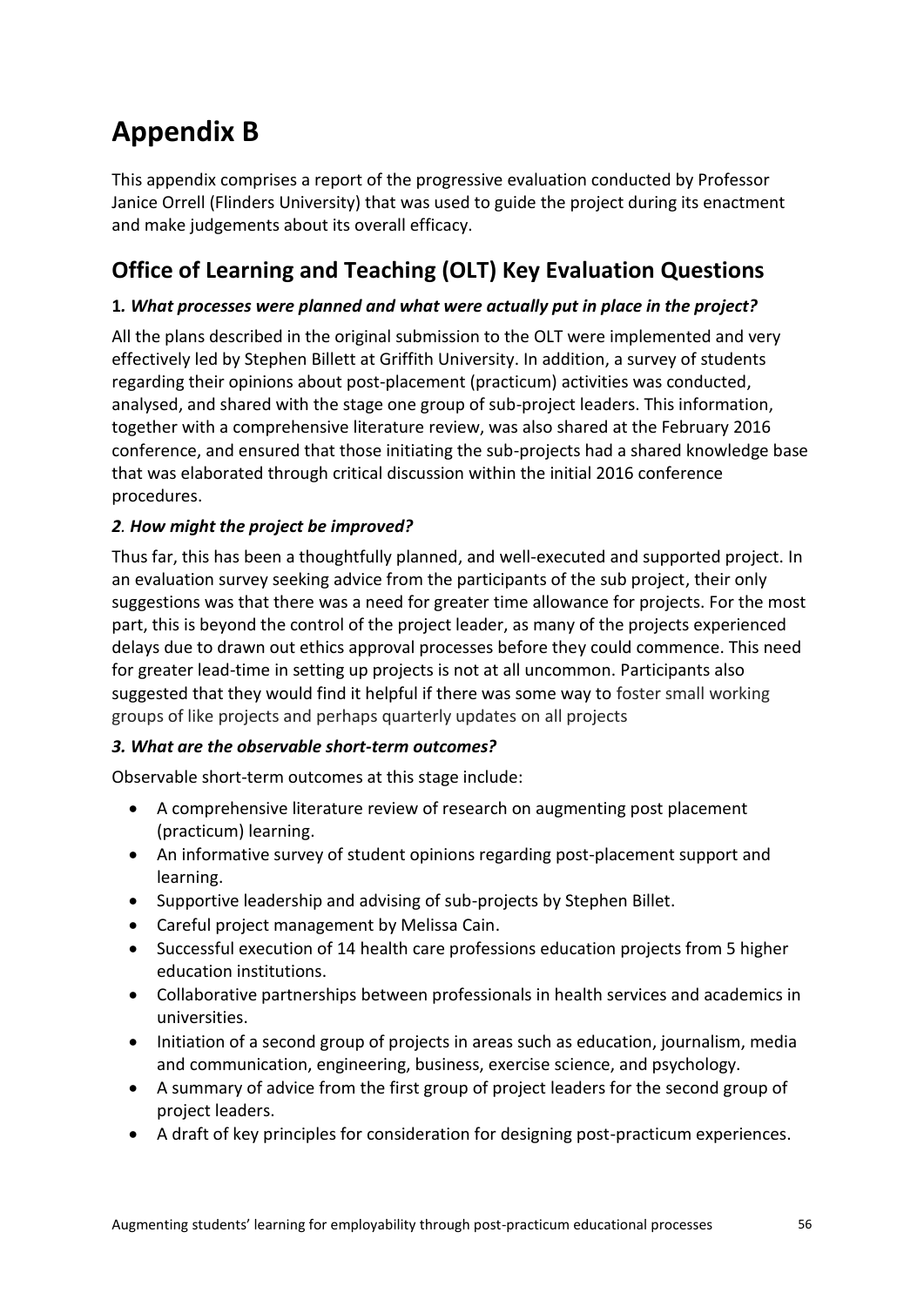# Appendix B

This appendix comprises a report of the progressive evaluation conducted by Professor Janice Orrell (Flinders University) that was used to guide the project during its enactment and make judgements about its overall efficacy.

## Office of Learning and Teaching (OLT) Key Evaluation Questions

### 1. *What processes were planned and what were actually put in place in the project?*

All the plans described in the original submission to the OLT were implemented and very effectively led by Stephen Billett at Griffith University. In addition, a survey of students regarding their opinions about post-placement (practicum) activities was conducted, analysed, and shared with the stage one group of sub-project leaders. This information, together with a comprehensive literature review, was also shared at the February 2016 conference, and ensured that those initiating the sub-projects had a shared knowledge base that was elaborated through critical discussion within the initial 2016 conference procedures.

### *2. How might the project be improved?*

Thus far, this has been a thoughtfully planned, and well-executed and supported project. In an evaluation survey seeking advice from the participants of the sub project, their only suggestions was that there was a need for greater time allowance for projects. For the most part, this is beyond the control of the project leader, as many of the projects experienced delays due to drawn out ethics approval processes before they could commence. This need for greater lead-time in setting up projects is not at all uncommon. Participants also suggested that they would find it helpful if there was some way to foster small working groups of like projects and perhaps quarterly updates on all projects

### *3. What are the observable short-term outcomes?*

Observable short-term outcomes at this stage include:

- A comprehensive literature review of research on augmenting post placement (practicum) learning.
- An informative survey of student opinions regarding post-placement support and learning.
- Supportive leadership and advising of sub-projects by Stephen Billet.
- Careful project management by Melissa Cain.
- Successful execution of 14 health care professions education projects from 5 higher education institutions.
- Collaborative partnerships between professionals in health services and academics in universities.
- Initiation of a second group of projects in areas such as education, journalism, media and communication, engineering, business, exercise science, and psychology.
- A summary of advice from the first group of project leaders for the second group of project leaders.
- A draft of key principles for consideration for designing post-practicum experiences.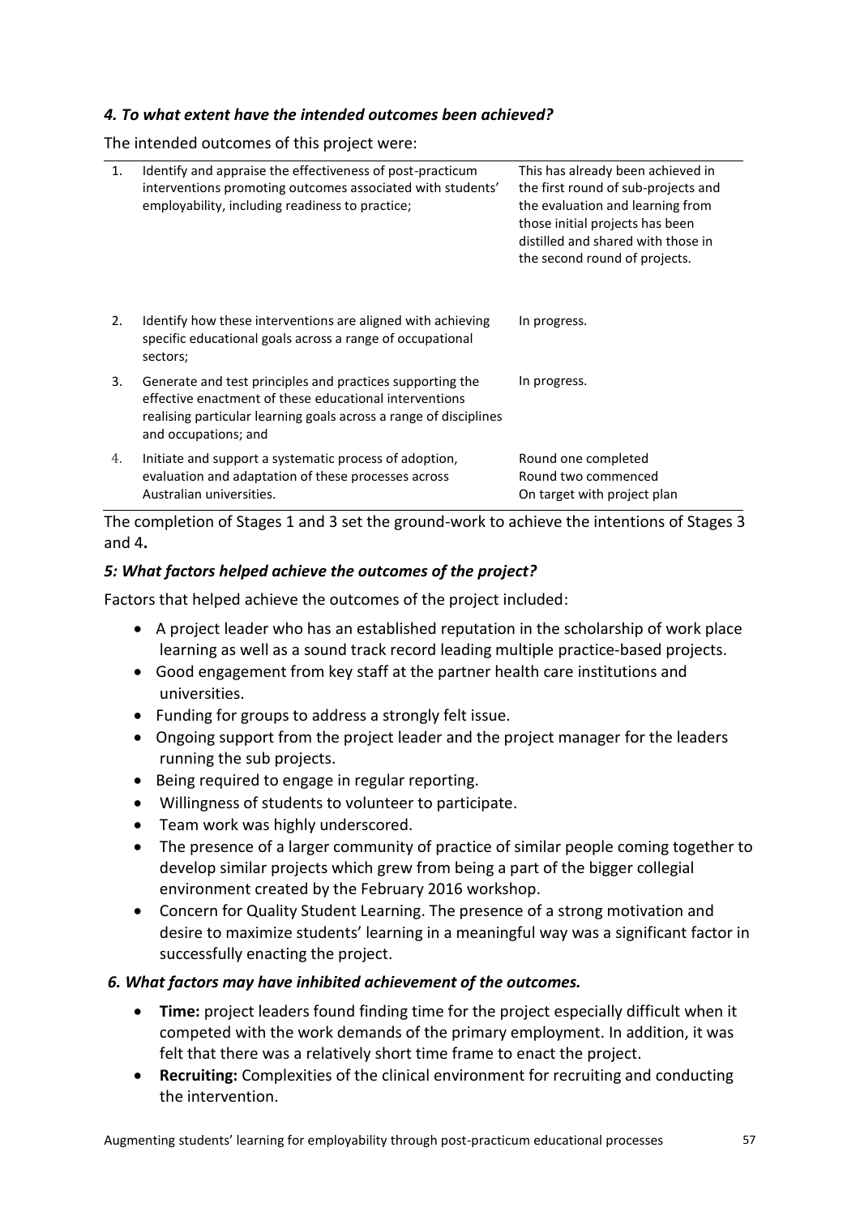### *4. To what extent have the intended outcomes been achieved?*

The intended outcomes of this project were:

| | | |
|---|---|---|
| 1. | Identify and appraise the effectiveness of post-practicum interventions promoting outcomes associated with students' employability, including readiness to practice; | This has already been achieved in the first round of sub-projects and the evaluation and learning from those initial projects has been distilled and shared with those in the second round of projects. |
| 2. | Identify how these interventions are aligned with achieving specific educational goals across a range of occupational sectors; | In progress. |
| 3. | Generate and test principles and practices supporting the effective enactment of these educational interventions realising particular learning goals across a range of disciplines and occupations; and | In progress. |
| 4. | Initiate and support a systematic process of adoption, evaluation and adaptation of these processes across Australian universities. | Round one completed<br>Round two commenced<br>On target with project plan |

The completion of Stages 1 and 3 set the ground-work to achieve the intentions of Stages 3 and 4**.**

### *5: What factors helped achieve the outcomes of the project?*

Factors that helped achieve the outcomes of the project included:

- A project leader who has an established reputation in the scholarship of work place learning as well as a sound track record leading multiple practice-based projects.
- Good engagement from key staff at the partner health care institutions and universities.
- Funding for groups to address a strongly felt issue.
- Ongoing support from the project leader and the project manager for the leaders running the sub projects.
- Being required to engage in regular reporting.
- Willingness of students to volunteer to participate.
- Team work was highly underscored.
- The presence of a larger community of practice of similar people coming together to develop similar projects which grew from being a part of the bigger collegial environment created by the February 2016 workshop.
- Concern for Quality Student Learning. The presence of a strong motivation and desire to maximize students' learning in a meaningful way was a significant factor in successfully enacting the project.

### *6. What factors may have inhibited achievement of the outcomes.*

- **Time:** project leaders found finding time for the project especially difficult when it competed with the work demands of the primary employment. In addition, it was felt that there was a relatively short time frame to enact the project.
- **Recruiting:** Complexities of the clinical environment for recruiting and conducting the intervention.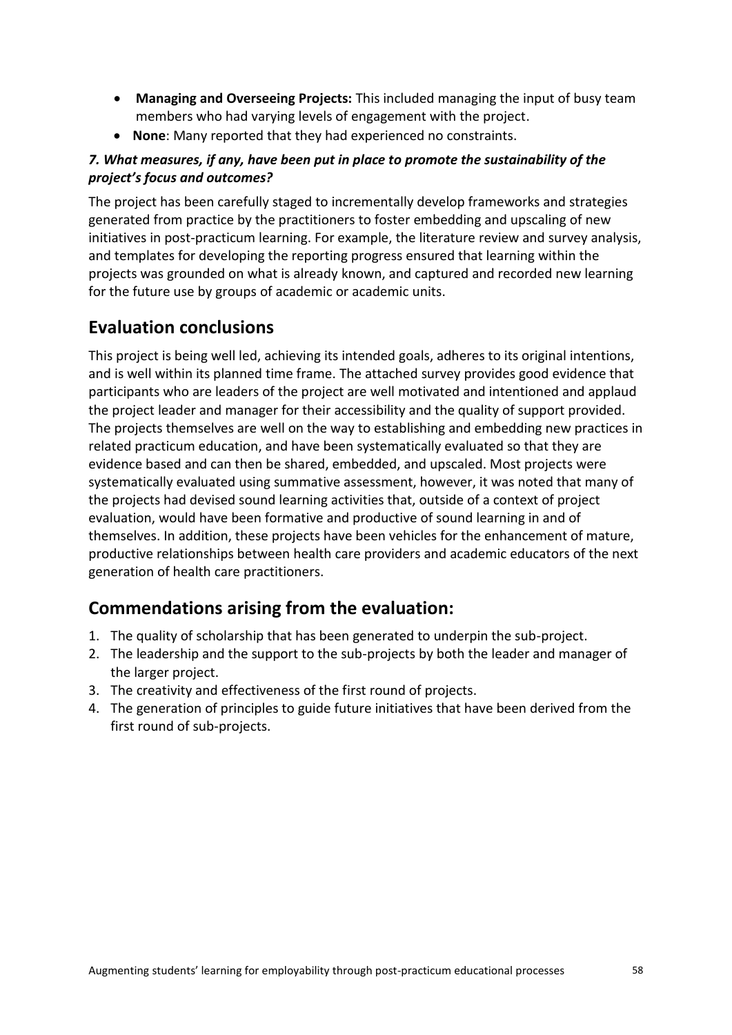- **Managing and Overseeing Projects:** This included managing the input of busy team members who had varying levels of engagement with the project.
- **None**: Many reported that they had experienced no constraints.

***7. What measures, if any, have been put in place to promote the sustainability of the project's focus and outcomes?***

The project has been carefully staged to incrementally develop frameworks and strategies generated from practice by the practitioners to foster embedding and upscaling of new initiatives in post-practicum learning. For example, the literature review and survey analysis, and templates for developing the reporting progress ensured that learning within the projects was grounded on what is already known, and captured and recorded new learning for the future use by groups of academic or academic units.

## Evaluation conclusions

This project is being well led, achieving its intended goals, adheres to its original intentions, and is well within its planned time frame. The attached survey provides good evidence that participants who are leaders of the project are well motivated and intentioned and applaud the project leader and manager for their accessibility and the quality of support provided. The projects themselves are well on the way to establishing and embedding new practices in related practicum education, and have been systematically evaluated so that they are evidence based and can then be shared, embedded, and upscaled. Most projects were systematically evaluated using summative assessment, however, it was noted that many of the projects had devised sound learning activities that, outside of a context of project evaluation, would have been formative and productive of sound learning in and of themselves. In addition, these projects have been vehicles for the enhancement of mature, productive relationships between health care providers and academic educators of the next generation of health care practitioners.

## Commendations arising from the evaluation:

1. The quality of scholarship that has been generated to underpin the sub-project.
2. The leadership and the support to the sub-projects by both the leader and manager of the larger project.
3. The creativity and effectiveness of the first round of projects.
4. The generation of principles to guide future initiatives that have been derived from the first round of sub-projects.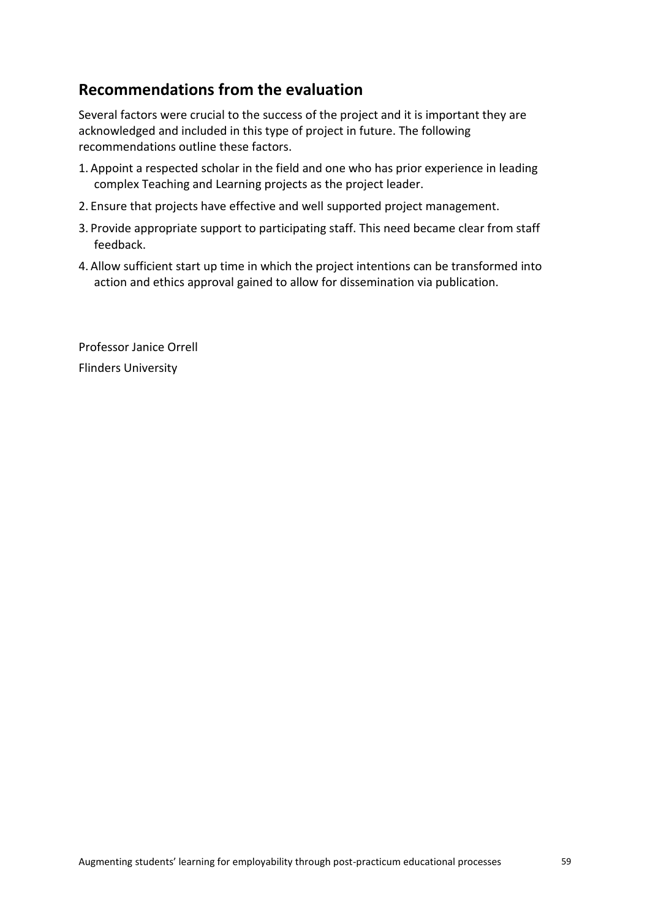## Recommendations from the evaluation

Several factors were crucial to the success of the project and it is important they are acknowledged and included in this type of project in future. The following recommendations outline these factors.

1. Appoint a respected scholar in the field and one who has prior experience in leading complex Teaching and Learning projects as the project leader.
2. Ensure that projects have effective and well supported project management.
3. Provide appropriate support to participating staff. This need became clear from staff feedback.
4. Allow sufficient start up time in which the project intentions can be transformed into action and ethics approval gained to allow for dissemination via publication.

Professor Janice Orrell

Flinders University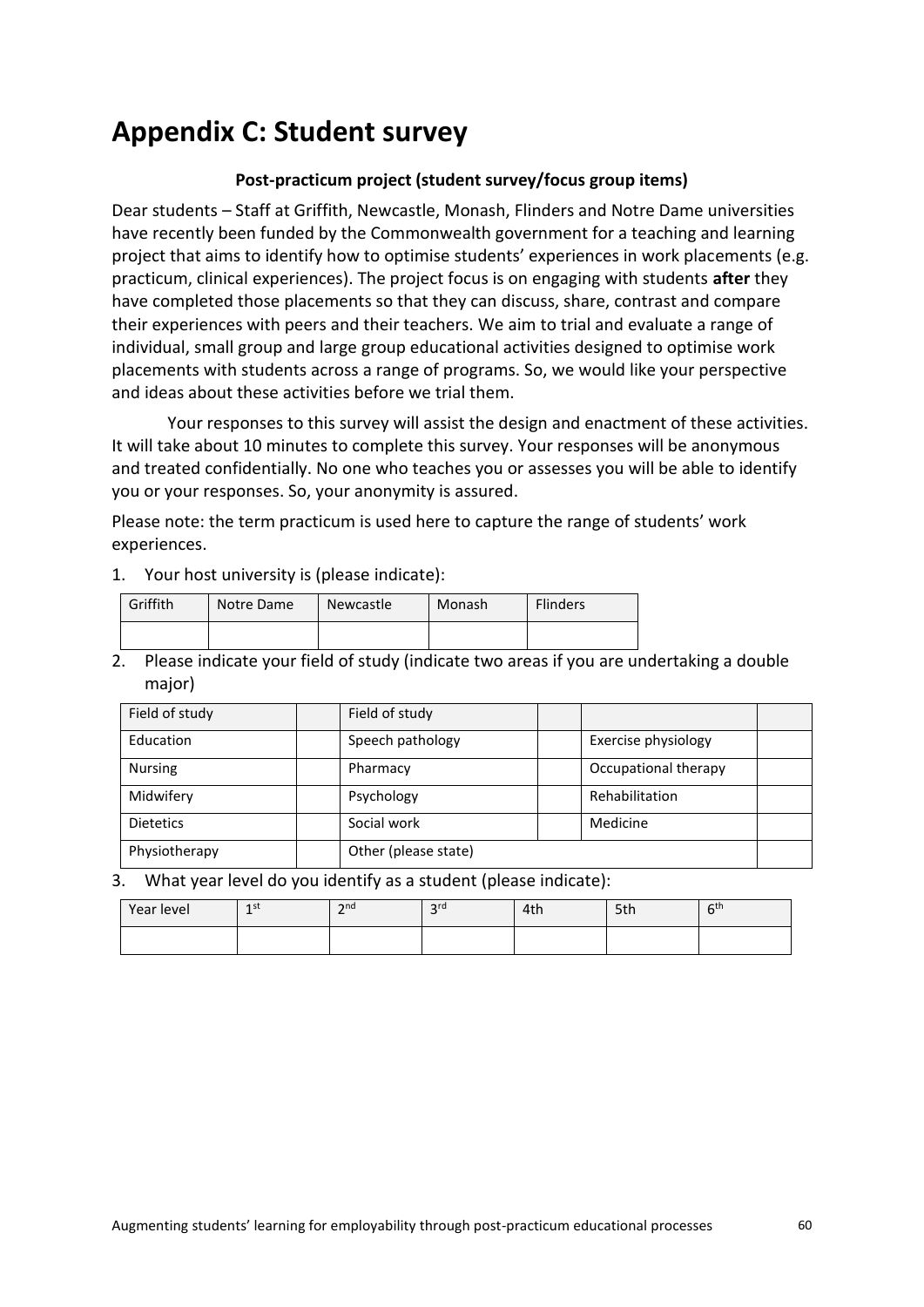# Appendix C: Student survey

**Post-practicum project (student survey/focus group items)**

Dear students – Staff at Griffith, Newcastle, Monash, Flinders and Notre Dame universities have recently been funded by the Commonwealth government for a teaching and learning project that aims to identify how to optimise students' experiences in work placements (e.g. practicum, clinical experiences). The project focus is on engaging with students **after** they have completed those placements so that they can discuss, share, contrast and compare their experiences with peers and their teachers. We aim to trial and evaluate a range of individual, small group and large group educational activities designed to optimise work placements with students across a range of programs. So, we would like your perspective and ideas about these activities before we trial them.

Your responses to this survey will assist the design and enactment of these activities. It will take about 10 minutes to complete this survey. Your responses will be anonymous and treated confidentially. No one who teaches you or assesses you will be able to identify you or your responses. So, your anonymity is assured.

Please note: the term practicum is used here to capture the range of students' work experiences.

1. Your host university is (please indicate):

| Griffith | Notre Dame | Newcastle | Monash | Flinders |
|---|---|---|---|---|
| | | | | |

2. Please indicate your field of study (indicate two areas if you are undertaking a double major)

| Field of study | | Field of study | | | |
|---|---|---|---|---|---|
| Education | | Speech pathology | | Exercise physiology | |
| Nursing | | Pharmacy | | Occupational therapy | |
| Midwifery | | Psychology | | Rehabilitation | |
| Dietetics | | Social work | | Medicine | |
| Physiotherapy | | Other (please state) | | | |

3. What year level do you identify as a student (please indicate):

| Year level | 1st | 2nd | 3rd | 4th | 5th | 6th |
|---|---|---|---|---|---|---|
| | | | | | | |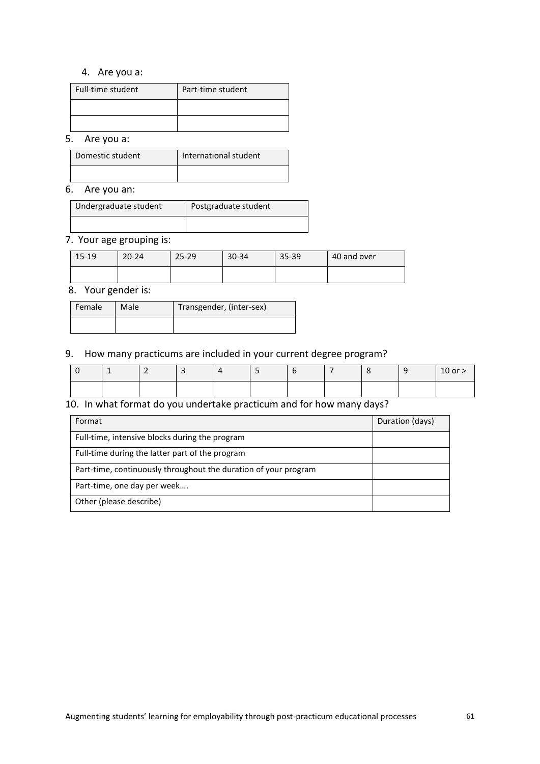4. Are you a:

| Full-time student | Part-time student |
|---|---|
| | |
| | |

5. Are you a:

| Domestic student | International student |
|---|---|
| | |

6. Are you an:

| Undergraduate student | Postgraduate student |
|---|---|
| | |

7. Your age grouping is:

| 15-19 | 20-24 | 25-29 | 30-34 | 35-39 | 40 and over |
|---|---|---|---|---|---|
| | | | | | |

8. Your gender is:

| Female | Male | Transgender, (inter-sex) |
|---|---|---|
| | | |

9. How many practicums are included in your current degree program?

| 0 | 1 | 2 | 3 | 4 | 5 | 6 | 7 | 8 | 9 | 10 or > |
|---|---|---|---|---|---|---|---|---|---|---|
| | | | | | | | | | | |

10. In what format do you undertake practicum and for how many days?

| Format | Duration (days) |
|---|---|
| Full-time, intensive blocks during the program | |
| Full-time during the latter part of the program | |
| Part-time, continuously throughout the duration of your program | |
| Part-time, one day per week…. | |
| Other (please describe) | |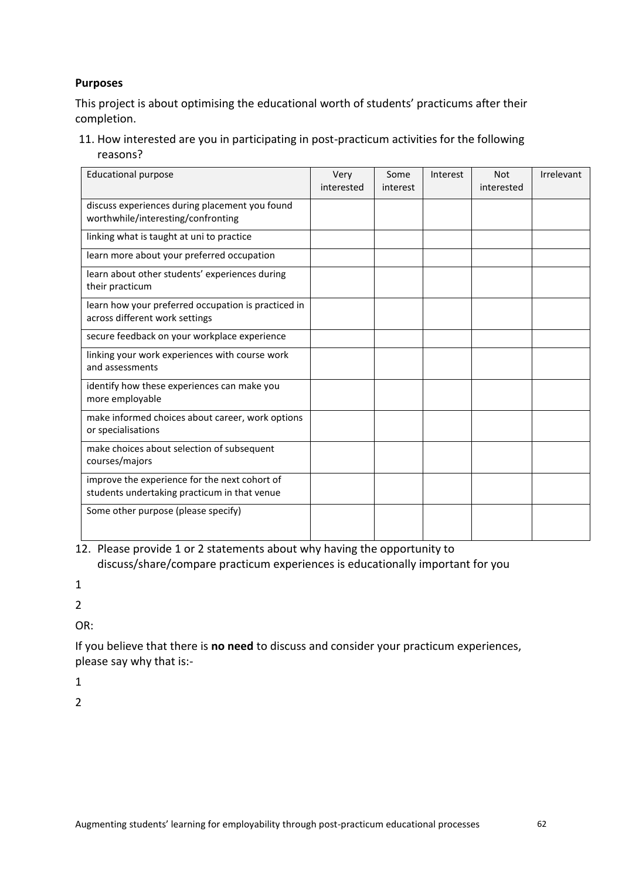**Purposes**

This project is about optimising the educational worth of students' practicums after their completion.

11. How interested are you in participating in post-practicum activities for the following reasons?

| Educational purpose | Very interested | Some interest | Interest | Not interested | Irrelevant |
|---|---|---|---|---|---|
| discuss experiences during placement you found worthwhile/interesting/confronting | | | | | |
| linking what is taught at uni to practice | | | | | |
| learn more about your preferred occupation | | | | | |
| learn about other students' experiences during their practicum | | | | | |
| learn how your preferred occupation is practiced in across different work settings | | | | | |
| secure feedback on your workplace experience | | | | | |
| linking your work experiences with course work and assessments | | | | | |
| identify how these experiences can make you more employable | | | | | |
| make informed choices about career, work options or specialisations | | | | | |
| make choices about selection of subsequent courses/majors | | | | | |
| improve the experience for the next cohort of students undertaking practicum in that venue | | | | | |
| Some other purpose (please specify) | | | | | |

12. Please provide 1 or 2 statements about why having the opportunity to discuss/share/compare practicum experiences is educationally important for you

1

2

OR:

If you believe that there is **no need** to discuss and consider your practicum experiences, please say why that is:-

1

2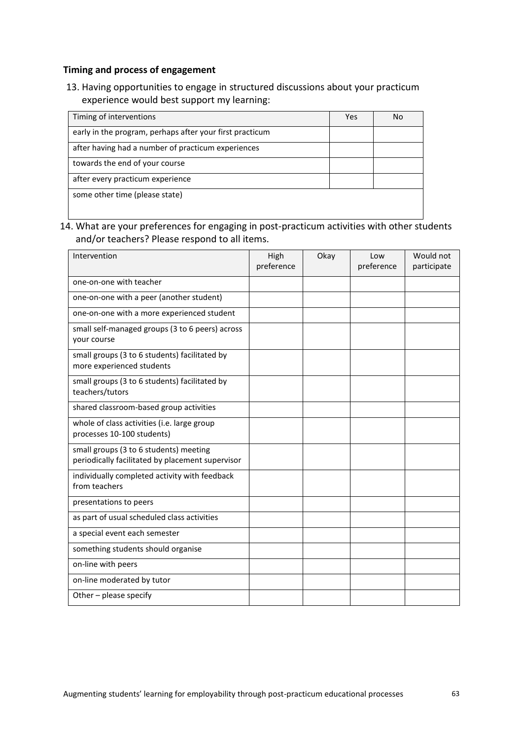**Timing and process of engagement**

13. Having opportunities to engage in structured discussions about your practicum experience would best support my learning:

| Timing of interventions | Yes | No |
|---|---|---|
| early in the program, perhaps after your first practicum | | |
| after having had a number of practicum experiences | | |
| towards the end of your course | | |
| after every practicum experience | | |
| some other time (please state) | | |

14. What are your preferences for engaging in post-practicum activities with other students and/or teachers? Please respond to all items.

| Intervention | High preference | Okay | Low preference | Would not participate |
|---|---|---|---|---|
| one-on-one with teacher | | | | |
| one-on-one with a peer (another student) | | | | |
| one-on-one with a more experienced student | | | | |
| small self-managed groups (3 to 6 peers) across your course | | | | |
| small groups (3 to 6 students) facilitated by more experienced students | | | | |
| small groups (3 to 6 students) facilitated by teachers/tutors | | | | |
| shared classroom-based group activities | | | | |
| whole of class activities (i.e. large group processes 10-100 students) | | | | |
| small groups (3 to 6 students) meeting periodically facilitated by placement supervisor | | | | |
| individually completed activity with feedback from teachers | | | | |
| presentations to peers | | | | |
| as part of usual scheduled class activities | | | | |
| a special event each semester | | | | |
| something students should organise | | | | |
| on-line with peers | | | | |
| on-line moderated by tutor | | | | |
| Other – please specify | | | | |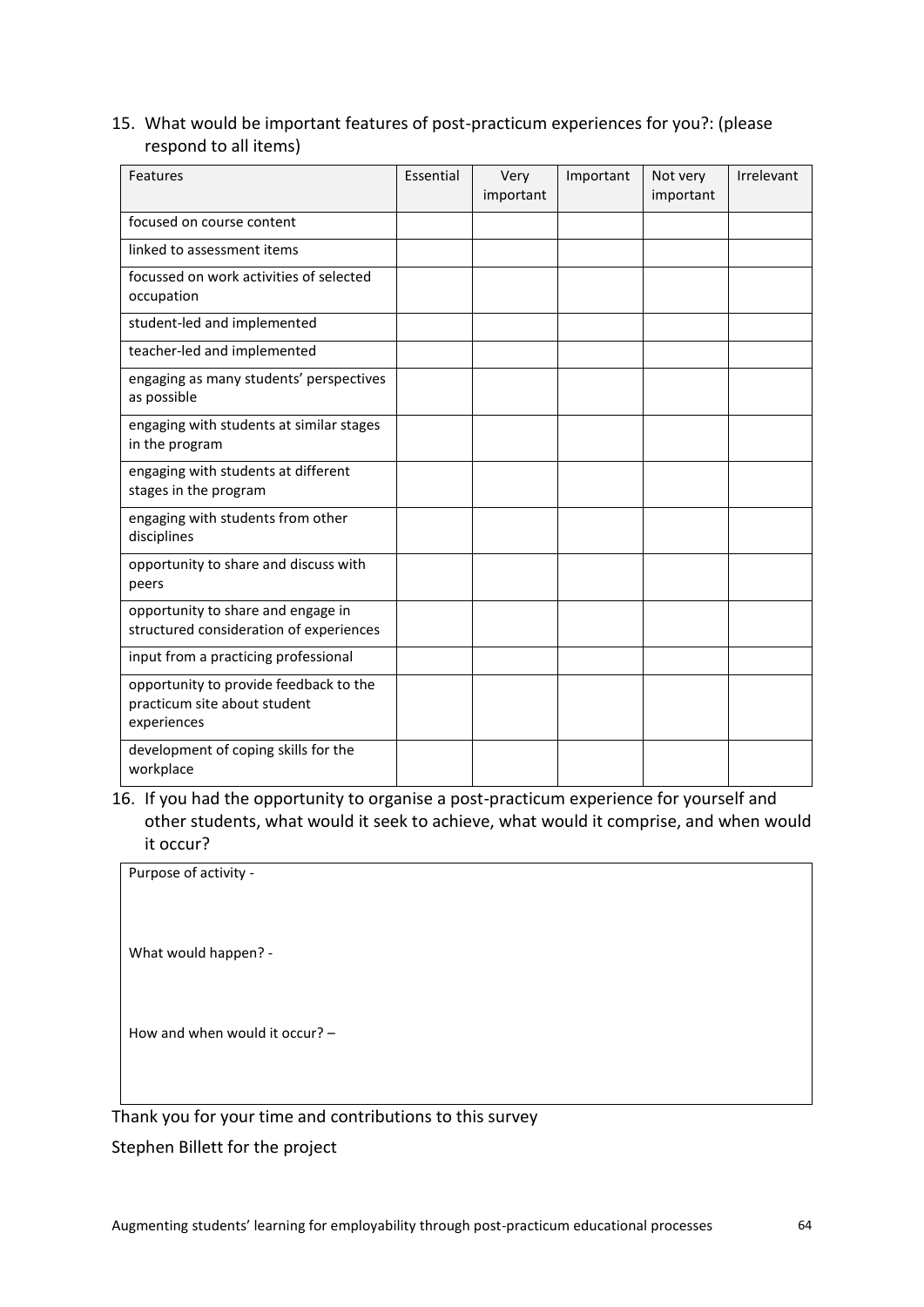15. What would be important features of post-practicum experiences for you?: (please respond to all items)

| Features | Essential | Very important | Important | Not very important | Irrelevant |
|---|---|---|---|---|---|
| focused on course content | | | | | |
| linked to assessment items | | | | | |
| focussed on work activities of selected occupation | | | | | |
| student-led and implemented | | | | | |
| teacher-led and implemented | | | | | |
| engaging as many students' perspectives as possible | | | | | |
| engaging with students at similar stages in the program | | | | | |
| engaging with students at different stages in the program | | | | | |
| engaging with students from other disciplines | | | | | |
| opportunity to share and discuss with peers | | | | | |
| opportunity to share and engage in structured consideration of experiences | | | | | |
| input from a practicing professional | | | | | |
| opportunity to provide feedback to the practicum site about student experiences | | | | | |
| development of coping skills for the workplace | | | | | |

16. If you had the opportunity to organise a post-practicum experience for yourself and other students, what would it seek to achieve, what would it comprise, and when would it occur?

Purpose of activity -

What would happen? -

How and when would it occur? –

Thank you for your time and contributions to this survey

Stephen Billett for the project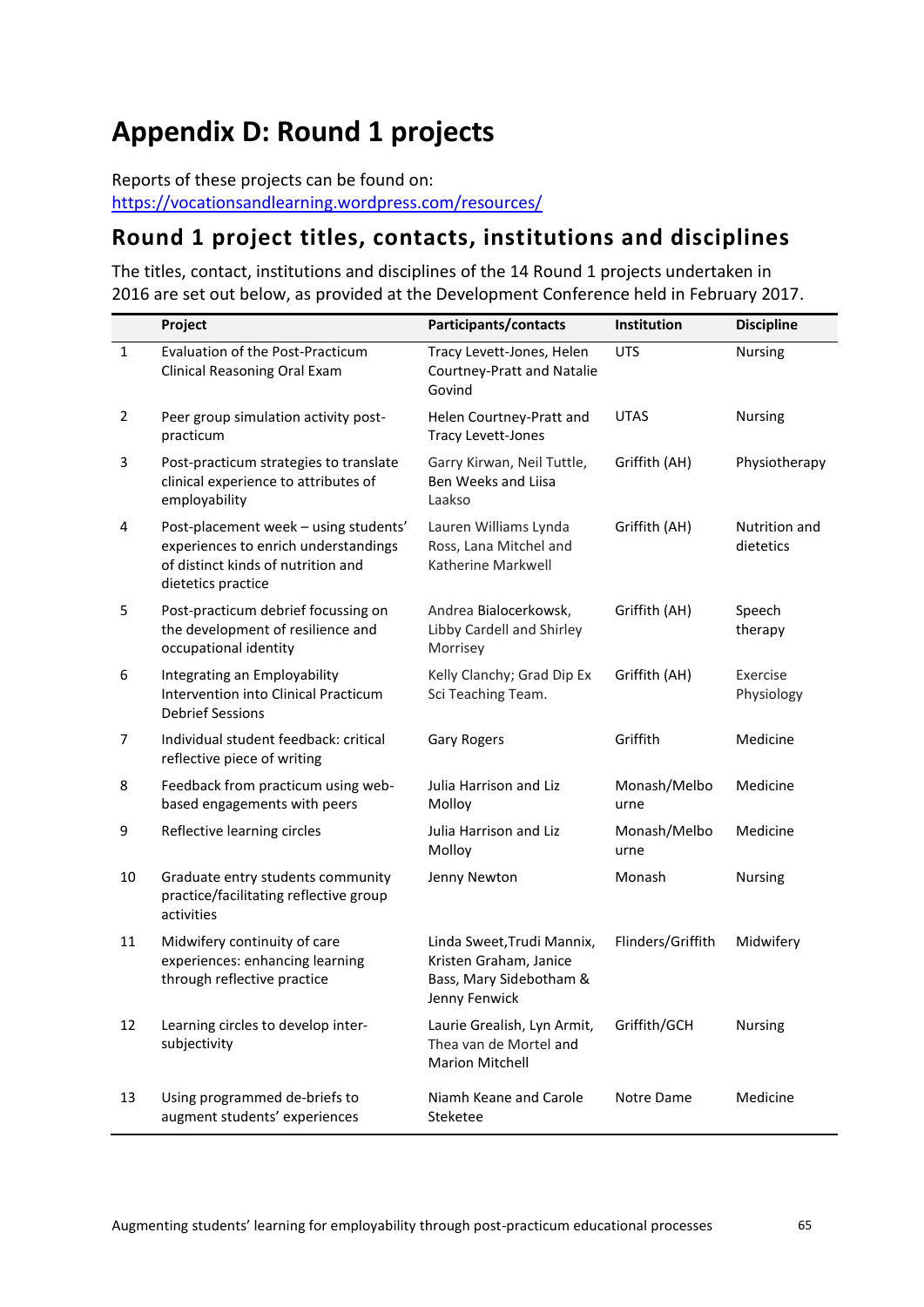# Appendix D: Round 1 projects

Reports of these projects can be found on:
https://vocationsandlearning.wordpress.com/resources/

## Round 1 project titles, contacts, institutions and disciplines

The titles, contact, institutions and disciplines of the 14 Round 1 projects undertaken in 2016 are set out below, as provided at the Development Conference held in February 2017.

| | Project | Participants/contacts | Institution | Discipline |
|---|---|---|---|---|
| 1 | Evaluation of the Post-Practicum Clinical Reasoning Oral Exam | Tracy Levett-Jones, Helen Courtney-Pratt and Natalie Govind | UTS | Nursing |
| 2 | Peer group simulation activity post-practicum | Helen Courtney-Pratt and Tracy Levett-Jones | UTAS | Nursing |
| 3 | Post-practicum strategies to translate clinical experience to attributes of employability | Garry Kirwan, Neil Tuttle, Ben Weeks and Liisa Laakso | Griffith (AH) | Physiotherapy |
| 4 | Post-placement week – using students' experiences to enrich understandings of distinct kinds of nutrition and dietetics practice | Lauren Williams Lynda Ross, Lana Mitchel and Katherine Markwell | Griffith (AH) | Nutrition and dietetics |
| 5 | Post-practicum debrief focussing on the development of resilience and occupational identity | Andrea Bialocerkowsk, Libby Cardell and Shirley Morrisey | Griffith (AH) | Speech therapy |
| 6 | Integrating an Employability Intervention into Clinical Practicum Debrief Sessions | Kelly Clanchy; Grad Dip Ex Sci Teaching Team. | Griffith (AH) | Exercise Physiology |
| 7 | Individual student feedback: critical reflective piece of writing | Gary Rogers | Griffith | Medicine |
| 8 | Feedback from practicum using web-based engagements with peers | Julia Harrison and Liz Molloy | Monash/Melbourne | Medicine |
| 9 | Reflective learning circles | Julia Harrison and Liz Molloy | Monash/Melbourne | Medicine |
| 10 | Graduate entry students community practice/facilitating reflective group activities | Jenny Newton | Monash | Nursing |
| 11 | Midwifery continuity of care experiences: enhancing learning through reflective practice | Linda Sweet,Trudi Mannix, Kristen Graham, Janice Bass, Mary Sidebotham & Jenny Fenwick | Flinders/Griffith | Midwifery |
| 12 | Learning circles to develop inter-subjectivity | Laurie Grealish, Lyn Armit, Thea van de Mortel and Marion Mitchell | Griffith/GCH | Nursing |
| 13 | Using programmed de-briefs to augment students' experiences | Niamh Keane and Carole Steketee | Notre Dame | Medicine |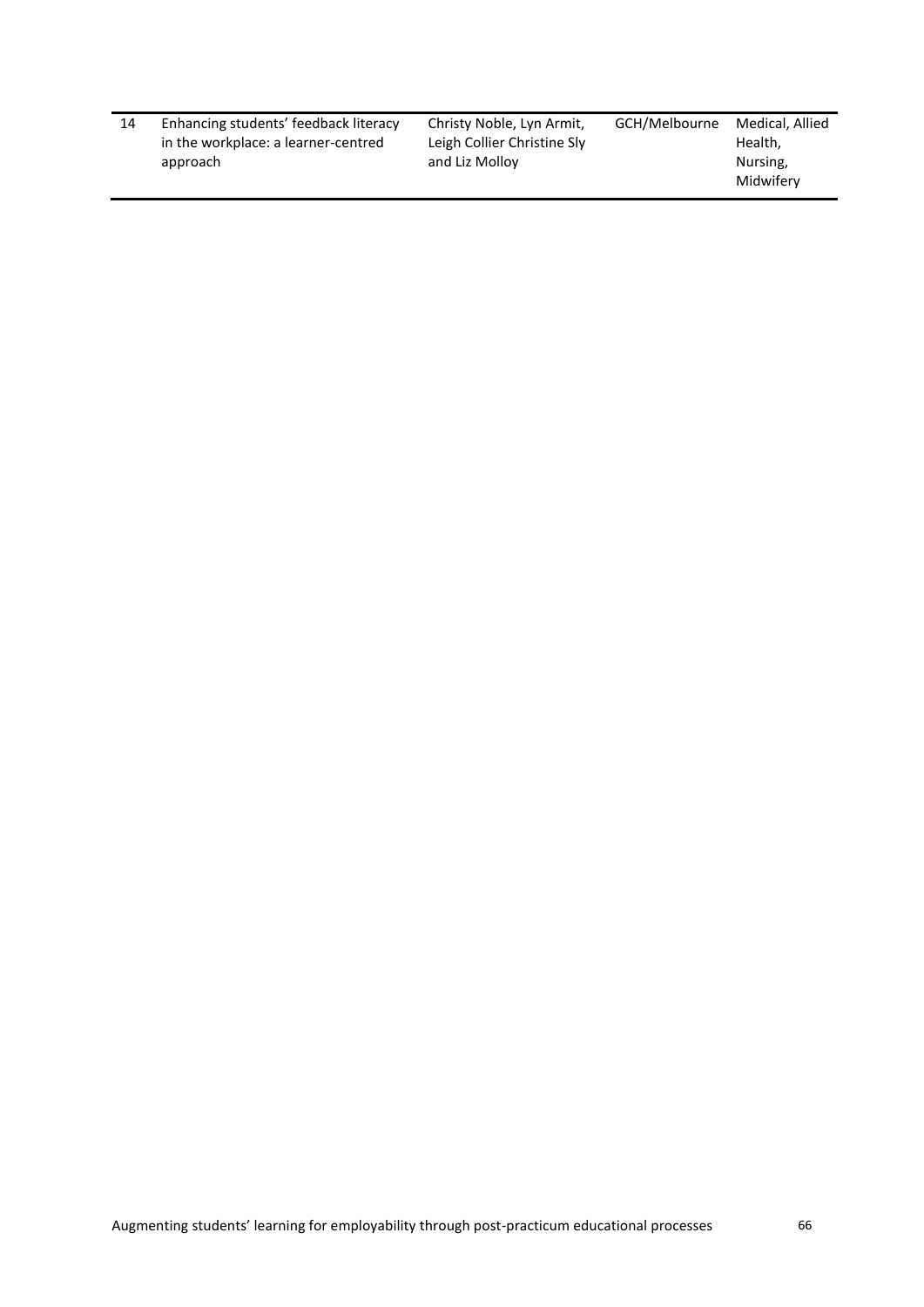| 14 | Enhancing students' feedback literacy in the workplace: a learner-centred approach | Christy Noble, Lyn Armit, Leigh Collier Christine Sly and Liz Molloy | GCH/Melbourne | Medical, Allied Health, Nursing, Midwifery |
|---|---|---|---|---|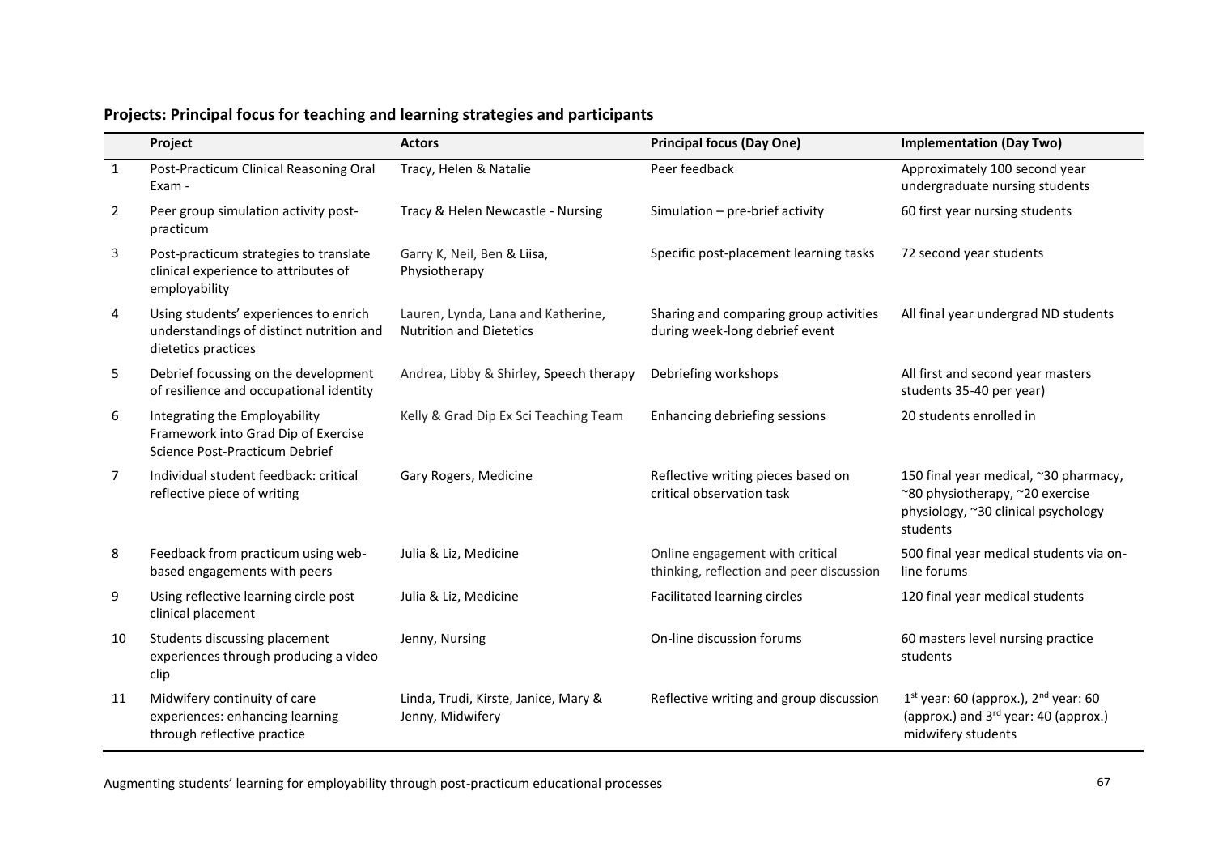## Projects: Principal focus for teaching and learning strategies and participants

| | Project | Actors | Principal focus (Day One) | Implementation (Day Two) |
|---|---|---|---|---|
| 1 | Post-Practicum Clinical Reasoning Oral Exam - | Tracy, Helen & Natalie | Peer feedback | Approximately 100 second year undergraduate nursing students |
| 2 | Peer group simulation activity post-practicum | Tracy & Helen Newcastle - Nursing | Simulation – pre-brief activity | 60 first year nursing students |
| 3 | Post-practicum strategies to translate clinical experience to attributes of employability | Garry K, Neil, Ben & Liisa, Physiotherapy | Specific post-placement learning tasks | 72 second year students |
| 4 | Using students' experiences to enrich understandings of distinct nutrition and dietetics practices | Lauren, Lynda, Lana and Katherine, Nutrition and Dietetics | Sharing and comparing group activities during week-long debrief event | All final year undergrad ND students |
| 5 | Debrief focussing on the development of resilience and occupational identity | Andrea, Libby & Shirley, Speech therapy | Debriefing workshops | All first and second year masters students 35-40 per year) |
| 6 | Integrating the Employability Framework into Grad Dip of Exercise Science Post-Practicum Debrief | Kelly & Grad Dip Ex Sci Teaching Team | Enhancing debriefing sessions | 20 students enrolled in |
| 7 | Individual student feedback: critical reflective piece of writing | Gary Rogers, Medicine | Reflective writing pieces based on critical observation task | 150 final year medical, ~30 pharmacy, ~80 physiotherapy, ~20 exercise physiology, ~30 clinical psychology students |
| 8 | Feedback from practicum using web-based engagements with peers | Julia & Liz, Medicine | Online engagement with critical thinking, reflection and peer discussion | 500 final year medical students via on-line forums |
| 9 | Using reflective learning circle post clinical placement | Julia & Liz, Medicine | Facilitated learning circles | 120 final year medical students |
| 10 | Students discussing placement experiences through producing a video clip | Jenny, Nursing | On-line discussion forums | 60 masters level nursing practice students |
| 11 | Midwifery continuity of care experiences: enhancing learning through reflective practice | Linda, Trudi, Kirste, Janice, Mary & Jenny, Midwifery | Reflective writing and group discussion | 1st year: 60 (approx.), 2nd year: 60 (approx.) and 3rd year: 40 (approx.) midwifery students |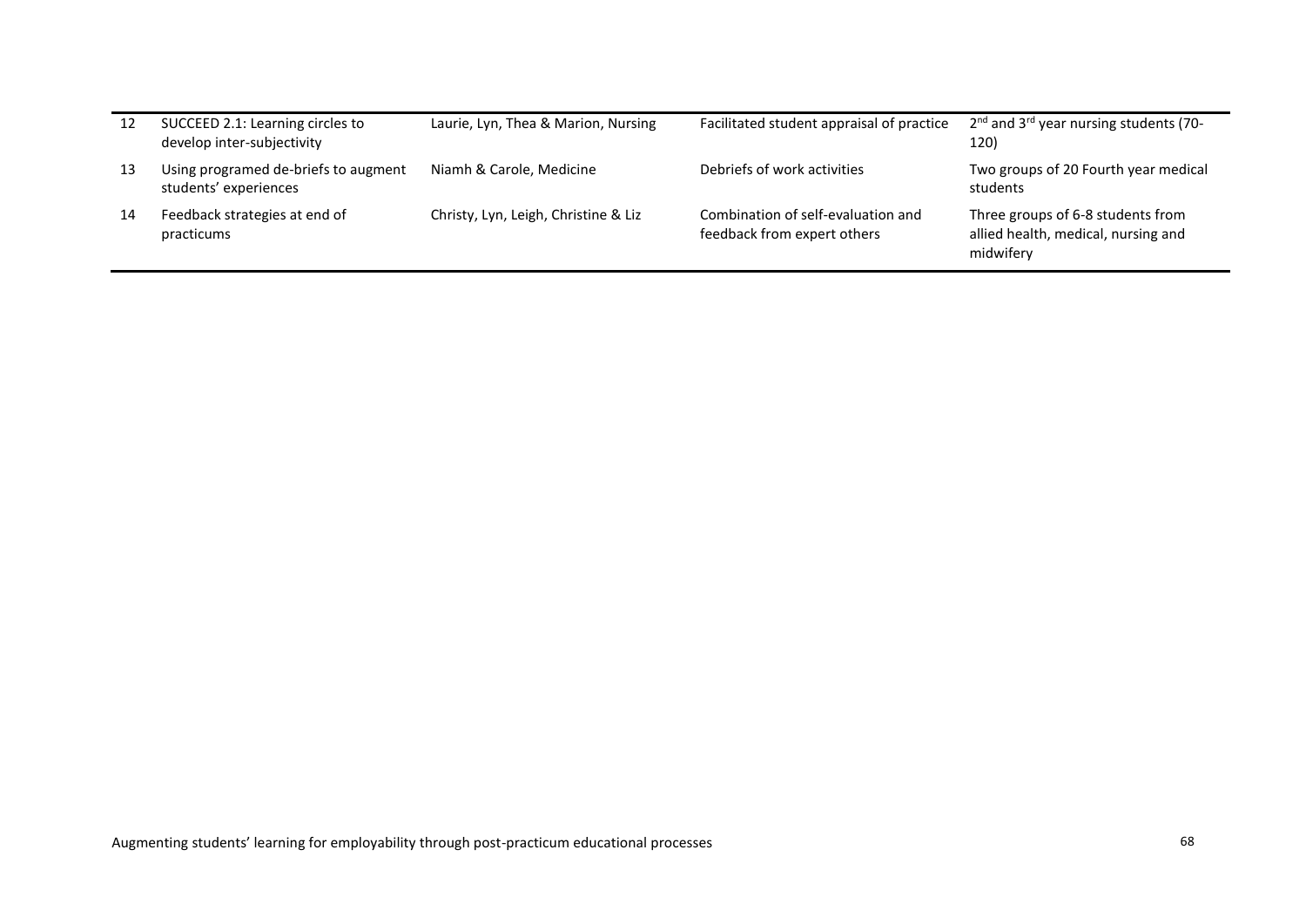| | | | | |
|---|---|---|---|---|
| 12 | SUCCEED 2.1: Learning circles to develop inter-subjectivity | Laurie, Lyn, Thea & Marion, Nursing | Facilitated student appraisal of practice | 2nd and 3rd year nursing students (70-120) |
| 13 | Using programed de-briefs to augment students' experiences | Niamh & Carole, Medicine | Debriefs of work activities | Two groups of 20 Fourth year medical students |
| 14 | Feedback strategies at end of practicums | Christy, Lyn, Leigh, Christine & Liz | Combination of self-evaluation and feedback from expert others | Three groups of 6-8 students from allied health, medical, nursing and midwifery |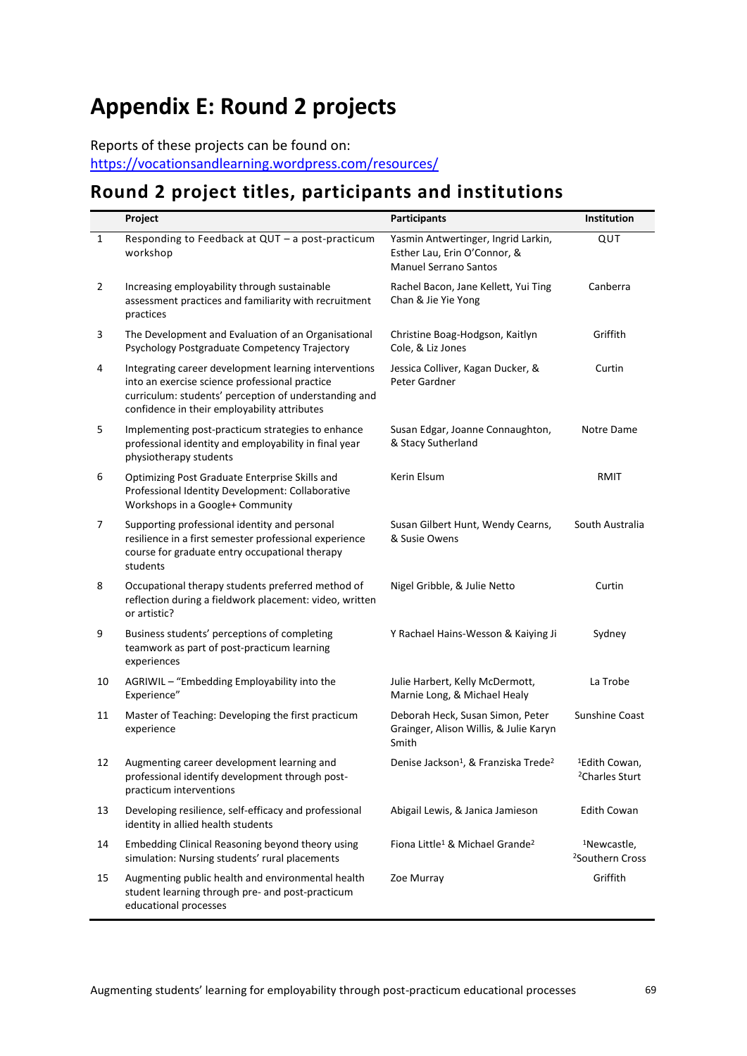# Appendix E: Round 2 projects

Reports of these projects can be found on:
https://vocationsandlearning.wordpress.com/resources/

## Round 2 project titles, participants and institutions

| | Project | Participants | Institution |
|---|---|---|---|
| 1 | Responding to Feedback at QUT – a post-practicum workshop | Yasmin Antwertinger, Ingrid Larkin, Esther Lau, Erin O'Connor, & Manuel Serrano Santos | QUT |
| 2 | Increasing employability through sustainable assessment practices and familiarity with recruitment practices | Rachel Bacon, Jane Kellett, Yui Ting Chan & Jie Yie Yong | Canberra |
| 3 | The Development and Evaluation of an Organisational Psychology Postgraduate Competency Trajectory | Christine Boag-Hodgson, Kaitlyn Cole, & Liz Jones | Griffith |
| 4 | Integrating career development learning interventions into an exercise science professional practice curriculum: students' perception of understanding and confidence in their employability attributes | Jessica Colliver, Kagan Ducker, & Peter Gardner | Curtin |
| 5 | Implementing post-practicum strategies to enhance professional identity and employability in final year physiotherapy students | Susan Edgar, Joanne Connaughton, & Stacy Sutherland | Notre Dame |
| 6 | Optimizing Post Graduate Enterprise Skills and Professional Identity Development: Collaborative Workshops in a Google+ Community | Kerin Elsum | RMIT |
| 7 | Supporting professional identity and personal resilience in a first semester professional experience course for graduate entry occupational therapy students | Susan Gilbert Hunt, Wendy Cearns, & Susie Owens | South Australia |
| 8 | Occupational therapy students preferred method of reflection during a fieldwork placement: video, written or artistic? | Nigel Gribble, & Julie Netto | Curtin |
| 9 | Business students' perceptions of completing teamwork as part of post-practicum learning experiences | Y Rachael Hains-Wesson & Kaiying Ji | Sydney |
| 10 | AGRIWIL – "Embedding Employability into the Experience" | Julie Harbert, Kelly McDermott, Marnie Long, & Michael Healy | La Trobe |
| 11 | Master of Teaching: Developing the first practicum experience | Deborah Heck, Susan Simon, Peter Grainger, Alison Willis, & Julie Karyn Smith | Sunshine Coast |
| 12 | Augmenting career development learning and professional identify development through post-practicum interventions | Denise Jackson[1], & Franziska Trede[2] | [1]Edith Cowan, [2]Charles Sturt |
| 13 | Developing resilience, self-efficacy and professional identity in allied health students | Abigail Lewis, & Janica Jamieson | Edith Cowan |
| 14 | Embedding Clinical Reasoning beyond theory using simulation: Nursing students' rural placements | Fiona Little[1] & Michael Grande[2] | [1]Newcastle, [2]Southern Cross |
| 15 | Augmenting public health and environmental health student learning through pre- and post-practicum educational processes | Zoe Murray | Griffith |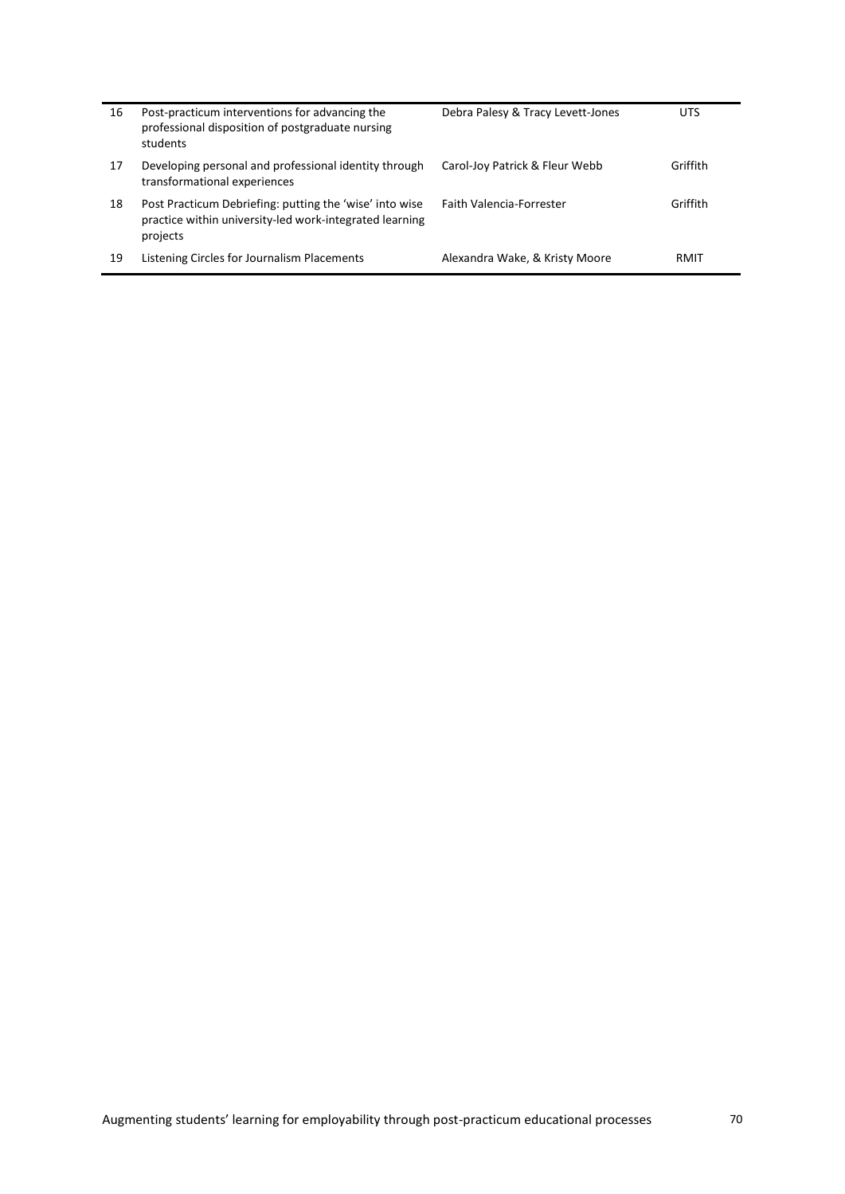| | | | |
|---|---|---|---|
| 16 | Post-practicum interventions for advancing the professional disposition of postgraduate nursing students | Debra Palesy & Tracy Levett-Jones | UTS |
| 17 | Developing personal and professional identity through transformational experiences | Carol-Joy Patrick & Fleur Webb | Griffith |
| 18 | Post Practicum Debriefing: putting the 'wise' into wise practice within university-led work-integrated learning projects | Faith Valencia-Forrester | Griffith |
| 19 | Listening Circles for Journalism Placements | Alexandra Wake, & Kristy Moore | RMIT |